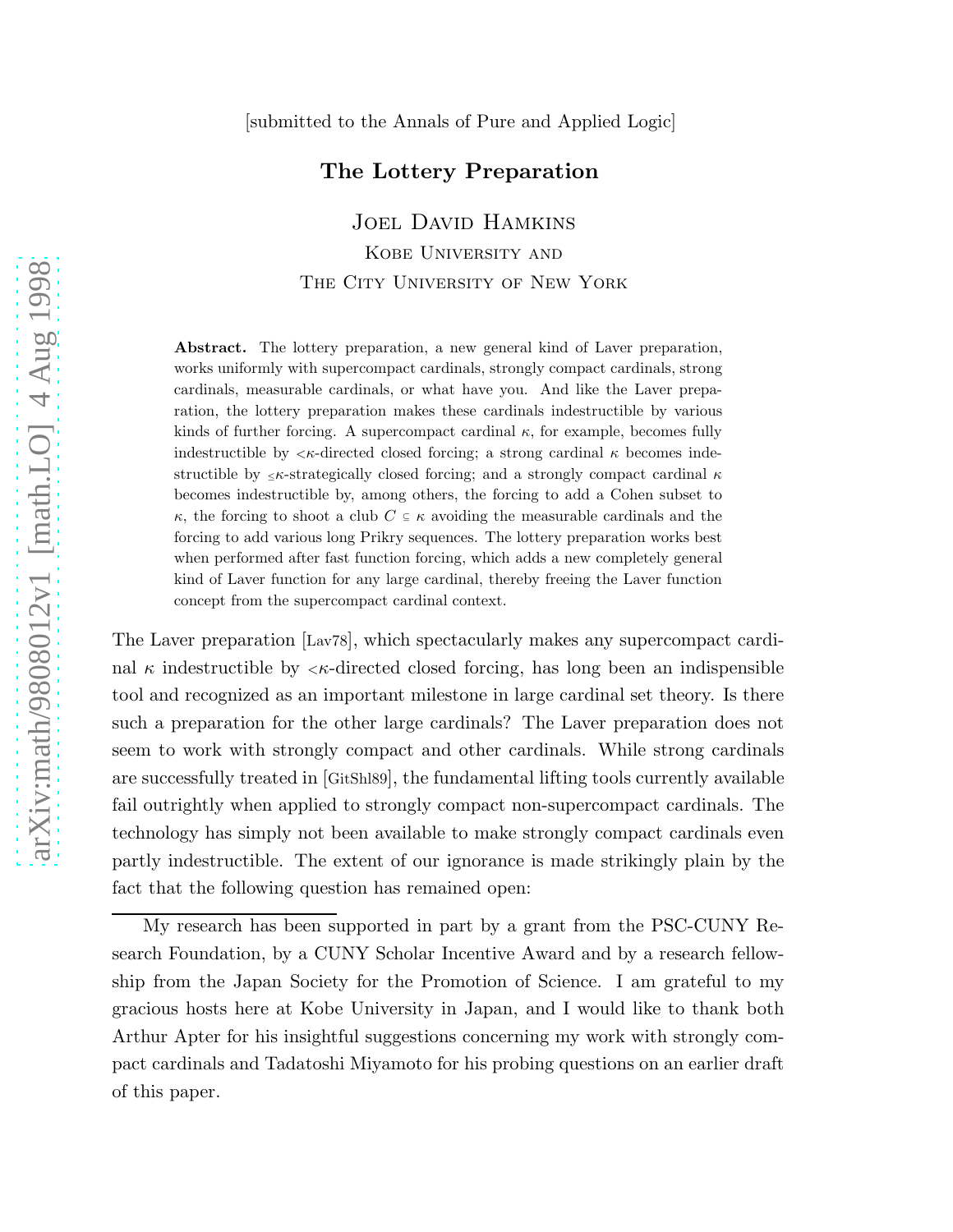[submitted to the Annals of Pure and Applied Logic]

# The Lottery Preparation

Joel David Hamkins  
Kobe University and  
The City University of New York

**Abstract.** The lottery preparation, a new general kind of Laver preparation, works uniformly with supercompact cardinals, strongly compact cardinals, strong cardinals, measurable cardinals, or what have you. And like the Laver preparation, the lottery preparation makes these cardinals indestructible by various kinds of further forcing. A supercompact cardinal $\kappa$, for example, becomes fully indestructible by ${<}\kappa$-directed closed forcing; a strong cardinal $\kappa$ becomes indestructible by ${\leq}\kappa$-strategically closed forcing; and a strongly compact cardinal $\kappa$ becomes indestructible by, among others, the forcing to add a Cohen subset to $\kappa$, the forcing to shoot a club $C \subseteq \kappa$ avoiding the measurable cardinals and the forcing to add various long Prikry sequences. The lottery preparation works best when performed after fast function forcing, which adds a new completely general kind of Laver function for any large cardinal, thereby freeing the Laver function concept from the supercompact cardinal context.

The Laver preparation [Lav78], which spectacularly makes any supercompact cardinal $\kappa$ indestructible by ${<}\kappa$-directed closed forcing, has long been an indispensible tool and recognized as an important milestone in large cardinal set theory. Is there such a preparation for the other large cardinals? The Laver preparation does not seem to work with strongly compact and other cardinals. While strong cardinals are successfully treated in [GitShl89], the fundamental lifting tools currently available fail outright when applied to strongly compact non-supercompact cardinals. The technology has simply not been available to make strongly compact cardinals even partly indestructible. The extent of our ignorance is made strikingly plain by the fact that the following question has remained open:

My research has been supported in part by a grant from the PSC-CUNY Research Foundation, by a CUNY Scholar Incentive Award and by a research fellowship from the Japan Society for the Promotion of Science. I am grateful to my gracious hosts here at Kobe University in Japan, and I would like to thank both Arthur Apter for his insightful suggestions concerning my work with strongly compact cardinals and Tadatoshi Miyamoto for his probing questions on an earlier draft of this paper.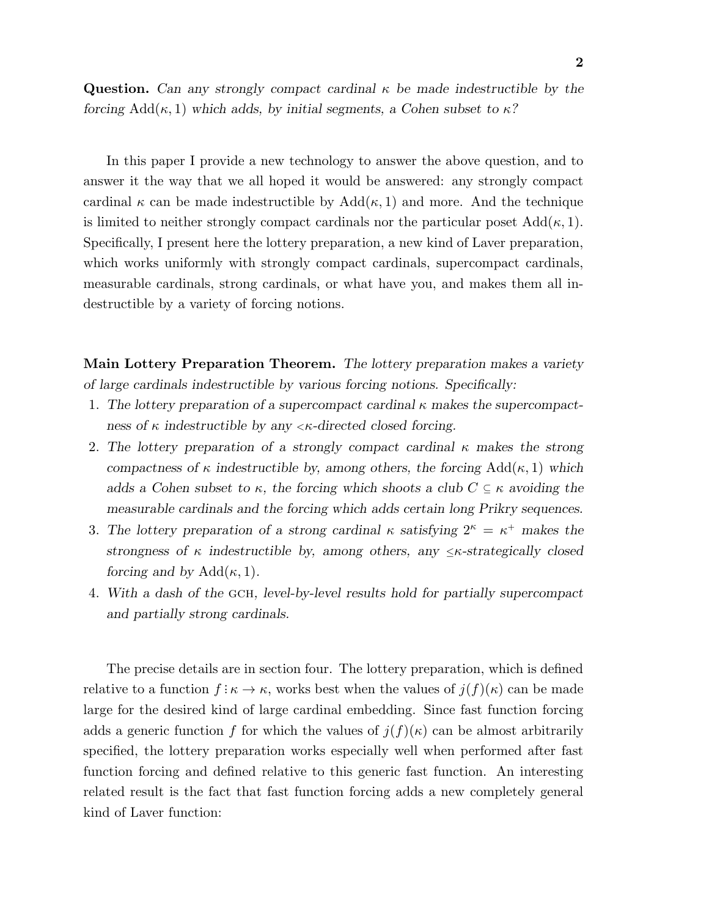**Question.** *Can any strongly compact cardinal $\kappa$ be made indestructible by the forcing $\mathrm{Add}(\kappa, 1)$ which adds, by initial segments, a Cohen subset to $\kappa$?*

In this paper I provide a new technology to answer the above question, and to answer it the way that we all hoped it would be answered: any strongly compact cardinal $\kappa$ can be made indestructible by $\mathrm{Add}(\kappa, 1)$ and more. And the technique is limited to neither strongly compact cardinals nor the particular poset $\mathrm{Add}(\kappa, 1)$. Specifically, I present here the lottery preparation, a new kind of Laver preparation, which works uniformly with strongly compact cardinals, supercompact cardinals, measurable cardinals, strong cardinals, or what have you, and makes them all indestructible by a variety of forcing notions.

**Main Lottery Preparation Theorem.** *The lottery preparation makes a variety of large cardinals indestructible by various forcing notions. Specifically:*

1. *The lottery preparation of a supercompact cardinal $\kappa$ makes the supercompactness of $\kappa$ indestructible by any $<\kappa$-directed closed forcing.*
2. *The lottery preparation of a strongly compact cardinal $\kappa$ makes the strong compactness of $\kappa$ indestructible by, among others, the forcing $\mathrm{Add}(\kappa, 1)$ which adds a Cohen subset to $\kappa$, the forcing which shoots a club $C \subseteq \kappa$ avoiding the measurable cardinals and the forcing which adds certain long Prikry sequences.*
3. *The lottery preparation of a strong cardinal $\kappa$ satisfying $2^\kappa = \kappa^+$ makes the strongness of $\kappa$ indestructible by, among others, any $\leq\kappa$-strategically closed forcing and by $\mathrm{Add}(\kappa, 1)$.*
4. *With a dash of the* GCH*, level-by-level results hold for partially supercompact and partially strong cardinals.*

The precise details are in section four. The lottery preparation, which is defined relative to a function $f : \kappa \to \kappa$, works best when the values of $j(f)(\kappa)$ can be made large for the desired kind of large cardinal embedding. Since fast function forcing adds a generic function $f$ for which the values of $j(f)(\kappa)$ can be almost arbitrarily specified, the lottery preparation works especially well when performed after fast function forcing and defined relative to this generic fast function. An interesting related result is the fact that fast function forcing adds a new completely general kind of Laver function: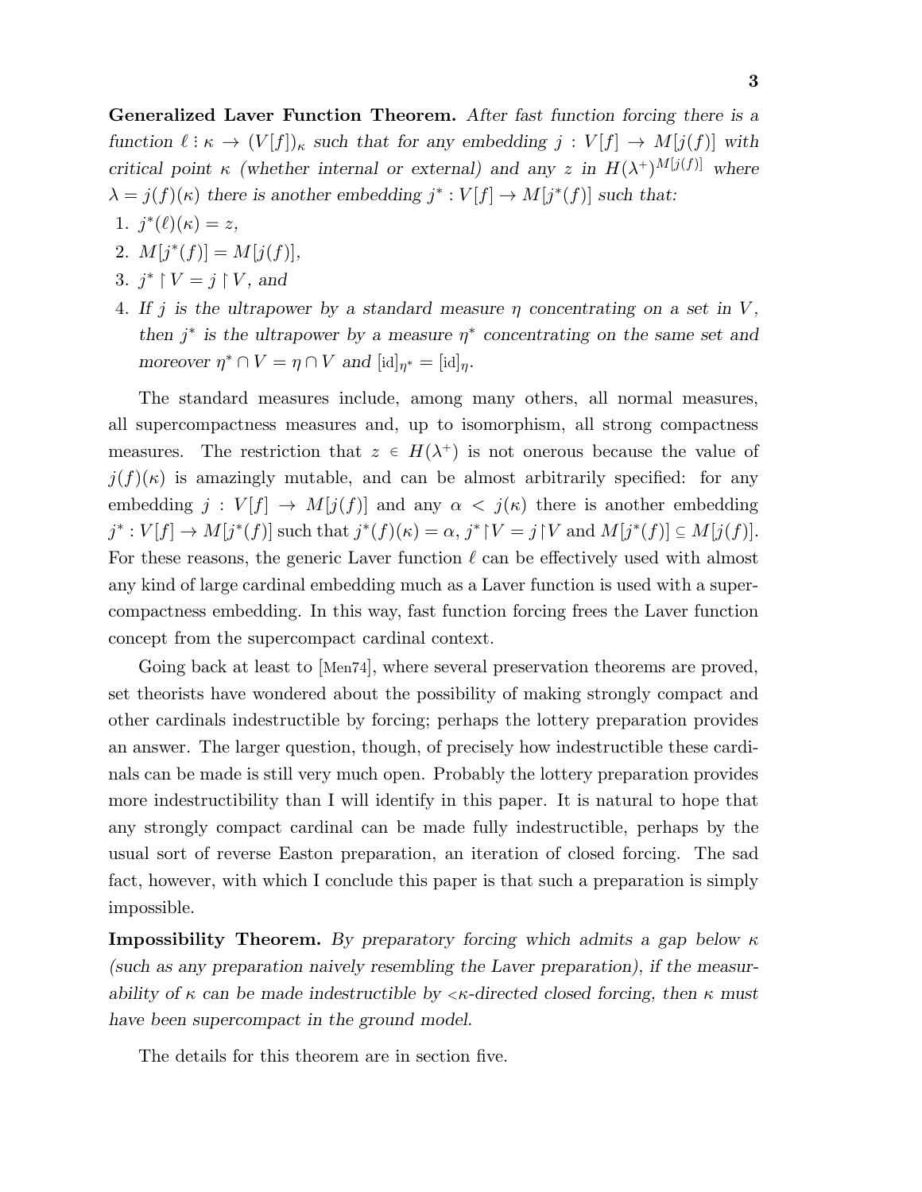**Generalized Laver Function Theorem.** *After fast function forcing there is a function $\ell : \kappa \to (V[f])_\kappa$ such that for any embedding $j : V[f] \to M[j(f)]$ with critical point $\kappa$ (whether internal or external) and any $z$ in $H(\lambda^+)^{M[j(f)]}$ where $\lambda = j(f)(\kappa)$ there is another embedding $j^* : V[f] \to M[j^*(f)]$ such that:*

1. *$j^*(\ell)(\kappa) = z$,*
2. *$M[j^*(f)] = M[j(f)]$,*
3. *$j^* \restriction V = j \restriction V$, and*
4. *If $j$ is the ultrapower by a standard measure $\eta$ concentrating on a set in $V$, then $j^*$ is the ultrapower by a measure $\eta^*$ concentrating on the same set and moreover $\eta^* \cap V = \eta \cap V$ and $[\mathrm{id}]_{\eta^*} = [\mathrm{id}]_\eta$.*

The standard measures include, among many others, all normal measures, all supercompactness measures and, up to isomorphism, all strong compactness measures. The restriction that $z \in H(\lambda^+)$ is not onerous because the value of $j(f)(\kappa)$ is amazingly mutable, and can be almost arbitrarily specified: for any embedding $j : V[f] \to M[j(f)]$ and any $\alpha < j(\kappa)$ there is another embedding $j^* : V[f] \to M[j^*(f)]$ such that $j^*(f)(\kappa) = \alpha$, $j^* \restriction V = j \restriction V$ and $M[j^*(f)] \subseteq M[j(f)]$. For these reasons, the generic Laver function $\ell$ can be effectively used with almost any kind of large cardinal embedding much as a Laver function is used with a supercompactness embedding. In this way, fast function forcing frees the Laver function concept from the supercompact cardinal context.

Going back at least to [Men74], where several preservation theorems are proved, set theorists have wondered about the possibility of making strongly compact and other cardinals indestructible by forcing; perhaps the lottery preparation provides an answer. The larger question, though, of precisely how indestructible these cardinals can be made is still very much open. Probably the lottery preparation provides more indestructibility than I will identify in this paper. It is natural to hope that any strongly compact cardinal can be made fully indestructible, perhaps by the usual sort of reverse Easton preparation, an iteration of closed forcing. The sad fact, however, with which I conclude this paper is that such a preparation is simply impossible.

**Impossibility Theorem.** *By preparatory forcing which admits a gap below $\kappa$ (such as any preparation naively resembling the Laver preparation), if the measurability of $\kappa$ can be made indestructible by $<\kappa$-directed closed forcing, then $\kappa$ must have been supercompact in the ground model.*

The details for this theorem are in section five.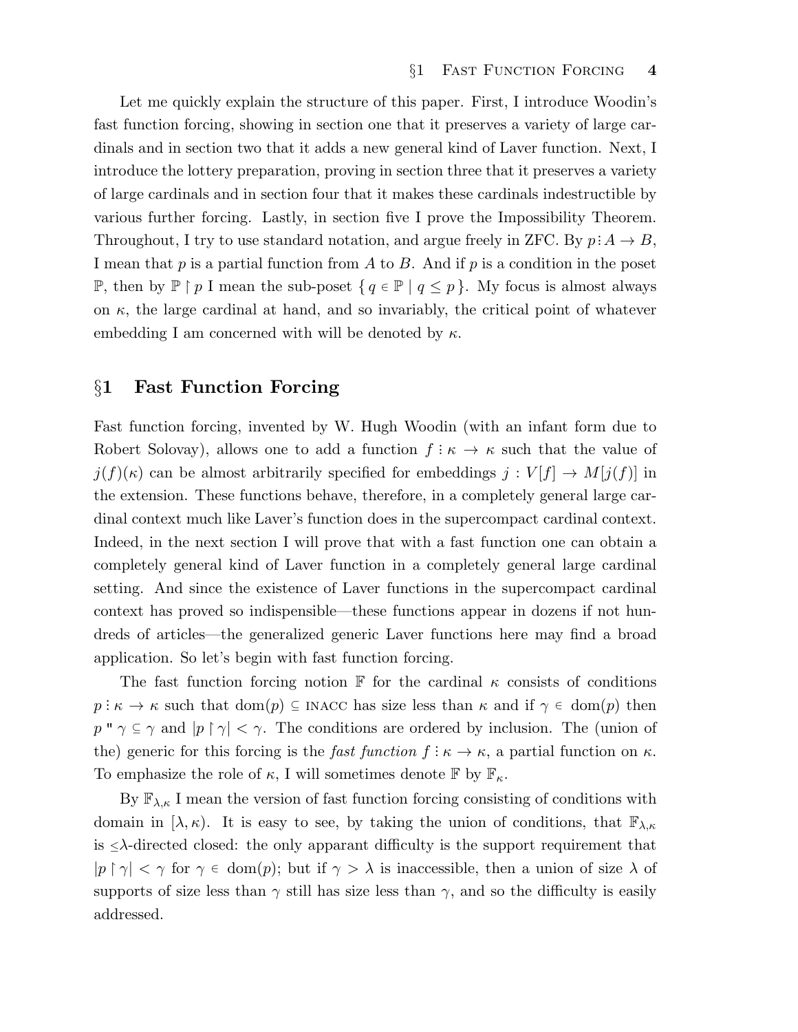Let me quickly explain the structure of this paper. First, I introduce Woodin's fast function forcing, showing in section one that it preserves a variety of large cardinals and in section two that it adds a new general kind of Laver function. Next, I introduce the lottery preparation, proving in section three that it preserves a variety of large cardinals and in section four that it makes these cardinals indestructible by various further forcing. Lastly, in section five I prove the Impossibility Theorem. Throughout, I try to use standard notation, and argue freely in ZFC. By $p \colon A \to B$, I mean that $p$ is a partial function from $A$ to $B$. And if $p$ is a condition in the poset $\mathbb{P}$, then by $\mathbb{P} \upharpoonright p$ I mean the sub-poset $\{\, q \in \mathbb{P} \mid q \leq p \,\}$. My focus is almost always on $\kappa$, the large cardinal at hand, and so invariably, the critical point of whatever embedding I am concerned with will be denoted by $\kappa$.

## §1 Fast Function Forcing

Fast function forcing, invented by W. Hugh Woodin (with an infant form due to Robert Solovay), allows one to add a function $f \colon \kappa \to \kappa$ such that the value of $j(f)(\kappa)$ can be almost arbitrarily specified for embeddings $j : V[f] \to M[j(f)]$ in the extension. These functions behave, therefore, in a completely general large cardinal context much like Laver's function does in the supercompact cardinal context. Indeed, in the next section I will prove that with a fast function one can obtain a completely general kind of Laver function in a completely general large cardinal setting. And since the existence of Laver functions in the supercompact cardinal context has proved so indispensible—these functions appear in dozens if not hundreds of articles—the generalized generic Laver functions here may find a broad application. So let's begin with fast function forcing.

The fast function forcing notion $\mathbb{F}$ for the cardinal $\kappa$ consists of conditions $p \colon \kappa \to \kappa$ such that $\mathrm{dom}(p) \subseteq \textsc{inacc}$ has size less than $\kappa$ and if $\gamma \in \mathrm{dom}(p)$ then $p\,``\,\gamma \subseteq \gamma$ and $|p \upharpoonright \gamma| < \gamma$. The conditions are ordered by inclusion. The (union of the) generic for this forcing is the *fast function* $f \colon \kappa \to \kappa$, a partial function on $\kappa$. To emphasize the role of $\kappa$, I will sometimes denote $\mathbb{F}$ by $\mathbb{F}_\kappa$.

By $\mathbb{F}_{\lambda,\kappa}$ I mean the version of fast function forcing consisting of conditions with domain in $[\lambda, \kappa)$. It is easy to see, by taking the union of conditions, that $\mathbb{F}_{\lambda,\kappa}$ is $\leq\!\lambda$-directed closed: the only apparant difficulty is the support requirement that $|p \upharpoonright \gamma| < \gamma$ for $\gamma \in \mathrm{dom}(p)$; but if $\gamma > \lambda$ is inaccessible, then a union of size $\lambda$ of supports of size less than $\gamma$ still has size less than $\gamma$, and so the difficulty is easily addressed.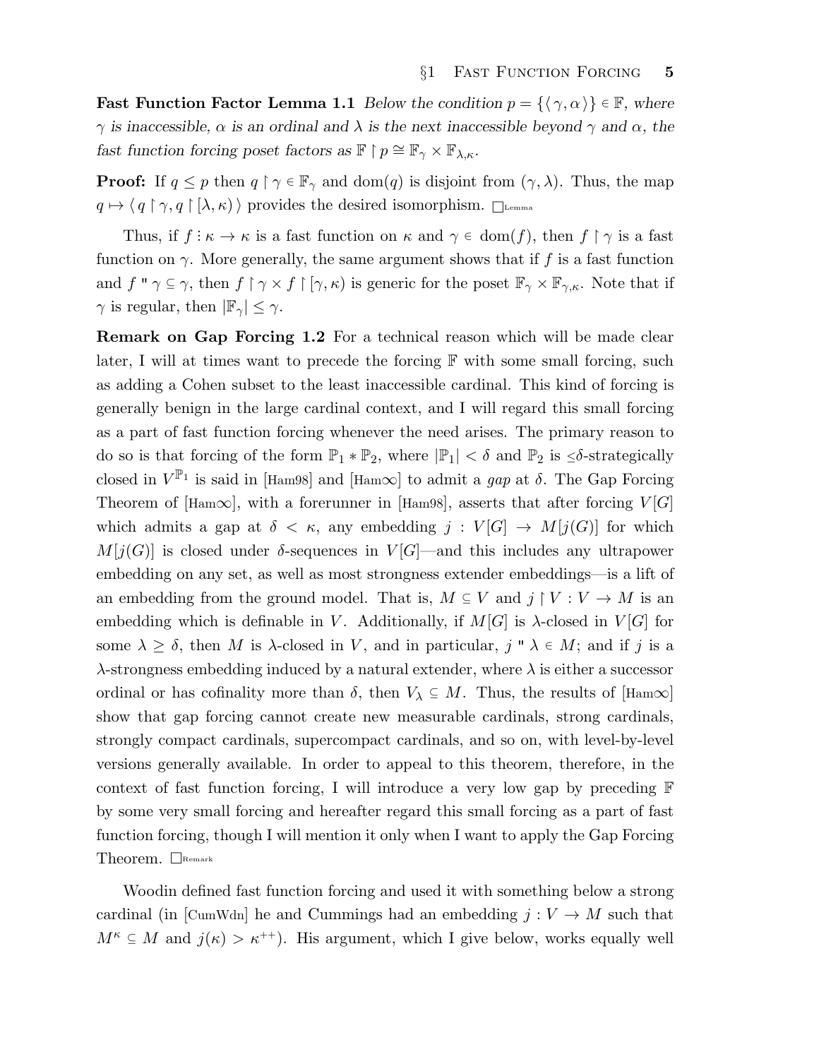**Fast Function Factor Lemma 1.1** *Below the condition $p = \{\langle \gamma, \alpha \rangle\} \in \mathbb{F}$, where $\gamma$ is inaccessible, $\alpha$ is an ordinal and $\lambda$ is the next inaccessible beyond $\gamma$ and $\alpha$, the fast function forcing poset factors as $\mathbb{F} \restriction p \cong \mathbb{F}_\gamma \times \mathbb{F}_{\lambda,\kappa}$.*

**Proof:** If $q \leq p$ then $q \restriction \gamma \in \mathbb{F}_\gamma$ and $\mathrm{dom}(q)$ is disjoint from $(\gamma, \lambda)$. Thus, the map $q \mapsto \langle q \restriction \gamma, q \restriction [\lambda, \kappa) \rangle$ provides the desired isomorphism. $\square_{\text{Lemma}}$

Thus, if $f : \kappa \to \kappa$ is a fast function on $\kappa$ and $\gamma \in \mathrm{dom}(f)$, then $f \restriction \gamma$ is a fast function on $\gamma$. More generally, the same argument shows that if $f$ is a fast function and $f \,``\, \gamma \subseteq \gamma$, then $f \restriction \gamma \times f \restriction [\gamma, \kappa)$ is generic for the poset $\mathbb{F}_\gamma \times \mathbb{F}_{\gamma,\kappa}$. Note that if $\gamma$ is regular, then $|\mathbb{F}_\gamma| \leq \gamma$.

**Remark on Gap Forcing 1.2** For a technical reason which will be made clear later, I will at times want to precede the forcing $\mathbb{F}$ with some small forcing, such as adding a Cohen subset to the least inaccessible cardinal. This kind of forcing is generally benign in the large cardinal context, and I will regard this small forcing as a part of fast function forcing whenever the need arises. The primary reason to do so is that forcing of the form $\mathbb{P}_1 * \mathbb{P}_2$, where $|\mathbb{P}_1| < \delta$ and $\mathbb{P}_2$ is $\leq\delta$-strategically closed in $V^{\mathbb{P}_1}$ is said in [Ham98] and [Ham∞] to admit a *gap* at $\delta$. The Gap Forcing Theorem of [Ham∞], with a forerunner in [Ham98], asserts that after forcing $V[G]$ which admits a gap at $\delta < \kappa$, any embedding $j : V[G] \to M[j(G)]$ for which $M[j(G)]$ is closed under $\delta$-sequences in $V[G]$—and this includes any ultrapower embedding on any set, as well as most strongness extender embeddings—is a lift of an embedding from the ground model. That is, $M \subseteq V$ and $j \restriction V : V \to M$ is an embedding which is definable in $V$. Additionally, if $M[G]$ is $\lambda$-closed in $V[G]$ for some $\lambda \geq \delta$, then $M$ is $\lambda$-closed in $V$, and in particular, $j \,``\, \lambda \in M$; and if $j$ is a $\lambda$-strongness embedding induced by a natural extender, where $\lambda$ is either a successor ordinal or has cofinality more than $\delta$, then $V_\lambda \subseteq M$. Thus, the results of [Ham∞] show that gap forcing cannot create new measurable cardinals, strong cardinals, strongly compact cardinals, supercompact cardinals, and so on, with level-by-level versions generally available. In order to appeal to this theorem, therefore, in the context of fast function forcing, I will introduce a very low gap by preceding $\mathbb{F}$ by some very small forcing and hereafter regard this small forcing as a part of fast function forcing, though I will mention it only when I want to apply the Gap Forcing Theorem. $\square_{\text{Remark}}$

Woodin defined fast function forcing and used it with something below a strong cardinal (in [CumWdn] he and Cummings had an embedding $j : V \to M$ such that $M^\kappa \subseteq M$ and $j(\kappa) > \kappa^{++}$). His argument, which I give below, works equally well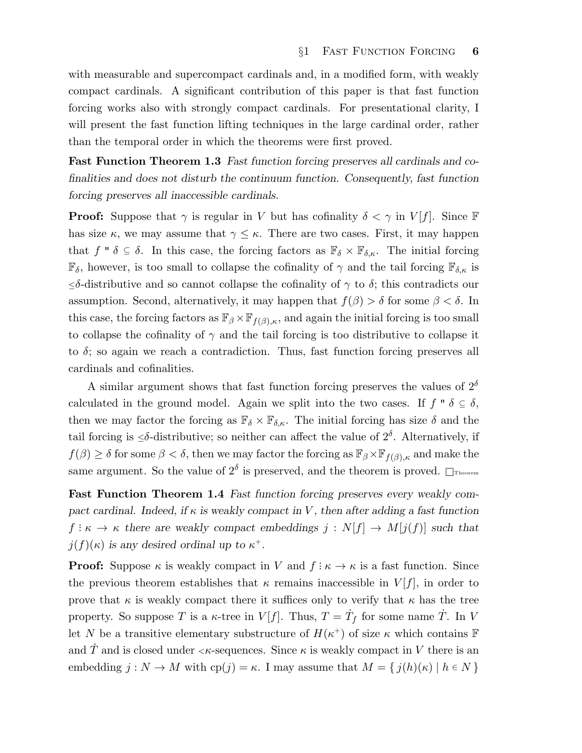with measurable and supercompact cardinals and, in a modified form, with weakly compact cardinals. A significant contribution of this paper is that fast function forcing works also with strongly compact cardinals. For presentational clarity, I will present the fast function lifting techniques in the large cardinal order, rather than the temporal order in which the theorems were first proved.

**Fast Function Theorem 1.3** *Fast function forcing preserves all cardinals and cofinalities and does not disturb the continuum function. Consequently, fast function forcing preserves all inaccessible cardinals.*

**Proof:** Suppose that $\gamma$ is regular in $V$ but has cofinality $\delta < \gamma$ in $V[f]$. Since $\mathbb{F}$ has size $\kappa$, we may assume that $\gamma \leq \kappa$. There are two cases. First, it may happen that $f\,"\,\delta \subseteq \delta$. In this case, the forcing factors as $\mathbb{F}_\delta \times \mathbb{F}_{\delta,\kappa}$. The initial forcing $\mathbb{F}_\delta$, however, is too small to collapse the cofinality of $\gamma$ and the tail forcing $\mathbb{F}_{\delta,\kappa}$ is $\leq\!\delta$-distributive and so cannot collapse the cofinality of $\gamma$ to $\delta$; this contradicts our assumption. Second, alternatively, it may happen that $f(\beta) > \delta$ for some $\beta < \delta$. In this case, the forcing factors as $\mathbb{F}_\beta \times \mathbb{F}_{f(\beta),\kappa}$, and again the initial forcing is too small to collapse the cofinality of $\gamma$ and the tail forcing is too distributive to collapse it to $\delta$; so again we reach a contradiction. Thus, fast function forcing preserves all cardinals and cofinalities.

A similar argument shows that fast function forcing preserves the values of $2^\delta$ calculated in the ground model. Again we split into the two cases. If $f\,"\,\delta \subseteq \delta$, then we may factor the forcing as $\mathbb{F}_\delta \times \mathbb{F}_{\delta,\kappa}$. The initial forcing has size $\delta$ and the tail forcing is $\leq\!\delta$-distributive; so neither can affect the value of $2^\delta$. Alternatively, if $f(\beta) \geq \delta$ for some $\beta < \delta$, then we may factor the forcing as $\mathbb{F}_\beta \times \mathbb{F}_{f(\beta),\kappa}$ and make the same argument. So the value of $2^\delta$ is preserved, and the theorem is proved. $\Box_{\text{Theorem}}$

**Fast Function Theorem 1.4** *Fast function forcing preserves every weakly compact cardinal. Indeed, if $\kappa$ is weakly compact in $V$, then after adding a fast function $f : \kappa \to \kappa$ there are weakly compact embeddings $j : N[f] \to M[j(f)]$ such that $j(f)(\kappa)$ is any desired ordinal up to $\kappa^+$.*

**Proof:** Suppose $\kappa$ is weakly compact in $V$ and $f : \kappa \to \kappa$ is a fast function. Since the previous theorem establishes that $\kappa$ remains inaccessible in $V[f]$, in order to prove that $\kappa$ is weakly compact there it suffices only to verify that $\kappa$ has the tree property. So suppose $T$ is a $\kappa$-tree in $V[f]$. Thus, $T = \dot{T}_f$ for some name $\dot{T}$. In $V$ let $N$ be a transitive elementary substructure of $H(\kappa^+)$ of size $\kappa$ which contains $\mathbb{F}$ and $\dot{T}$ and is closed under $<\!\kappa$-sequences. Since $\kappa$ is weakly compact in $V$ there is an embedding $j : N \to M$ with $\mathrm{cp}(j) = \kappa$. I may assume that $M = \{\, j(h)(\kappa) \mid h \in N \,\}$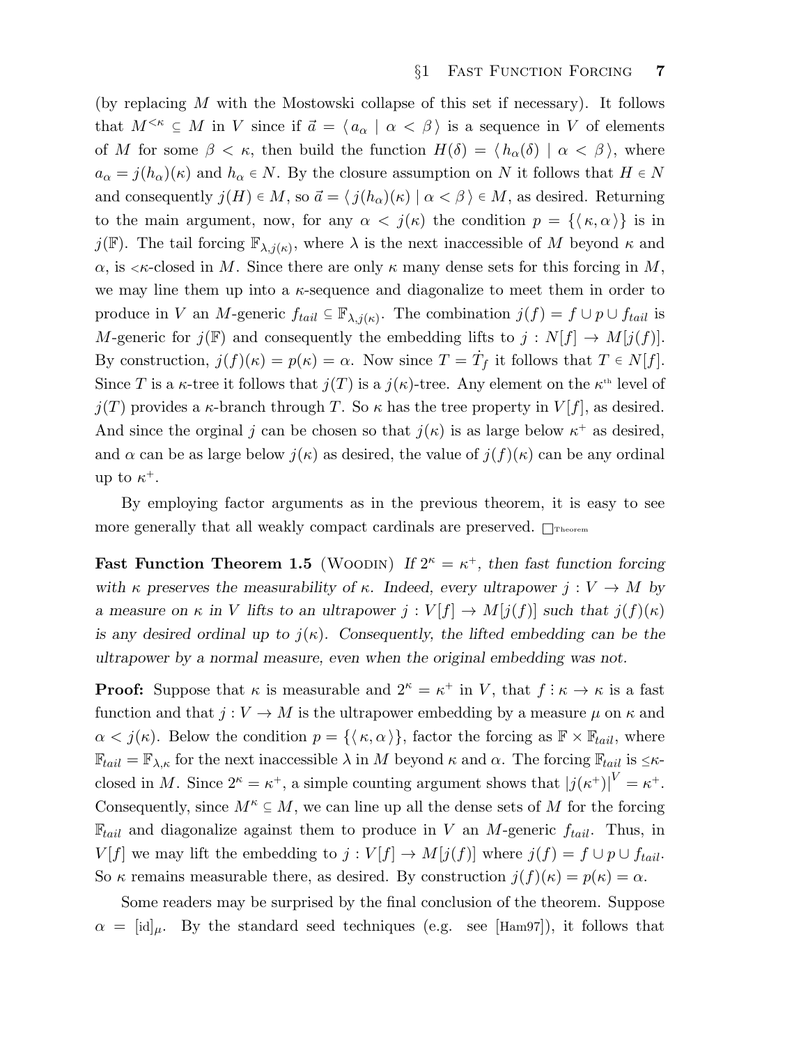(by replacing $M$ with the Mostowski collapse of this set if necessary). It follows that $M^{<\kappa} \subseteq M$ in $V$ since if $\vec{a} = \langle a_\alpha \mid \alpha < \beta \rangle$ is a sequence in $V$ of elements of $M$ for some $\beta < \kappa$, then build the function $H(\delta) = \langle h_\alpha(\delta) \mid \alpha < \beta \rangle$, where $a_\alpha = j(h_\alpha)(\kappa)$ and $h_\alpha \in N$. By the closure assumption on $N$ it follows that $H \in N$ and consequently $j(H) \in M$, so $\vec{a} = \langle j(h_\alpha)(\kappa) \mid \alpha < \beta \rangle \in M$, as desired. Returning to the main argument, now, for any $\alpha < j(\kappa)$ the condition $p = \{\langle \kappa, \alpha \rangle\}$ is in $j(\mathbb{F})$. The tail forcing $\mathbb{F}_{\lambda, j(\kappa)}$, where $\lambda$ is the next inaccessible of $M$ beyond $\kappa$ and $\alpha$, is $<\kappa$-closed in $M$. Since there are only $\kappa$ many dense sets for this forcing in $M$, we may line them up into a $\kappa$-sequence and diagonalize to meet them in order to produce in $V$ an $M$-generic $f_{tail} \subseteq \mathbb{F}_{\lambda, j(\kappa)}$. The combination $j(f) = f \cup p \cup f_{tail}$ is $M$-generic for $j(\mathbb{F})$ and consequently the embedding lifts to $j : N[f] \to M[j(f)]$. By construction, $j(f)(\kappa) = p(\kappa) = \alpha$. Now since $T = \dot{T}_f$ it follows that $T \in N[f]$. Since $T$ is a $\kappa$-tree it follows that $j(T)$ is a $j(\kappa)$-tree. Any element on the $\kappa^{\text{th}}$ level of $j(T)$ provides a $\kappa$-branch through $T$. So $\kappa$ has the tree property in $V[f]$, as desired. And since the orginal $j$ can be chosen so that $j(\kappa)$ is as large below $\kappa^+$ as desired, and $\alpha$ can be as large below $j(\kappa)$ as desired, the value of $j(f)(\kappa)$ can be any ordinal up to $\kappa^+$.

By employing factor arguments as in the previous theorem, it is easy to see more generally that all weakly compact cardinals are preserved. $\square_{\text{Theorem}}$

**Fast Function Theorem 1.5** (Woodin) *If $2^\kappa = \kappa^+$, then fast function forcing with $\kappa$ preserves the measurability of $\kappa$. Indeed, every ultrapower $j : V \to M$ by a measure on $\kappa$ in $V$ lifts to an ultrapower $j : V[f] \to M[j(f)]$ such that $j(f)(\kappa)$ is any desired ordinal up to $j(\kappa)$. Consequently, the lifted embedding can be the ultrapower by a normal measure, even when the original embedding was not.*

**Proof:** Suppose that $\kappa$ is measurable and $2^\kappa = \kappa^+$ in $V$, that $f \colon \kappa \to \kappa$ is a fast function and that $j : V \to M$ is the ultrapower embedding by a measure $\mu$ on $\kappa$ and $\alpha < j(\kappa)$. Below the condition $p = \{\langle \kappa, \alpha \rangle\}$, factor the forcing as $\mathbb{F} \times \mathbb{F}_{tail}$, where $\mathbb{F}_{tail} = \mathbb{F}_{\lambda, \kappa}$ for the next inaccessible $\lambda$ in $M$ beyond $\kappa$ and $\alpha$. The forcing $\mathbb{F}_{tail}$ is $\leq\kappa$-closed in $M$. Since $2^\kappa = \kappa^+$, a simple counting argument shows that $|j(\kappa^+)|^V = \kappa^+$. Consequently, since $M^\kappa \subseteq M$, we can line up all the dense sets of $M$ for the forcing $\mathbb{F}_{tail}$ and diagonalize against them to produce in $V$ an $M$-generic $f_{tail}$. Thus, in $V[f]$ we may lift the embedding to $j : V[f] \to M[j(f)]$ where $j(f) = f \cup p \cup f_{tail}$. So $\kappa$ remains measurable there, as desired. By construction $j(f)(\kappa) = p(\kappa) = \alpha$.

Some readers may be surprised by the final conclusion of the theorem. Suppose $\alpha = [\text{id}]_\mu$. By the standard seed techniques (e.g. see [Ham97]), it follows that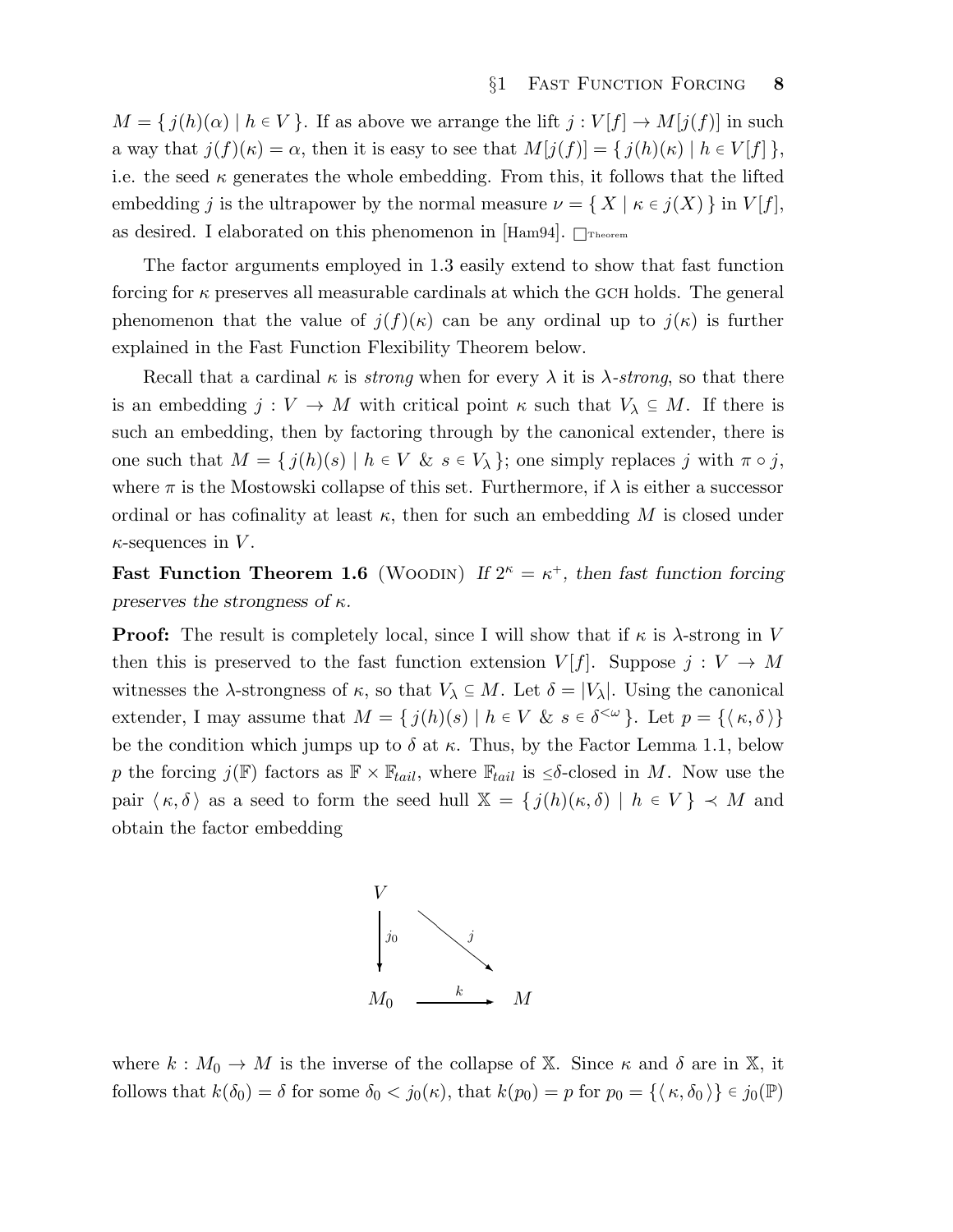$M = \{\, j(h)(\alpha) \mid h \in V \,\}$. If as above we arrange the lift $j : V[f] \to M[j(f)]$ in such a way that $j(f)(\kappa) = \alpha$, then it is easy to see that $M[j(f)] = \{\, j(h)(\kappa) \mid h \in V[f] \,\}$, i.e. the seed $\kappa$ generates the whole embedding. From this, it follows that the lifted embedding $j$ is the ultrapower by the normal measure $\nu = \{\, X \mid \kappa \in j(X) \,\}$ in $V[f]$, as desired. I elaborated on this phenomenon in [Ham94]. $\square_{\text{Theorem}}$

The factor arguments employed in 1.3 easily extend to show that fast function forcing for $\kappa$ preserves all measurable cardinals at which the GCH holds. The general phenomenon that the value of $j(f)(\kappa)$ can be any ordinal up to $j(\kappa)$ is further explained in the Fast Function Flexibility Theorem below.

Recall that a cardinal $\kappa$ is *strong* when for every $\lambda$ it is $\lambda$*-strong*, so that there is an embedding $j : V \to M$ with critical point $\kappa$ such that $V_\lambda \subseteq M$. If there is such an embedding, then by factoring through by the canonical extender, there is one such that $M = \{\, j(h)(s) \mid h \in V \ \&\ s \in V_\lambda \,\}$; one simply replaces $j$ with $\pi \circ j$, where $\pi$ is the Mostowski collapse of this set. Furthermore, if $\lambda$ is either a successor ordinal or has cofinality at least $\kappa$, then for such an embedding $M$ is closed under $\kappa$-sequences in $V$.

**Fast Function Theorem 1.6** (Woodin) *If $2^\kappa = \kappa^+$, then fast function forcing preserves the strongness of $\kappa$.*

**Proof:** The result is completely local, since I will show that if $\kappa$ is $\lambda$-strong in $V$ then this is preserved to the fast function extension $V[f]$. Suppose $j : V \to M$ witnesses the $\lambda$-strongness of $\kappa$, so that $V_\lambda \subseteq M$. Let $\delta = |V_\lambda|$. Using the canonical extender, I may assume that $M = \{\, j(h)(s) \mid h \in V \ \&\ s \in \delta^{<\omega} \,\}$. Let $p = \{\langle \kappa, \delta \rangle\}$ be the condition which jumps up to $\delta$ at $\kappa$. Thus, by the Factor Lemma 1.1, below $p$ the forcing $j(\mathbb{F})$ factors as $\mathbb{F} \times \mathbb{F}_{tail}$, where $\mathbb{F}_{tail}$ is $\leq\delta$-closed in $M$. Now use the pair $\langle \kappa, \delta \rangle$ as a seed to form the seed hull $\mathbb{X} = \{\, j(h)(\kappa, \delta) \mid h \in V \,\} \prec M$ and obtain the factor embedding

$$
\begin{array}{ccc}
V & & \\
\downarrow{\scriptstyle j_0} & \searrow{\scriptstyle j} & \\
M_0 & \xrightarrow{\ k\ } & M
\end{array}
$$

where $k : M_0 \to M$ is the inverse of the collapse of $\mathbb{X}$. Since $\kappa$ and $\delta$ are in $\mathbb{X}$, it follows that $k(\delta_0) = \delta$ for some $\delta_0 < j_0(\kappa)$, that $k(p_0) = p$ for $p_0 = \{\langle \kappa, \delta_0 \rangle\} \in j_0(\mathbb{P})$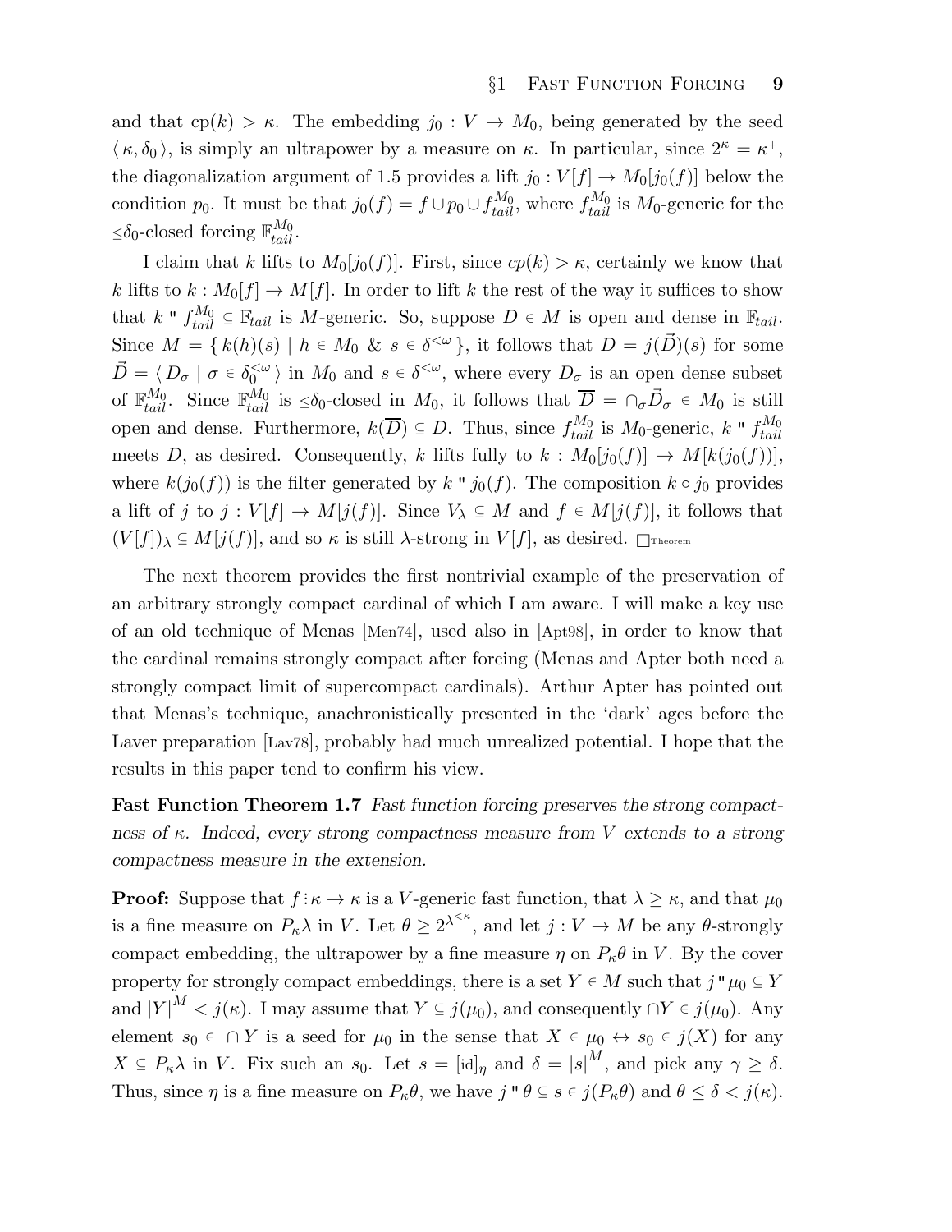and that $\mathrm{cp}(k) > \kappa$. The embedding $j_0 : V \to M_0$, being generated by the seed $\langle\, \kappa, \delta_0 \,\rangle$, is simply an ultrapower by a measure on $\kappa$. In particular, since $2^\kappa = \kappa^+$, the diagonalization argument of 1.5 provides a lift $j_0 : V[f] \to M_0[j_0(f)]$ below the condition $p_0$. It must be that $j_0(f) = f \cup p_0 \cup f^{M_0}_{tail}$, where $f^{M_0}_{tail}$ is $M_0$-generic for the $\leq\delta_0$-closed forcing $\mathbb{F}^{M_0}_{tail}$.

I claim that $k$ lifts to $M_0[j_0(f)]$. First, since $cp(k) > \kappa$, certainly we know that $k$ lifts to $k : M_0[f] \to M[f]$. In order to lift $k$ the rest of the way it suffices to show that $k\,"\,f^{M_0}_{tail} \subseteq \mathbb{F}_{tail}$ is $M$-generic. So, suppose $D \in M$ is open and dense in $\mathbb{F}_{tail}$. Since $M = \{\, k(h)(s) \mid h \in M_0 \;\&\; s \in \delta^{<\omega} \,\}$, it follows that $D = j(\vec{D})(s)$ for some $\vec{D} = \langle\, D_\sigma \mid \sigma \in \delta_0^{<\omega} \,\rangle$ in $M_0$ and $s \in \delta^{<\omega}$, where every $D_\sigma$ is an open dense subset of $\mathbb{F}^{M_0}_{tail}$. Since $\mathbb{F}^{M_0}_{tail}$ is $\leq\delta_0$-closed in $M_0$, it follows that $\overline{D} = \cap_\sigma \vec{D}_\sigma \in M_0$ is still open and dense. Furthermore, $k(\overline{D}) \subseteq D$. Thus, since $f^{M_0}_{tail}$ is $M_0$-generic, $k\,"\,f^{M_0}_{tail}$ meets $D$, as desired. Consequently, $k$ lifts fully to $k : M_0[j_0(f)] \to M[k(j_0(f))]$, where $k(j_0(f))$ is the filter generated by $k\,"\,j_0(f)$. The composition $k \circ j_0$ provides a lift of $j$ to $j : V[f] \to M[j(f)]$. Since $V_\lambda \subseteq M$ and $f \in M[j(f)]$, it follows that $(V[f])_\lambda \subseteq M[j(f)]$, and so $\kappa$ is still $\lambda$-strong in $V[f]$, as desired. $\square_{\text{Theorem}}$

The next theorem provides the first nontrivial example of the preservation of an arbitrary strongly compact cardinal of which I am aware. I will make a key use of an old technique of Menas [Men74], used also in [Apt98], in order to know that the cardinal remains strongly compact after forcing (Menas and Apter both need a strongly compact limit of supercompact cardinals). Arthur Apter has pointed out that Menas's technique, anachronistically presented in the 'dark' ages before the Laver preparation [Lav78], probably had much unrealized potential. I hope that the results in this paper tend to confirm his view.

**Fast Function Theorem 1.7** *Fast function forcing preserves the strong compactness of $\kappa$. Indeed, every strong compactness measure from $V$ extends to a strong compactness measure in the extension.*

**Proof:** Suppose that $f : \kappa \to \kappa$ is a $V$-generic fast function, that $\lambda \geq \kappa$, and that $\mu_0$ is a fine measure on $P_\kappa\lambda$ in $V$. Let $\theta \geq 2^{\lambda^{<\kappa}}$, and let $j : V \to M$ be any $\theta$-strongly compact embedding, the ultrapower by a fine measure $\eta$ on $P_\kappa\theta$ in $V$. By the cover property for strongly compact embeddings, there is a set $Y \in M$ such that $j\,"\,\mu_0 \subseteq Y$ and $|Y|^M < j(\kappa)$. I may assume that $Y \subseteq j(\mu_0)$, and consequently $\cap Y \in j(\mu_0)$. Any element $s_0 \in \cap Y$ is a seed for $\mu_0$ in the sense that $X \in \mu_0 \leftrightarrow s_0 \in j(X)$ for any $X \subseteq P_\kappa\lambda$ in $V$. Fix such an $s_0$. Let $s = [\mathrm{id}]_\eta$ and $\delta = |s|^M$, and pick any $\gamma \geq \delta$. Thus, since $\eta$ is a fine measure on $P_\kappa\theta$, we have $j\,"\,\theta \subseteq s \in j(P_\kappa\theta)$ and $\theta \leq \delta < j(\kappa)$.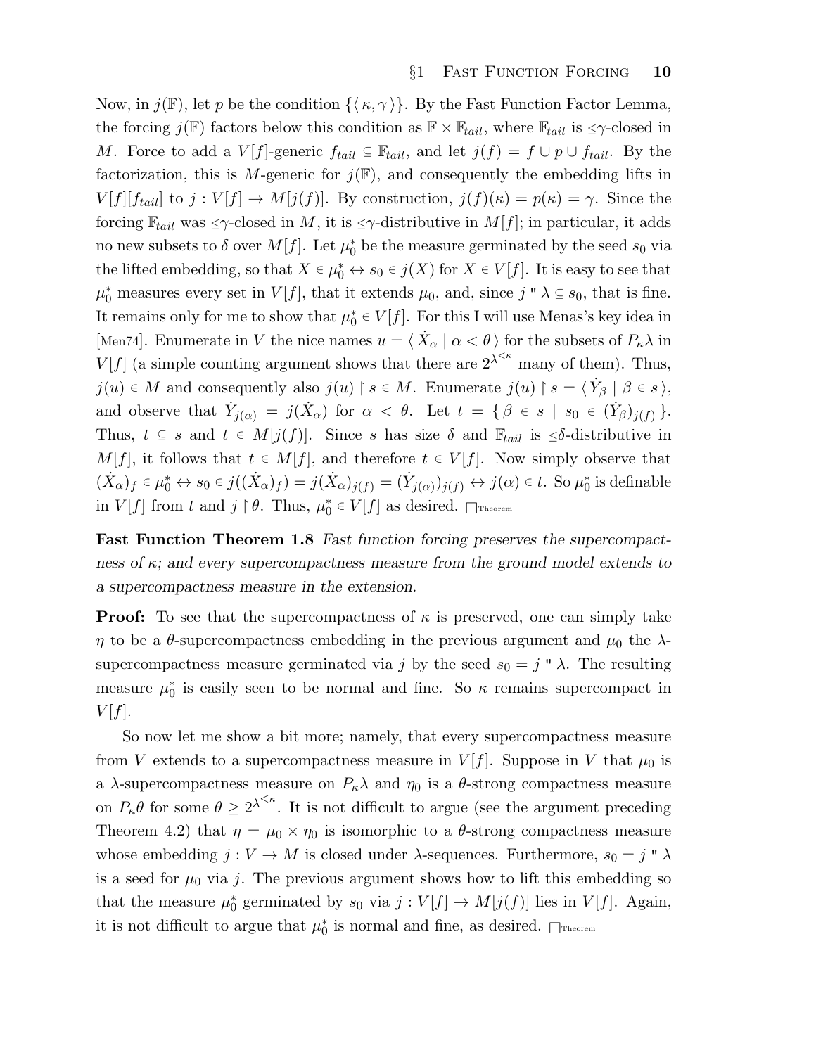Now, in $j(\mathbb{F})$, let $p$ be the condition $\{\langle \kappa, \gamma \rangle\}$. By the Fast Function Factor Lemma, the forcing $j(\mathbb{F})$ factors below this condition as $\mathbb{F} \times \mathbb{F}_{tail}$, where $\mathbb{F}_{tail}$ is $\leq\gamma$-closed in $M$. Force to add a $V[f]$-generic $f_{tail} \subseteq \mathbb{F}_{tail}$, and let $j(f) = f \cup p \cup f_{tail}$. By the factorization, this is $M$-generic for $j(\mathbb{F})$, and consequently the embedding lifts in $V[f][f_{tail}]$ to $j : V[f] \to M[j(f)]$. By construction, $j(f)(\kappa) = p(\kappa) = \gamma$. Since the forcing $\mathbb{F}_{tail}$ was $\leq\gamma$-closed in $M$, it is $\leq\gamma$-distributive in $M[f]$; in particular, it adds no new subsets to $\delta$ over $M[f]$. Let $\mu_0^*$ be the measure germinated by the seed $s_0$ via the lifted embedding, so that $X \in \mu_0^* \leftrightarrow s_0 \in j(X)$ for $X \in V[f]$. It is easy to see that $\mu_0^*$ measures every set in $V[f]$, that it extends $\mu_0$, and, since $j \,"\, \lambda \subseteq s_0$, that is fine. It remains only for me to show that $\mu_0^* \in V[f]$. For this I will use Menas's key idea in [Men74]. Enumerate in $V$ the nice names $u = \langle \dot{X}_\alpha \mid \alpha < \theta \rangle$ for the subsets of $P_\kappa\lambda$ in $V[f]$ (a simple counting argument shows that there are $2^{\lambda^{<\kappa}}$ many of them). Thus, $j(u) \in M$ and consequently also $j(u) \upharpoonright s \in M$. Enumerate $j(u) \upharpoonright s = \langle \dot{Y}_\beta \mid \beta \in s \rangle$, and observe that $\dot{Y}_{j(\alpha)} = j(\dot{X}_\alpha)$ for $\alpha < \theta$. Let $t = \{\, \beta \in s \mid s_0 \in (\dot{Y}_\beta)_{j(f)} \,\}$. Thus, $t \subseteq s$ and $t \in M[j(f)]$. Since $s$ has size $\delta$ and $\mathbb{F}_{tail}$ is $\leq\delta$-distributive in $M[f]$, it follows that $t \in M[f]$, and therefore $t \in V[f]$. Now simply observe that $(\dot{X}_\alpha)_f \in \mu_0^* \leftrightarrow s_0 \in j((\dot{X}_\alpha)_f) = j(\dot{X}_\alpha)_{j(f)} = (\dot{Y}_{j(\alpha)})_{j(f)} \leftrightarrow j(\alpha) \in t$. So $\mu_0^*$ is definable in $V[f]$ from $t$ and $j \upharpoonright \theta$. Thus, $\mu_0^* \in V[f]$ as desired. $\Box_{\text{Theorem}}$

**Fast Function Theorem 1.8** *Fast function forcing preserves the supercompactness of $\kappa$; and every supercompactness measure from the ground model extends to a supercompactness measure in the extension.*

**Proof:** To see that the supercompactness of $\kappa$ is preserved, one can simply take $\eta$ to be a $\theta$-supercompactness embedding in the previous argument and $\mu_0$ the $\lambda$-supercompactness measure germinated via $j$ by the seed $s_0 = j \,"\, \lambda$. The resulting measure $\mu_0^*$ is easily seen to be normal and fine. So $\kappa$ remains supercompact in $V[f]$.

So now let me show a bit more; namely, that every supercompactness measure from $V$ extends to a supercompactness measure in $V[f]$. Suppose in $V$ that $\mu_0$ is a $\lambda$-supercompactness measure on $P_\kappa\lambda$ and $\eta_0$ is a $\theta$-strong compactness measure on $P_\kappa\theta$ for some $\theta \geq 2^{\lambda^{<\kappa}}$. It is not difficult to argue (see the argument preceding Theorem 4.2) that $\eta = \mu_0 \times \eta_0$ is isomorphic to a $\theta$-strong compactness measure whose embedding $j : V \to M$ is closed under $\lambda$-sequences. Furthermore, $s_0 = j \,"\, \lambda$ is a seed for $\mu_0$ via $j$. The previous argument shows how to lift this embedding so that the measure $\mu_0^*$ germinated by $s_0$ via $j : V[f] \to M[j(f)]$ lies in $V[f]$. Again, it is not difficult to argue that $\mu_0^*$ is normal and fine, as desired. $\Box_{\text{Theorem}}$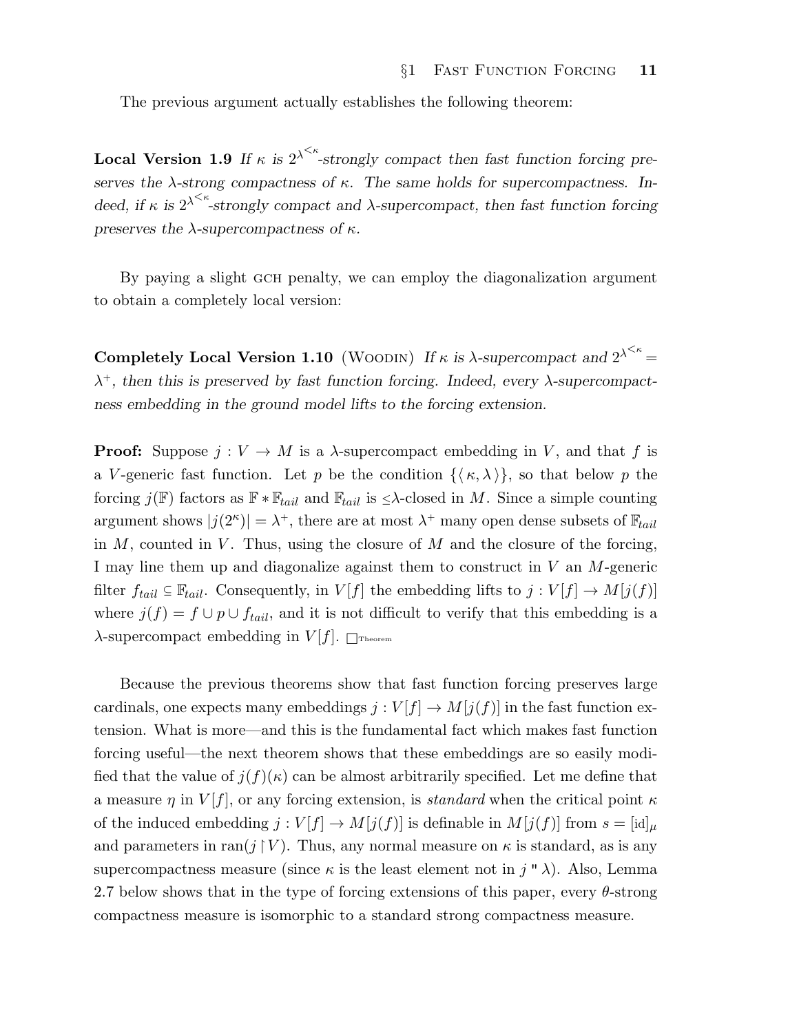The previous argument actually establishes the following theorem:

**Local Version 1.9** *If $\kappa$ is $2^{\lambda^{<\kappa}}$-strongly compact then fast function forcing preserves the $\lambda$-strong compactness of $\kappa$. The same holds for supercompactness. Indeed, if $\kappa$ is $2^{\lambda^{<\kappa}}$-strongly compact and $\lambda$-supercompact, then fast function forcing preserves the $\lambda$-supercompactness of $\kappa$.*

By paying a slight GCH penalty, we can employ the diagonalization argument to obtain a completely local version:

**Completely Local Version 1.10** (Woodin) *If $\kappa$ is $\lambda$-supercompact and $2^{\lambda^{<\kappa}} = \lambda^+$, then this is preserved by fast function forcing. Indeed, every $\lambda$-supercompactness embedding in the ground model lifts to the forcing extension.*

**Proof:** Suppose $j : V \to M$ is a $\lambda$-supercompact embedding in $V$, and that $f$ is a $V$-generic fast function. Let $p$ be the condition $\{\langle \kappa, \lambda \rangle\}$, so that below $p$ the forcing $j(\mathbb{F})$ factors as $\mathbb{F} * \mathbb{F}_{tail}$ and $\mathbb{F}_{tail}$ is $\leq\lambda$-closed in $M$. Since a simple counting argument shows $|j(2^\kappa)| = \lambda^+$, there are at most $\lambda^+$ many open dense subsets of $\mathbb{F}_{tail}$ in $M$, counted in $V$. Thus, using the closure of $M$ and the closure of the forcing, I may line them up and diagonalize against them to construct in $V$ an $M$-generic filter $f_{tail} \subseteq \mathbb{F}_{tail}$. Consequently, in $V[f]$ the embedding lifts to $j : V[f] \to M[j(f)]$ where $j(f) = f \cup p \cup f_{tail}$, and it is not difficult to verify that this embedding is a $\lambda$-supercompact embedding in $V[f]$. $\Box_{\text{Theorem}}$

Because the previous theorems show that fast function forcing preserves large cardinals, one expects many embeddings $j : V[f] \to M[j(f)]$ in the fast function extension. What is more—and this is the fundamental fact which makes fast function forcing useful—the next theorem shows that these embeddings are so easily modified that the value of $j(f)(\kappa)$ can be almost arbitrarily specified. Let me define that a measure $\eta$ in $V[f]$, or any forcing extension, is *standard* when the critical point $\kappa$ of the induced embedding $j : V[f] \to M[j(f)]$ is definable in $M[j(f)]$ from $s = [\text{id}]_\mu$ and parameters in $\text{ran}(j \restriction V)$. Thus, any normal measure on $\kappa$ is standard, as is any supercompactness measure (since $\kappa$ is the least element not in $j\,"\,\lambda$). Also, Lemma 2.7 below shows that in the type of forcing extensions of this paper, every $\theta$-strong compactness measure is isomorphic to a standard strong compactness measure.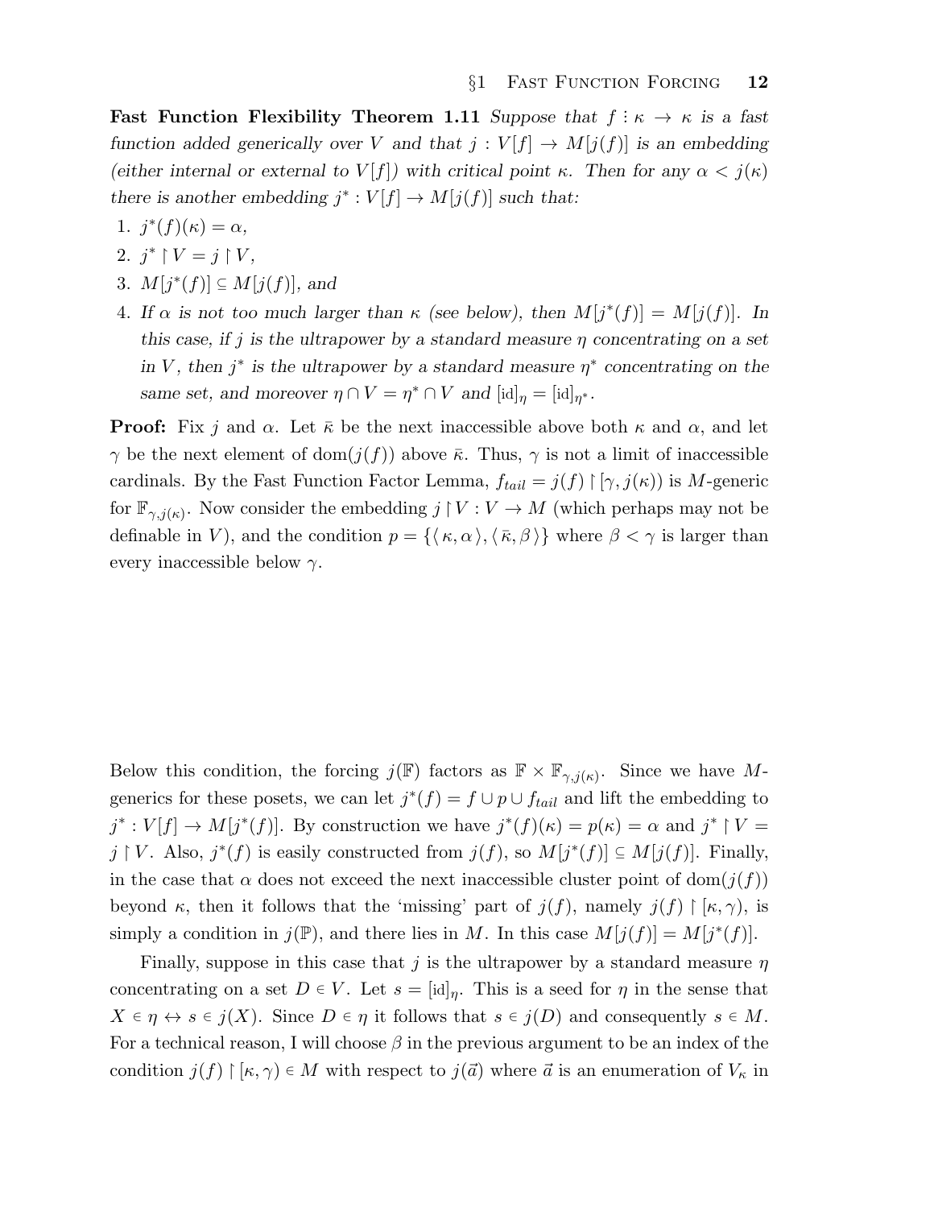**Fast Function Flexibility Theorem 1.11** *Suppose that $f : \kappa \to \kappa$ is a fast function added generically over $V$ and that $j : V[f] \to M[j(f)]$ is an embedding (either internal or external to $V[f]$) with critical point $\kappa$. Then for any $\alpha < j(\kappa)$ there is another embedding $j^* : V[f] \to M[j(f)]$ such that:*

1. *$j^*(f)(\kappa) = \alpha$,*
2. *$j^* \restriction V = j \restriction V$,*
3. *$M[j^*(f)] \subseteq M[j(f)]$, and*
4. *If $\alpha$ is not too much larger than $\kappa$ (see below), then $M[j^*(f)] = M[j(f)]$. In this case, if $j$ is the ultrapower by a standard measure $\eta$ concentrating on a set in $V$, then $j^*$ is the ultrapower by a standard measure $\eta^*$ concentrating on the same set, and moreover $\eta \cap V = \eta^* \cap V$ and $[\mathrm{id}]_\eta = [\mathrm{id}]_{\eta^*}$.*

**Proof:** Fix $j$ and $\alpha$. Let $\bar\kappa$ be the next inaccessible above both $\kappa$ and $\alpha$, and let $\gamma$ be the next element of $\mathrm{dom}(j(f))$ above $\bar\kappa$. Thus, $\gamma$ is not a limit of inaccessible cardinals. By the Fast Function Factor Lemma, $f_{tail} = j(f) \restriction [\gamma, j(\kappa))$ is $M$-generic for $\mathbb{F}_{\gamma, j(\kappa)}$. Now consider the embedding $j \restriction V : V \to M$ (which perhaps may not be definable in $V$), and the condition $p = \{\langle \kappa, \alpha \rangle, \langle \bar\kappa, \beta \rangle\}$ where $\beta < \gamma$ is larger than every inaccessible below $\gamma$.

Below this condition, the forcing $j(\mathbb{F})$ factors as $\mathbb{F} \times \mathbb{F}_{\gamma, j(\kappa)}$. Since we have $M$-generics for these posets, we can let $j^*(f) = f \cup p \cup f_{tail}$ and lift the embedding to $j^* : V[f] \to M[j^*(f)]$. By construction we have $j^*(f)(\kappa) = p(\kappa) = \alpha$ and $j^* \restriction V = j \restriction V$. Also, $j^*(f)$ is easily constructed from $j(f)$, so $M[j^*(f)] \subseteq M[j(f)]$. Finally, in the case that $\alpha$ does not exceed the next inaccessible cluster point of $\mathrm{dom}(j(f))$ beyond $\kappa$, then it follows that the 'missing' part of $j(f)$, namely $j(f) \restriction [\kappa, \gamma)$, is simply a condition in $j(\mathbb{P})$, and there lies in $M$. In this case $M[j(f)] = M[j^*(f)]$.

Finally, suppose in this case that $j$ is the ultrapower by a standard measure $\eta$ concentrating on a set $D \in V$. Let $s = [\mathrm{id}]_\eta$. This is a seed for $\eta$ in the sense that $X \in \eta \leftrightarrow s \in j(X)$. Since $D \in \eta$ it follows that $s \in j(D)$ and consequently $s \in M$. For a technical reason, I will choose $\beta$ in the previous argument to be an index of the condition $j(f) \restriction [\kappa, \gamma) \in M$ with respect to $j(\vec a)$ where $\vec a$ is an enumeration of $V_\kappa$ in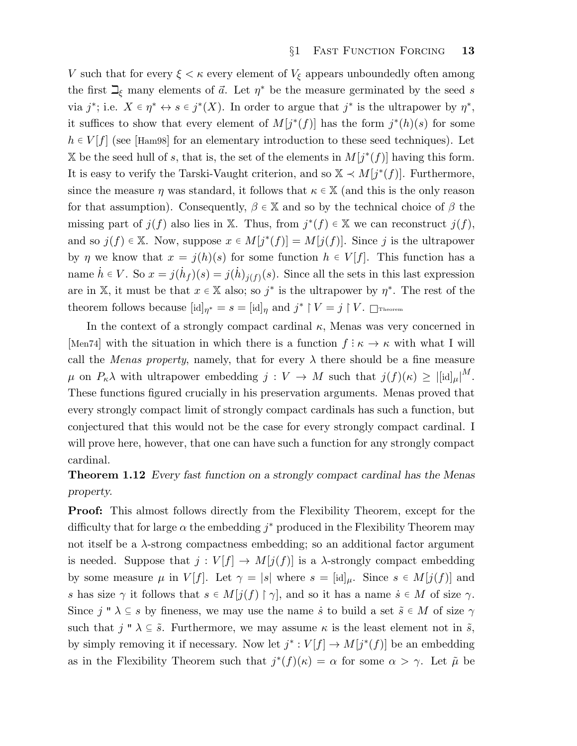$V$ such that for every $\xi < \kappa$ every element of $V_\xi$ appears unboundedly often among the first $\beth_\xi$ many elements of $\vec{a}$. Let $\eta^*$ be the measure germinated by the seed $s$ via $j^*$; i.e. $X \in \eta^* \leftrightarrow s \in j^*(X)$. In order to argue that $j^*$ is the ultrapower by $\eta^*$, it suffices to show that every element of $M[j^*(f)]$ has the form $j^*(h)(s)$ for some $h \in V[f]$ (see [Ham98] for an elementary introduction to these seed techniques). Let $\mathbb{X}$ be the seed hull of $s$, that is, the set of the elements in $M[j^*(f)]$ having this form. It is easy to verify the Tarski-Vaught criterion, and so $\mathbb{X} \prec M[j^*(f)]$. Furthermore, since the measure $\eta$ was standard, it follows that $\kappa \in \mathbb{X}$ (and this is the only reason for that assumption). Consequently, $\beta \in \mathbb{X}$ and so by the technical choice of $\beta$ the missing part of $j(f)$ also lies in $\mathbb{X}$. Thus, from $j^*(f) \in \mathbb{X}$ we can reconstruct $j(f)$, and so $j(f) \in \mathbb{X}$. Now, suppose $x \in M[j^*(f)] = M[j(f)]$. Since $j$ is the ultrapower by $\eta$ we know that $x = j(h)(s)$ for some function $h \in V[f]$. This function has a name $\dot{h} \in V$. So $x = j(\dot{h}_f)(s) = j(\dot{h})_{j(f)}(s)$. Since all the sets in this last expression are in $\mathbb{X}$, it must be that $x \in \mathbb{X}$ also; so $j^*$ is the ultrapower by $\eta^*$. The rest of the theorem follows because $[\mathrm{id}]_{\eta^*} = s = [\mathrm{id}]_\eta$ and $j^* \restriction V = j \restriction V$. $\Box_{\text{Theorem}}$

In the context of a strongly compact cardinal $\kappa$, Menas was very concerned in [Men74] with the situation in which there is a function $f : \kappa \to \kappa$ with what I will call the *Menas property*, namely, that for every $\lambda$ there should be a fine measure $\mu$ on $P_\kappa\lambda$ with ultrapower embedding $j : V \to M$ such that $j(f)(\kappa) \geq |[\mathrm{id}]_\mu|^M$. These functions figured crucially in his preservation arguments. Menas proved that every strongly compact limit of strongly compact cardinals has such a function, but conjectured that this would not be the case for every strongly compact cardinal. I will prove here, however, that one can have such a function for any strongly compact cardinal.

**Theorem 1.12** *Every fast function on a strongly compact cardinal has the Menas property.*

**Proof:** This almost follows directly from the Flexibility Theorem, except for the difficulty that for large $\alpha$ the embedding $j^*$ produced in the Flexibility Theorem may not itself be a $\lambda$-strong compactness embedding; so an additional factor argument is needed. Suppose that $j : V[f] \to M[j(f)]$ is a $\lambda$-strongly compact embedding by some measure $\mu$ in $V[f]$. Let $\gamma = |s|$ where $s = [\mathrm{id}]_\mu$. Since $s \in M[j(f)]$ and $s$ has size $\gamma$ it follows that $s \in M[j(f) \restriction \gamma]$, and so it has a name $\dot{s} \in M$ of size $\gamma$. Since $j\,"\,\lambda \subseteq s$ by fineness, we may use the name $\dot{s}$ to build a set $\tilde{s} \in M$ of size $\gamma$ such that $j\,"\,\lambda \subseteq \tilde{s}$. Furthermore, we may assume $\kappa$ is the least element not in $\tilde{s}$, by simply removing it if necessary. Now let $j^* : V[f] \to M[j^*(f)]$ be an embedding as in the Flexibility Theorem such that $j^*(f)(\kappa) = \alpha$ for some $\alpha > \gamma$. Let $\tilde{\mu}$ be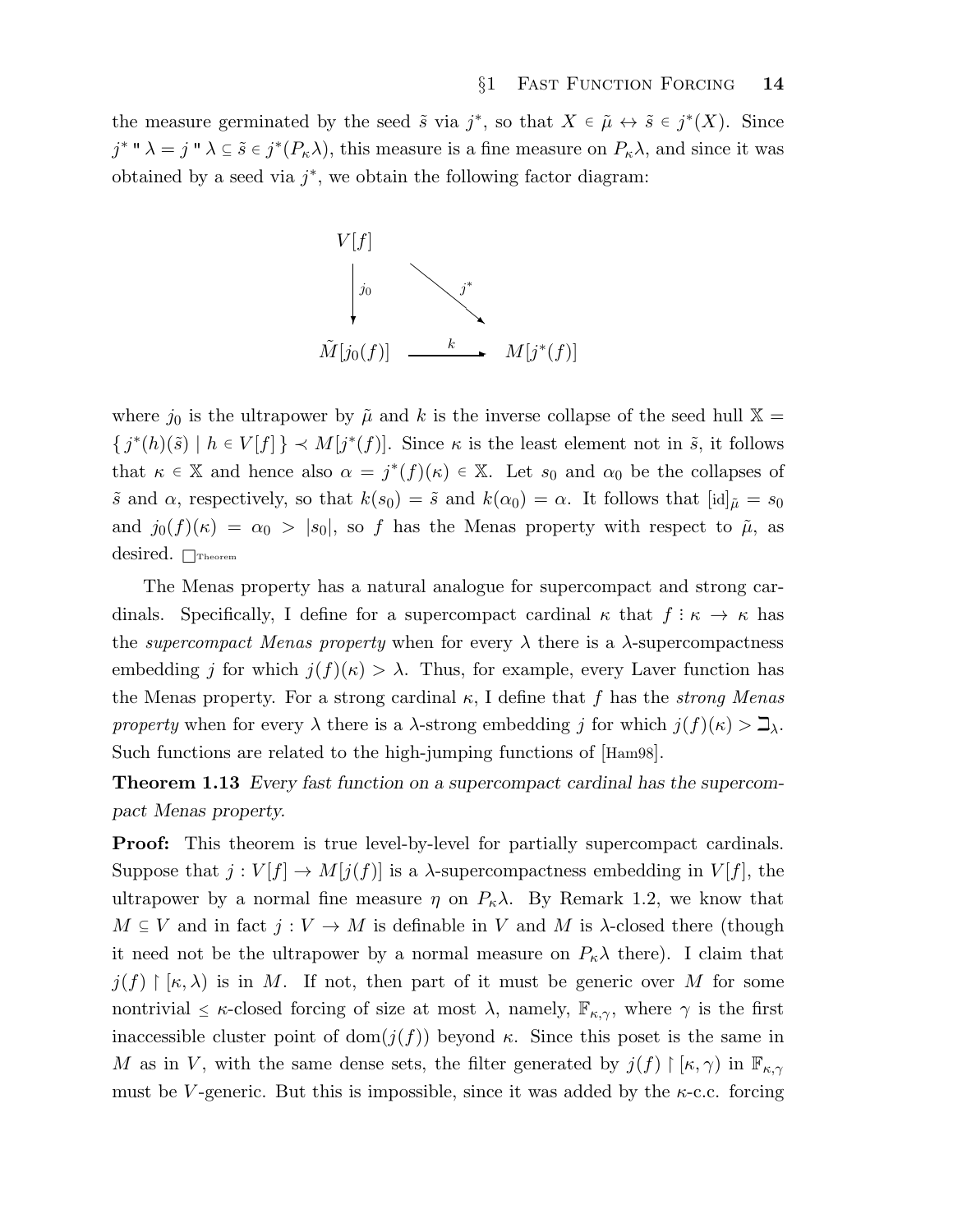the measure germinated by the seed $\tilde{s}$ via $j^*$, so that $X \in \tilde{\mu} \leftrightarrow \tilde{s} \in j^*(X)$. Since $j^* " \lambda = j " \lambda \subseteq \tilde{s} \in j^*(P_\kappa\lambda)$, this measure is a fine measure on $P_\kappa\lambda$, and since it was obtained by a seed via $j^*$, we obtain the following factor diagram:

$$\begin{array}{ccc} V[f] & & \\ \downarrow j_0 & \searrow j^* & \\ \tilde{M}[j_0(f)] & \xrightarrow{k} & M[j^*(f)] \end{array}$$

where $j_0$ is the ultrapower by $\tilde{\mu}$ and $k$ is the inverse collapse of the seed hull $\mathbb{X} = \{\, j^*(h)(\tilde{s}) \mid h \in V[f] \,\} \prec M[j^*(f)]$. Since $\kappa$ is the least element not in $\tilde{s}$, it follows that $\kappa \in \mathbb{X}$ and hence also $\alpha = j^*(f)(\kappa) \in \mathbb{X}$. Let $s_0$ and $\alpha_0$ be the collapses of $\tilde{s}$ and $\alpha$, respectively, so that $k(s_0) = \tilde{s}$ and $k(\alpha_0) = \alpha$. It follows that $[\mathrm{id}]_{\tilde{\mu}} = s_0$ and $j_0(f)(\kappa) = \alpha_0 > |s_0|$, so $f$ has the Menas property with respect to $\tilde{\mu}$, as desired. $\square_{\text{Theorem}}$

The Menas property has a natural analogue for supercompact and strong cardinals. Specifically, I define for a supercompact cardinal $\kappa$ that $f : \kappa \to \kappa$ has the *supercompact Menas property* when for every $\lambda$ there is a $\lambda$-supercompactness embedding $j$ for which $j(f)(\kappa) > \lambda$. Thus, for example, every Laver function has the Menas property. For a strong cardinal $\kappa$, I define that $f$ has the *strong Menas property* when for every $\lambda$ there is a $\lambda$-strong embedding $j$ for which $j(f)(\kappa) > \beth_\lambda$. Such functions are related to the high-jumping functions of [Ham98].

**Theorem 1.13** *Every fast function on a supercompact cardinal has the supercompact Menas property.*

**Proof:** This theorem is true level-by-level for partially supercompact cardinals. Suppose that $j : V[f] \to M[j(f)]$ is a $\lambda$-supercompactness embedding in $V[f]$, the ultrapower by a normal fine measure $\eta$ on $P_\kappa\lambda$. By Remark 1.2, we know that $M \subseteq V$ and in fact $j : V \to M$ is definable in $V$ and $M$ is $\lambda$-closed there (though it need not be the ultrapower by a normal measure on $P_\kappa\lambda$ there). I claim that $j(f) \restriction [\kappa, \lambda)$ is in $M$. If not, then part of it must be generic over $M$ for some nontrivial $\leq \kappa$-closed forcing of size at most $\lambda$, namely, $\mathbb{F}_{\kappa,\gamma}$, where $\gamma$ is the first inaccessible cluster point of $\mathrm{dom}(j(f))$ beyond $\kappa$. Since this poset is the same in $M$ as in $V$, with the same dense sets, the filter generated by $j(f) \restriction [\kappa, \gamma)$ in $\mathbb{F}_{\kappa,\gamma}$ must be $V$-generic. But this is impossible, since it was added by the $\kappa$-c.c. forcing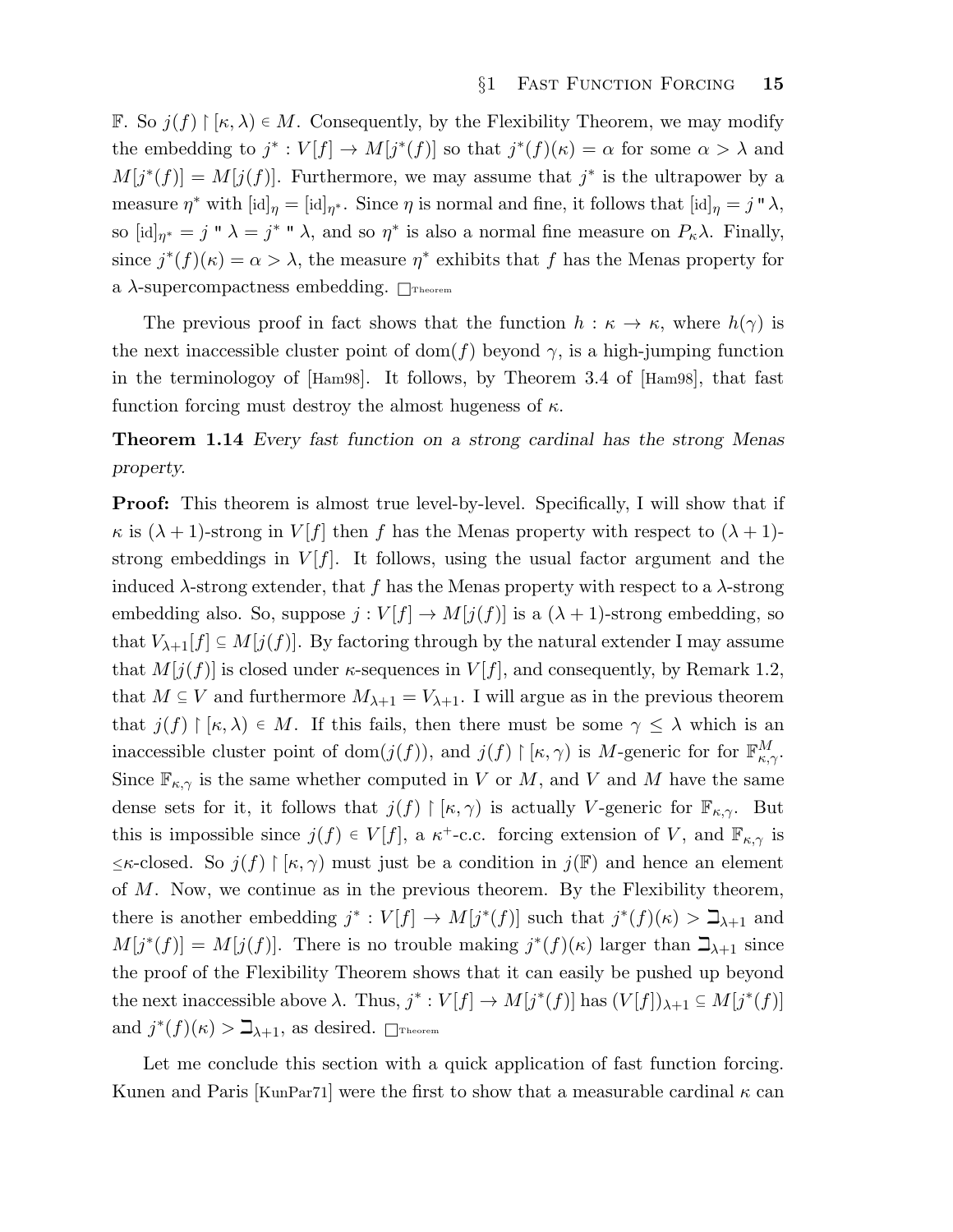$\mathbb{F}$. So $j(f) \upharpoonright [\kappa, \lambda) \in M$. Consequently, by the Flexibility Theorem, we may modify the embedding to $j^* : V[f] \to M[j^*(f)]$ so that $j^*(f)(\kappa) = \alpha$ for some $\alpha > \lambda$ and $M[j^*(f)] = M[j(f)]$. Furthermore, we may assume that $j^*$ is the ultrapower by a measure $\eta^*$ with $[\mathrm{id}]_\eta = [\mathrm{id}]_{\eta^*}$. Since $\eta$ is normal and fine, it follows that $[\mathrm{id}]_\eta = j \,``\, \lambda$, so $[\mathrm{id}]_{\eta^*} = j \,``\, \lambda = j^* \,``\, \lambda$, and so $\eta^*$ is also a normal fine measure on $P_\kappa\lambda$. Finally, since $j^*(f)(\kappa) = \alpha > \lambda$, the measure $\eta^*$ exhibits that $f$ has the Menas property for a $\lambda$-supercompactness embedding. $\square_{\text{Theorem}}$

The previous proof in fact shows that the function $h : \kappa \to \kappa$, where $h(\gamma)$ is the next inaccessible cluster point of $\mathrm{dom}(f)$ beyond $\gamma$, is a high-jumping function in the terminologoy of [Ham98]. It follows, by Theorem 3.4 of [Ham98], that fast function forcing must destroy the almost hugeness of $\kappa$.

**Theorem 1.14** *Every fast function on a strong cardinal has the strong Menas property.*

**Proof:** This theorem is almost true level-by-level. Specifically, I will show that if $\kappa$ is $(\lambda+1)$-strong in $V[f]$ then $f$ has the Menas property with respect to $(\lambda+1)$-strong embeddings in $V[f]$. It follows, using the usual factor argument and the induced $\lambda$-strong extender, that $f$ has the Menas property with respect to a $\lambda$-strong embedding also. So, suppose $j : V[f] \to M[j(f)]$ is a $(\lambda+1)$-strong embedding, so that $V_{\lambda+1}[f] \subseteq M[j(f)]$. By factoring through by the natural extender I may assume that $M[j(f)]$ is closed under $\kappa$-sequences in $V[f]$, and consequently, by Remark 1.2, that $M \subseteq V$ and furthermore $M_{\lambda+1} = V_{\lambda+1}$. I will argue as in the previous theorem that $j(f) \upharpoonright [\kappa, \lambda) \in M$. If this fails, then there must be some $\gamma \leq \lambda$ which is an inaccessible cluster point of $\mathrm{dom}(j(f))$, and $j(f) \upharpoonright [\kappa, \gamma)$ is $M$-generic for for $\mathbb{F}^M_{\kappa,\gamma}$. Since $\mathbb{F}_{\kappa,\gamma}$ is the same whether computed in $V$ or $M$, and $V$ and $M$ have the same dense sets for it, it follows that $j(f) \upharpoonright [\kappa, \gamma)$ is actually $V$-generic for $\mathbb{F}_{\kappa,\gamma}$. But this is impossible since $j(f) \in V[f]$, a $\kappa^+$-c.c. forcing extension of $V$, and $\mathbb{F}_{\kappa,\gamma}$ is $\leq\kappa$-closed. So $j(f) \upharpoonright [\kappa, \gamma)$ must just be a condition in $j(\mathbb{F})$ and hence an element of $M$. Now, we continue as in the previous theorem. By the Flexibility theorem, there is another embedding $j^* : V[f] \to M[j^*(f)]$ such that $j^*(f)(\kappa) > \beth_{\lambda+1}$ and $M[j^*(f)] = M[j(f)]$. There is no trouble making $j^*(f)(\kappa)$ larger than $\beth_{\lambda+1}$ since the proof of the Flexibility Theorem shows that it can easily be pushed up beyond the next inaccessible above $\lambda$. Thus, $j^* : V[f] \to M[j^*(f)]$ has $(V[f])_{\lambda+1} \subseteq M[j^*(f)]$ and $j^*(f)(\kappa) > \beth_{\lambda+1}$, as desired. $\square_{\text{Theorem}}$

Let me conclude this section with a quick application of fast function forcing. Kunen and Paris [KunPar71] were the first to show that a measurable cardinal $\kappa$ can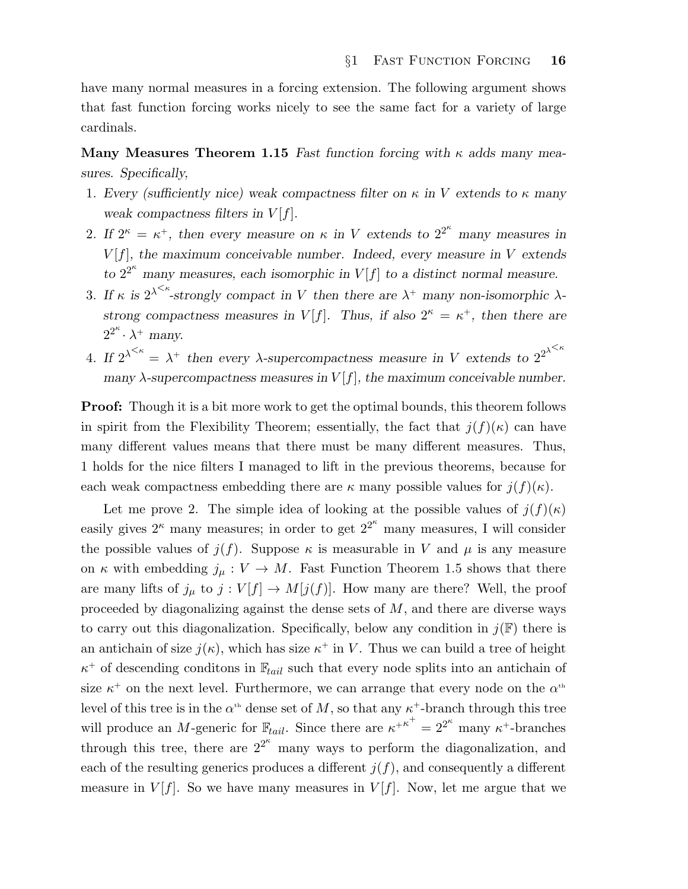have many normal measures in a forcing extension. The following argument shows that fast function forcing works nicely to see the same fact for a variety of large cardinals.

**Many Measures Theorem 1.15** *Fast function forcing with $\kappa$ adds many measures. Specifically,*

1. *Every (sufficiently nice) weak compactness filter on $\kappa$ in $V$ extends to $\kappa$ many weak compactness filters in $V[f]$.*
2. *If $2^\kappa = \kappa^+$, then every measure on $\kappa$ in $V$ extends to $2^{2^\kappa}$ many measures in $V[f]$, the maximum conceivable number. Indeed, every measure in $V$ extends to $2^{2^\kappa}$ many measures, each isomorphic in $V[f]$ to a distinct normal measure.*
3. *If $\kappa$ is $2^{\lambda^{<\kappa}}$-strongly compact in $V$ then there are $\lambda^+$ many non-isomorphic $\lambda$-strong compactness measures in $V[f]$. Thus, if also $2^\kappa = \kappa^+$, then there are $2^{2^\kappa} \cdot \lambda^+$ many.*
4. *If $2^{\lambda^{<\kappa}} = \lambda^+$ then every $\lambda$-supercompactness measure in $V$ extends to $2^{2^{\lambda^{<\kappa}}}$ many $\lambda$-supercompactness measures in $V[f]$, the maximum conceivable number.*

**Proof:** Though it is a bit more work to get the optimal bounds, this theorem follows in spirit from the Flexibility Theorem; essentially, the fact that $j(f)(\kappa)$ can have many different values means that there must be many different measures. Thus, 1 holds for the nice filters I managed to lift in the previous theorems, because for each weak compactness embedding there are $\kappa$ many possible values for $j(f)(\kappa)$.

Let me prove 2. The simple idea of looking at the possible values of $j(f)(\kappa)$ easily gives $2^\kappa$ many measures; in order to get $2^{2^\kappa}$ many measures, I will consider the possible values of $j(f)$. Suppose $\kappa$ is measurable in $V$ and $\mu$ is any measure on $\kappa$ with embedding $j_\mu : V \to M$. Fast Function Theorem 1.5 shows that there are many lifts of $j_\mu$ to $j : V[f] \to M[j(f)]$. How many are there? Well, the proof proceeded by diagonalizing against the dense sets of $M$, and there are diverse ways to carry out this diagonalization. Specifically, below any condition in $j(\mathbb{F})$ there is an antichain of size $j(\kappa)$, which has size $\kappa^+$ in $V$. Thus we can build a tree of height $\kappa^+$ of descending conditons in $\mathbb{F}_{tail}$ such that every node splits into an antichain of size $\kappa^+$ on the next level. Furthermore, we can arrange that every node on the $\alpha^{\text{th}}$ level of this tree is in the $\alpha^{\text{th}}$ dense set of $M$, so that any $\kappa^+$-branch through this tree will produce an $M$-generic for $\mathbb{F}_{tail}$. Since there are ${\kappa^+}^{\kappa^+} = 2^{2^\kappa}$ many $\kappa^+$-branches through this tree, there are $2^{2^\kappa}$ many ways to perform the diagonalization, and each of the resulting generics produces a different $j(f)$, and consequently a different measure in $V[f]$. So we have many measures in $V[f]$. Now, let me argue that we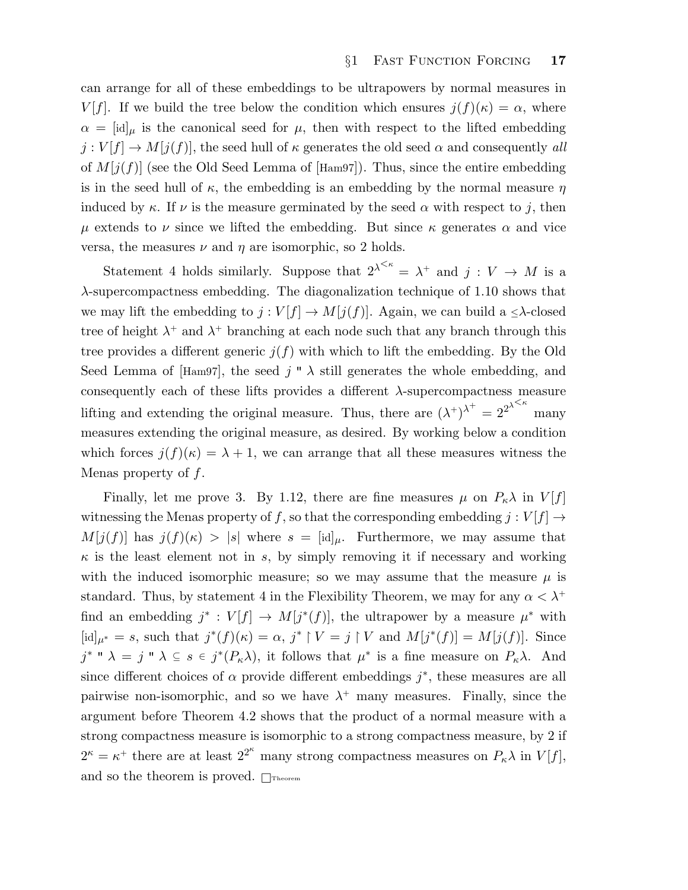can arrange for all of these embeddings to be ultrapowers by normal measures in $V[f]$. If we build the tree below the condition which ensures $j(f)(\kappa) = \alpha$, where $\alpha = [\mathrm{id}]_\mu$ is the canonical seed for $\mu$, then with respect to the lifted embedding $j : V[f] \to M[j(f)]$, the seed hull of $\kappa$ generates the old seed $\alpha$ and consequently *all* of $M[j(f)]$ (see the Old Seed Lemma of [Ham97]). Thus, since the entire embedding is in the seed hull of $\kappa$, the embedding is an embedding by the normal measure $\eta$ induced by $\kappa$. If $\nu$ is the measure germinated by the seed $\alpha$ with respect to $j$, then $\mu$ extends to $\nu$ since we lifted the embedding. But since $\kappa$ generates $\alpha$ and vice versa, the measures $\nu$ and $\eta$ are isomorphic, so 2 holds.

Statement 4 holds similarly. Suppose that $2^{\lambda^{<\kappa}} = \lambda^+$ and $j : V \to M$ is a $\lambda$-supercompactness embedding. The diagonalization technique of 1.10 shows that we may lift the embedding to $j : V[f] \to M[j(f)]$. Again, we can build a $\leq\lambda$-closed tree of height $\lambda^+$ and $\lambda^+$ branching at each node such that any branch through this tree provides a different generic $j(f)$ with which to lift the embedding. By the Old Seed Lemma of [Ham97], the seed $j\,``\,\lambda$ still generates the whole embedding, and consequently each of these lifts provides a different $\lambda$-supercompactness measure lifting and extending the original measure. Thus, there are $(\lambda^+)^{\lambda^+} = 2^{2^{\lambda^{<\kappa}}}$ many measures extending the original measure, as desired. By working below a condition which forces $j(f)(\kappa) = \lambda + 1$, we can arrange that all these measures witness the Menas property of $f$.

Finally, let me prove 3. By 1.12, there are fine measures $\mu$ on $P_\kappa\lambda$ in $V[f]$ witnessing the Menas property of $f$, so that the corresponding embedding $j : V[f] \to M[j(f)]$ has $j(f)(\kappa) > |s|$ where $s = [\mathrm{id}]_\mu$. Furthermore, we may assume that $\kappa$ is the least element not in $s$, by simply removing it if necessary and working with the induced isomorphic measure; so we may assume that the measure $\mu$ is standard. Thus, by statement 4 in the Flexibility Theorem, we may for any $\alpha < \lambda^+$ find an embedding $j^* : V[f] \to M[j^*(f)]$, the ultrapower by a measure $\mu^*$ with $[\mathrm{id}]_{\mu^*} = s$, such that $j^*(f)(\kappa) = \alpha$, $j^* \upharpoonright V = j \upharpoonright V$ and $M[j^*(f)] = M[j(f)]$. Since $j^*\,``\,\lambda = j\,``\,\lambda \subseteq s \in j^*(P_\kappa\lambda)$, it follows that $\mu^*$ is a fine measure on $P_\kappa\lambda$. And since different choices of $\alpha$ provide different embeddings $j^*$, these measures are all pairwise non-isomorphic, and so we have $\lambda^+$ many measures. Finally, since the argument before Theorem 4.2 shows that the product of a normal measure with a strong compactness measure is isomorphic to a strong compactness measure, by 2 if $2^\kappa = \kappa^+$ there are at least $2^{2^\kappa}$ many strong compactness measures on $P_\kappa\lambda$ in $V[f]$, and so the theorem is proved. $\square_{\text{Theorem}}$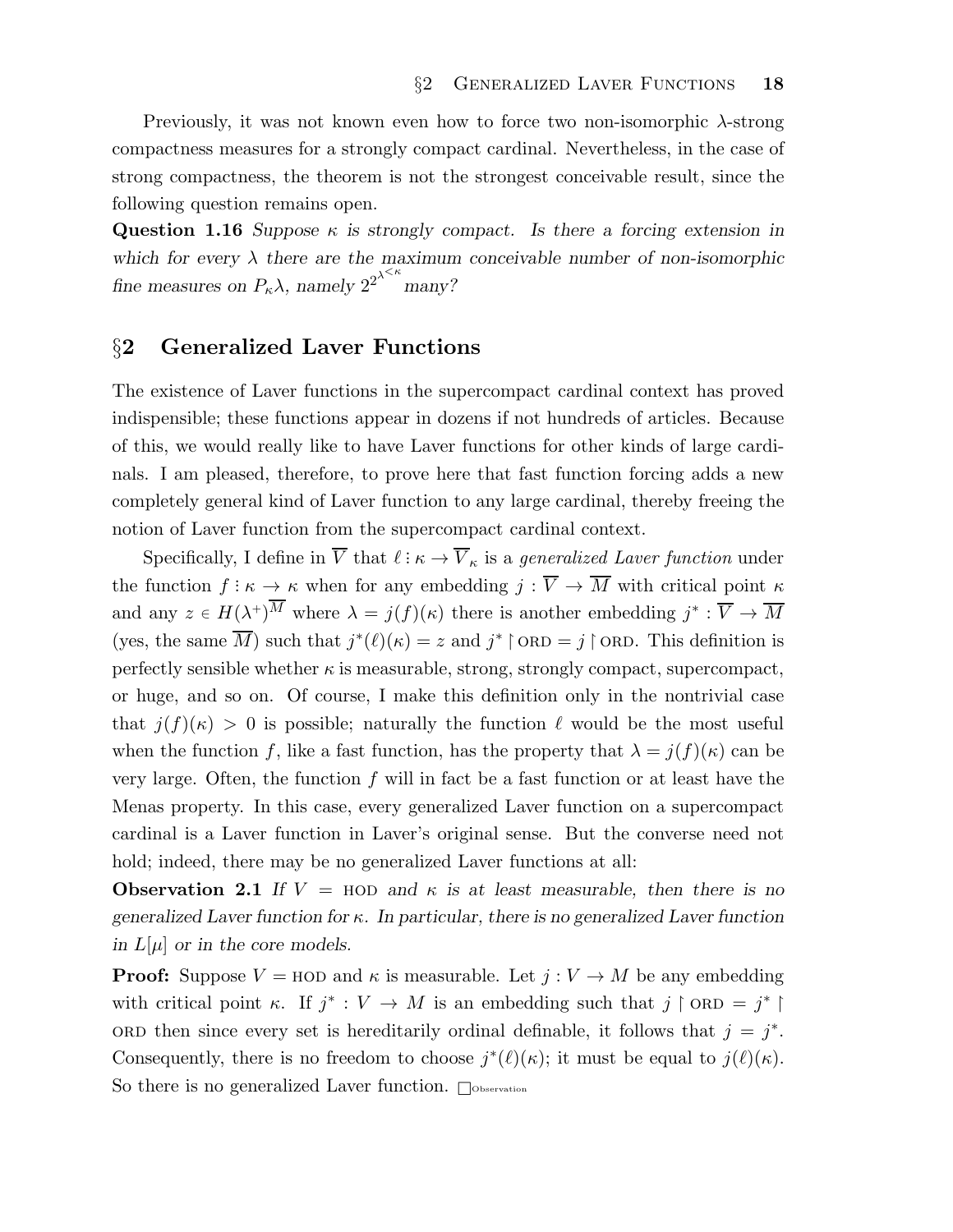Previously, it was not known even how to force two non-isomorphic $\lambda$-strong compactness measures for a strongly compact cardinal. Nevertheless, in the case of strong compactness, the theorem is not the strongest conceivable result, since the following question remains open.

**Question 1.16** *Suppose $\kappa$ is strongly compact. Is there a forcing extension in which for every $\lambda$ there are the maximum conceivable number of non-isomorphic fine measures on $P_\kappa\lambda$, namely $2^{2^{\lambda^{<\kappa}}}$ many?*

## §2 Generalized Laver Functions

The existence of Laver functions in the supercompact cardinal context has proved indispensible; these functions appear in dozens if not hundreds of articles. Because of this, we would really like to have Laver functions for other kinds of large cardinals. I am pleased, therefore, to prove here that fast function forcing adds a new completely general kind of Laver function to any large cardinal, thereby freeing the notion of Laver function from the supercompact cardinal context.

Specifically, I define in $\overline{V}$ that $\ell : \kappa \to \overline{V}_\kappa$ is a *generalized Laver function* under the function $f : \kappa \to \kappa$ when for any embedding $j : \overline{V} \to \overline{M}$ with critical point $\kappa$ and any $z \in H(\lambda^+)^{\overline{M}}$ where $\lambda = j(f)(\kappa)$ there is another embedding $j^* : \overline{V} \to \overline{M}$ (yes, the same $\overline{M}$) such that $j^*(\ell)(\kappa) = z$ and $j^* \restriction \mathrm{ORD} = j \restriction \mathrm{ORD}$. This definition is perfectly sensible whether $\kappa$ is measurable, strong, strongly compact, supercompact, or huge, and so on. Of course, I make this definition only in the nontrivial case that $j(f)(\kappa) > 0$ is possible; naturally the function $\ell$ would be the most useful when the function $f$, like a fast function, has the property that $\lambda = j(f)(\kappa)$ can be very large. Often, the function $f$ will in fact be a fast function or at least have the Menas property. In this case, every generalized Laver function on a supercompact cardinal is a Laver function in Laver's original sense. But the converse need not hold; indeed, there may be no generalized Laver functions at all:

**Observation 2.1** *If $V = \mathrm{HOD}$ and $\kappa$ is at least measurable, then there is no generalized Laver function for $\kappa$. In particular, there is no generalized Laver function in $L[\mu]$ or in the core models.*

**Proof:** Suppose $V = \mathrm{HOD}$ and $\kappa$ is measurable. Let $j : V \to M$ be any embedding with critical point $\kappa$. If $j^* : V \to M$ is an embedding such that $j \restriction \mathrm{ORD} = j^* \restriction \mathrm{ORD}$ then since every set is hereditarily ordinal definable, it follows that $j = j^*$. Consequently, there is no freedom to choose $j^*(\ell)(\kappa)$; it must be equal to $j(\ell)(\kappa)$. So there is no generalized Laver function. $\Box_{\text{Observation}}$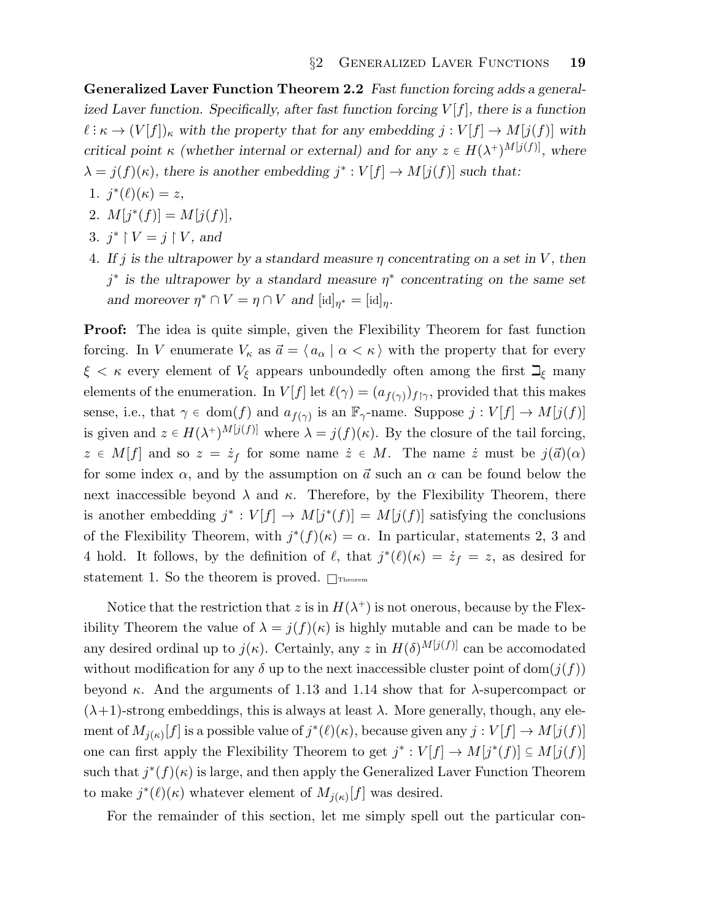**Generalized Laver Function Theorem 2.2** *Fast function forcing adds a generalized Laver function. Specifically, after fast function forcing $V[f]$, there is a function $\ell : \kappa \to (V[f])_\kappa$ with the property that for any embedding $j : V[f] \to M[j(f)]$ with critical point $\kappa$ (whether internal or external) and for any $z \in H(\lambda^+)^{M[j(f)]}$, where $\lambda = j(f)(\kappa)$, there is another embedding $j^* : V[f] \to M[j(f)]$ such that:*

1. $j^*(\ell)(\kappa) = z$,
2. $M[j^*(f)] = M[j(f)]$,
3. $j^* \upharpoonright V = j \upharpoonright V$, *and*
4. *If $j$ is the ultrapower by a standard measure $\eta$ concentrating on a set in $V$, then $j^*$ is the ultrapower by a standard measure $\eta^*$ concentrating on the same set and moreover $\eta^* \cap V = \eta \cap V$ and $[\mathrm{id}]_{\eta^*} = [\mathrm{id}]_\eta$.*

**Proof:** The idea is quite simple, given the Flexibility Theorem for fast function forcing. In $V$ enumerate $V_\kappa$ as $\vec{a} = \langle\, a_\alpha \mid \alpha < \kappa \,\rangle$ with the property that for every $\xi < \kappa$ every element of $V_\xi$ appears unboundedly often among the first $\beth_\xi$ many elements of the enumeration. In $V[f]$ let $\ell(\gamma) = (a_{f(\gamma)})_{f\upharpoonright\gamma}$, provided that this makes sense, i.e., that $\gamma \in \mathrm{dom}(f)$ and $a_{f(\gamma)}$ is an $\mathbb{F}_\gamma$-name. Suppose $j : V[f] \to M[j(f)]$ is given and $z \in H(\lambda^+)^{M[j(f)]}$ where $\lambda = j(f)(\kappa)$. By the closure of the tail forcing, $z \in M[f]$ and so $z = \dot{z}_f$ for some name $\dot{z} \in M$. The name $\dot{z}$ must be $j(\vec{a})(\alpha)$ for some index $\alpha$, and by the assumption on $\vec{a}$ such an $\alpha$ can be found below the next inaccessible beyond $\lambda$ and $\kappa$. Therefore, by the Flexibility Theorem, there is another embedding $j^* : V[f] \to M[j^*(f)] = M[j(f)]$ satisfying the conclusions of the Flexibility Theorem, with $j^*(f)(\kappa) = \alpha$. In particular, statements 2, 3 and 4 hold. It follows, by the definition of $\ell$, that $j^*(\ell)(\kappa) = \dot{z}_f = z$, as desired for statement 1. So the theorem is proved. $\square_{\text{Theorem}}$

Notice that the restriction that $z$ is in $H(\lambda^+)$ is not onerous, because by the Flexibility Theorem the value of $\lambda = j(f)(\kappa)$ is highly mutable and can be made to be any desired ordinal up to $j(\kappa)$. Certainly, any $z$ in $H(\delta)^{M[j(f)]}$ can be accomodated without modification for any $\delta$ up to the next inaccessible cluster point of $\mathrm{dom}(j(f))$ beyond $\kappa$. And the arguments of 1.13 and 1.14 show that for $\lambda$-supercompact or $(\lambda+1)$-strong embeddings, this is always at least $\lambda$. More generally, though, any element of $M_{j(\kappa)}[f]$ is a possible value of $j^*(\ell)(\kappa)$, because given any $j : V[f] \to M[j(f)]$ one can first apply the Flexibility Theorem to get $j^* : V[f] \to M[j^*(f)] \subseteq M[j(f)]$ such that $j^*(f)(\kappa)$ is large, and then apply the Generalized Laver Function Theorem to make $j^*(\ell)(\kappa)$ whatever element of $M_{j(\kappa)}[f]$ was desired.

For the remainder of this section, let me simply spell out the particular con-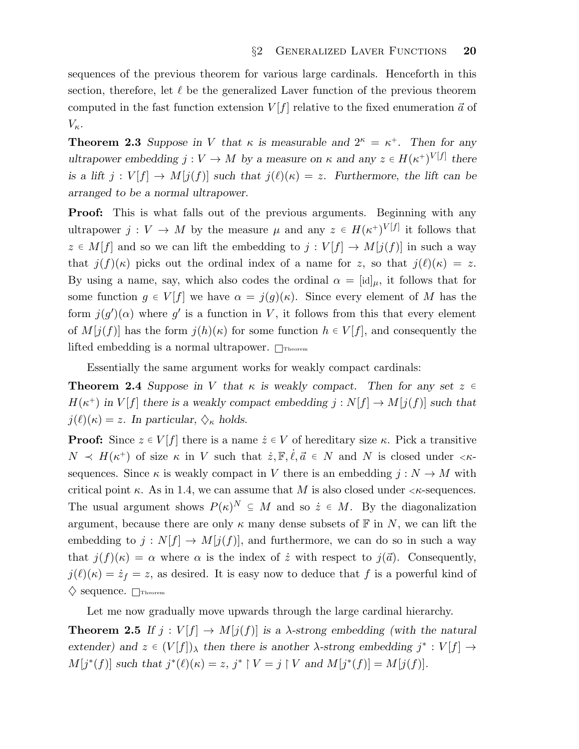sequences of the previous theorem for various large cardinals. Henceforth in this section, therefore, let $\ell$ be the generalized Laver function of the previous theorem computed in the fast function extension $V[f]$ relative to the fixed enumeration $\vec{a}$ of $V_\kappa$.

**Theorem 2.3** *Suppose in $V$ that $\kappa$ is measurable and $2^\kappa = \kappa^+$. Then for any ultrapower embedding $j : V \to M$ by a measure on $\kappa$ and any $z \in H(\kappa^+)^{V[f]}$ there is a lift $j : V[f] \to M[j(f)]$ such that $j(\ell)(\kappa) = z$. Furthermore, the lift can be arranged to be a normal ultrapower.*

**Proof:** This is what falls out of the previous arguments. Beginning with any ultrapower $j : V \to M$ by the measure $\mu$ and any $z \in H(\kappa^+)^{V[f]}$ it follows that $z \in M[f]$ and so we can lift the embedding to $j : V[f] \to M[j(f)]$ in such a way that $j(f)(\kappa)$ picks out the ordinal index of a name for $z$, so that $j(\ell)(\kappa) = z$. By using a name, say, which also codes the ordinal $\alpha = [\mathrm{id}]_\mu$, it follows that for some function $g \in V[f]$ we have $\alpha = j(g)(\kappa)$. Since every element of $M$ has the form $j(g')(\alpha)$ where $g'$ is a function in $V$, it follows from this that every element of $M[j(f)]$ has the form $j(h)(\kappa)$ for some function $h \in V[f]$, and consequently the lifted embedding is a normal ultrapower. $\square_{\text{Theorem}}$

Essentially the same argument works for weakly compact cardinals:

**Theorem 2.4** *Suppose in $V$ that $\kappa$ is weakly compact. Then for any set $z \in H(\kappa^+)$ in $V[f]$ there is a weakly compact embedding $j : N[f] \to M[j(f)]$ such that $j(\ell)(\kappa) = z$. In particular, $\diamondsuit_\kappa$ holds.*

**Proof:** Since $z \in V[f]$ there is a name $\dot{z} \in V$ of hereditary size $\kappa$. Pick a transitive $N \prec H(\kappa^+)$ of size $\kappa$ in $V$ such that $\dot{z}, \mathbb{F}, \dot{\ell}, \vec{a} \in N$ and $N$ is closed under ${<}\kappa$-sequences. Since $\kappa$ is weakly compact in $V$ there is an embedding $j : N \to M$ with critical point $\kappa$. As in 1.4, we can assume that $M$ is also closed under ${<}\kappa$-sequences. The usual argument shows $P(\kappa)^N \subseteq M$ and so $\dot{z} \in M$. By the diagonalization argument, because there are only $\kappa$ many dense subsets of $\mathbb{F}$ in $N$, we can lift the embedding to $j : N[f] \to M[j(f)]$, and furthermore, we can do so in such a way that $j(f)(\kappa) = \alpha$ where $\alpha$ is the index of $\dot{z}$ with respect to $j(\vec{a})$. Consequently, $j(\ell)(\kappa) = \dot{z}_f = z$, as desired. It is easy now to deduce that $f$ is a powerful kind of $\diamondsuit$ sequence. $\square_{\text{Theorem}}$

Let me now gradually move upwards through the large cardinal hierarchy.

**Theorem 2.5** *If $j : V[f] \to M[j(f)]$ is a $\lambda$-strong embedding (with the natural extender) and $z \in (V[f])_\lambda$ then there is another $\lambda$-strong embedding $j^* : V[f] \to M[j^*(f)]$ such that $j^*(\ell)(\kappa) = z$, $j^* \restriction V = j \restriction V$ and $M[j^*(f)] = M[j(f)]$.*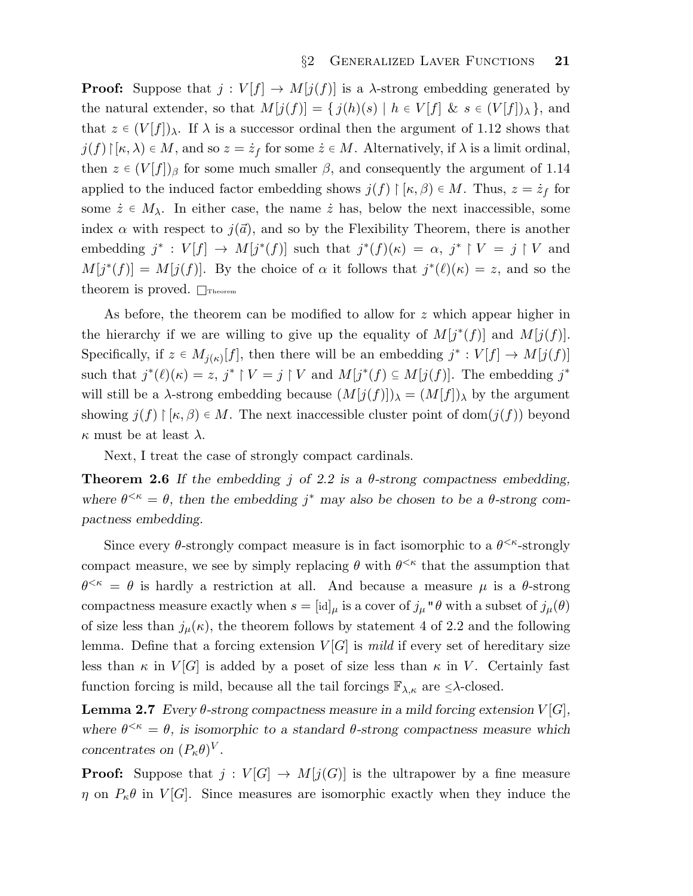**Proof:** Suppose that $j : V[f] \to M[j(f)]$ is a $\lambda$-strong embedding generated by the natural extender, so that $M[j(f)] = \{\, j(h)(s) \mid h \in V[f] \;\&\; s \in (V[f])_\lambda \,\}$, and that $z \in (V[f])_\lambda$. If $\lambda$ is a successor ordinal then the argument of 1.12 shows that $j(f) \restriction [\kappa, \lambda) \in M$, and so $z = \dot{z}_f$ for some $\dot{z} \in M$. Alternatively, if $\lambda$ is a limit ordinal, then $z \in (V[f])_\beta$ for some much smaller $\beta$, and consequently the argument of 1.14 applied to the induced factor embedding shows $j(f) \restriction [\kappa, \beta) \in M$. Thus, $z = \dot{z}_f$ for some $\dot{z} \in M_\lambda$. In either case, the name $\dot{z}$ has, below the next inaccessible, some index $\alpha$ with respect to $j(\vec{a})$, and so by the Flexibility Theorem, there is another embedding $j^* : V[f] \to M[j^*(f)]$ such that $j^*(f)(\kappa) = \alpha$, $j^* \restriction V = j \restriction V$ and $M[j^*(f)] = M[j(f)]$. By the choice of $\alpha$ it follows that $j^*(\ell)(\kappa) = z$, and so the theorem is proved. $\square_{\text{Theorem}}$

As before, the theorem can be modified to allow for $z$ which appear higher in the hierarchy if we are willing to give up the equality of $M[j^*(f)]$ and $M[j(f)]$. Specifically, if $z \in M_{j(\kappa)}[f]$, then there will be an embedding $j^* : V[f] \to M[j(f)]$ such that $j^*(\ell)(\kappa) = z$, $j^* \restriction V = j \restriction V$ and $M[j^*(f) \subseteq M[j(f)]$. The embedding $j^*$ will still be a $\lambda$-strong embedding because $(M[j(f)])_\lambda = (M[f])_\lambda$ by the argument showing $j(f) \restriction [\kappa, \beta) \in M$. The next inaccessible cluster point of $\operatorname{dom}(j(f))$ beyond $\kappa$ must be at least $\lambda$.

Next, I treat the case of strongly compact cardinals.

**Theorem 2.6** *If the embedding $j$ of 2.2 is a $\theta$-strong compactness embedding, where $\theta^{<\kappa} = \theta$, then the embedding $j^*$ may also be chosen to be a $\theta$-strong compactness embedding.*

Since every $\theta$-strongly compact measure is in fact isomorphic to a $\theta^{<\kappa}$-strongly compact measure, we see by simply replacing $\theta$ with $\theta^{<\kappa}$ that the assumption that $\theta^{<\kappa} = \theta$ is hardly a restriction at all. And because a measure $\mu$ is a $\theta$-strong compactness measure exactly when $s = [\mathrm{id}]_\mu$ is a cover of $j_\mu``\theta$ with a subset of $j_\mu(\theta)$ of size less than $j_\mu(\kappa)$, the theorem follows by statement 4 of 2.2 and the following lemma. Define that a forcing extension $V[G]$ is *mild* if every set of hereditary size less than $\kappa$ in $V[G]$ is added by a poset of size less than $\kappa$ in $V$. Certainly fast function forcing is mild, because all the tail forcings $\mathbb{F}_{\lambda,\kappa}$ are $\leq\lambda$-closed.

**Lemma 2.7** *Every $\theta$-strong compactness measure in a mild forcing extension $V[G]$, where $\theta^{<\kappa} = \theta$, is isomorphic to a standard $\theta$-strong compactness measure which concentrates on $(P_\kappa\theta)^V$.*

**Proof:** Suppose that $j : V[G] \to M[j(G)]$ is the ultrapower by a fine measure $\eta$ on $P_\kappa\theta$ in $V[G]$. Since measures are isomorphic exactly when they induce the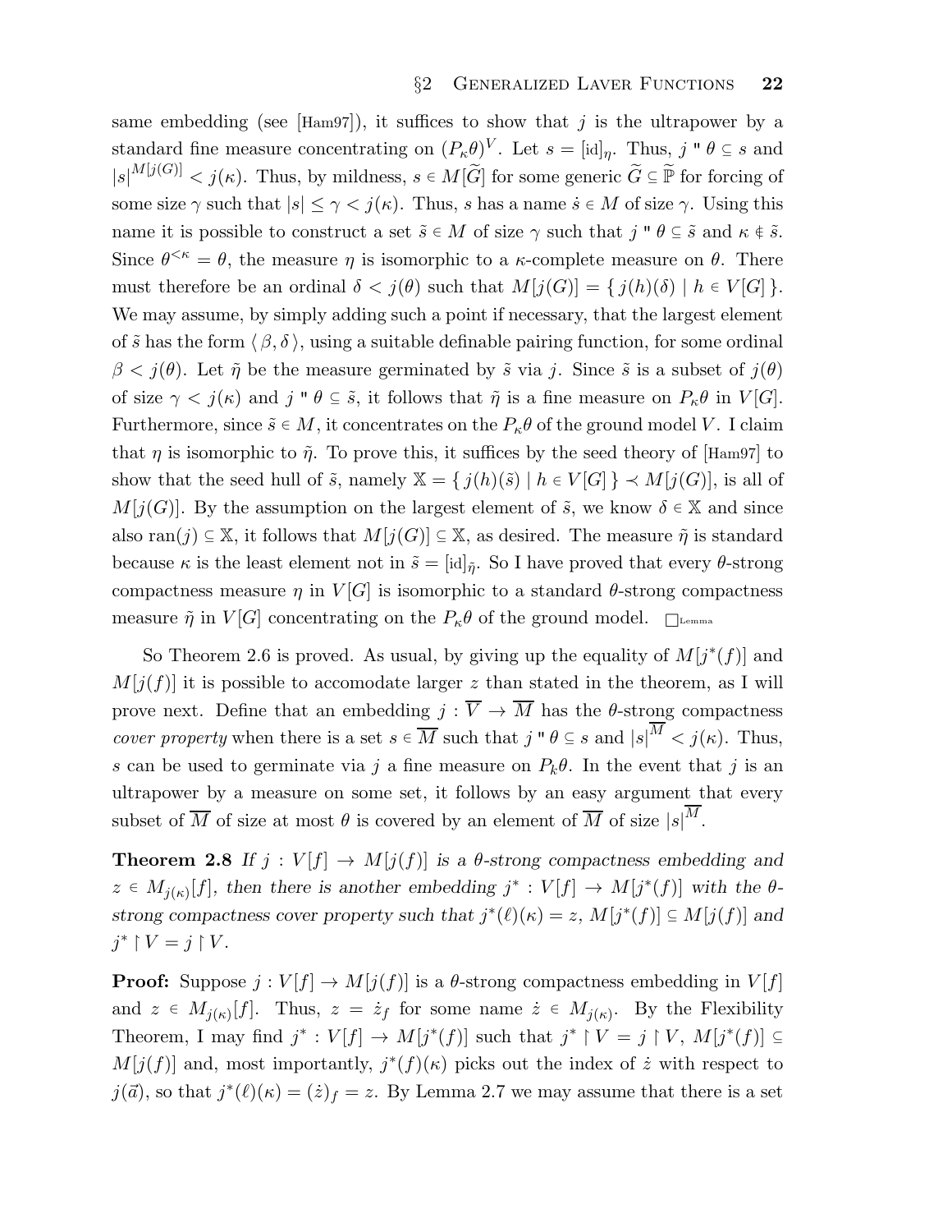same embedding (see [Ham97]), it suffices to show that $j$ is the ultrapower by a standard fine measure concentrating on $(P_\kappa\theta)^V$. Let $s = [\mathrm{id}]_\eta$. Thus, $j\,``\,\theta \subseteq s$ and $|s|^{M[j(G)]} < j(\kappa)$. Thus, by mildness, $s \in M[\widetilde{G}]$ for some generic $\widetilde{G} \subseteq \widetilde{\mathbb{P}}$ for forcing of some size $\gamma$ such that $|s| \leq \gamma < j(\kappa)$. Thus, $s$ has a name $\dot{s} \in M$ of size $\gamma$. Using this name it is possible to construct a set $\tilde{s} \in M$ of size $\gamma$ such that $j\,``\,\theta \subseteq \tilde{s}$ and $\kappa \notin \tilde{s}$. Since $\theta^{<\kappa} = \theta$, the measure $\eta$ is isomorphic to a $\kappa$-complete measure on $\theta$. There must therefore be an ordinal $\delta < j(\theta)$ such that $M[j(G)] = \{\, j(h)(\delta) \mid h \in V[G]\,\}$. We may assume, by simply adding such a point if necessary, that the largest element of $\tilde{s}$ has the form $\langle\, \beta, \delta\,\rangle$, using a suitable definable pairing function, for some ordinal $\beta < j(\theta)$. Let $\tilde{\eta}$ be the measure germinated by $\tilde{s}$ via $j$. Since $\tilde{s}$ is a subset of $j(\theta)$ of size $\gamma < j(\kappa)$ and $j\,``\,\theta \subseteq \tilde{s}$, it follows that $\tilde{\eta}$ is a fine measure on $P_\kappa\theta$ in $V[G]$. Furthermore, since $\tilde{s} \in M$, it concentrates on the $P_\kappa\theta$ of the ground model $V$. I claim that $\eta$ is isomorphic to $\tilde{\eta}$. To prove this, it suffices by the seed theory of [Ham97] to show that the seed hull of $\tilde{s}$, namely $\mathbb{X} = \{\, j(h)(\tilde{s}) \mid h \in V[G]\,\} \prec M[j(G)]$, is all of $M[j(G)]$. By the assumption on the largest element of $\tilde{s}$, we know $\delta \in \mathbb{X}$ and since also $\mathrm{ran}(j) \subseteq \mathbb{X}$, it follows that $M[j(G)] \subseteq \mathbb{X}$, as desired. The measure $\tilde{\eta}$ is standard because $\kappa$ is the least element not in $\tilde{s} = [\mathrm{id}]_{\tilde{\eta}}$. So I have proved that every $\theta$-strong compactness measure $\eta$ in $V[G]$ is isomorphic to a standard $\theta$-strong compactness measure $\tilde{\eta}$ in $V[G]$ concentrating on the $P_\kappa\theta$ of the ground model. $\square_{\text{Lemma}}$

So Theorem 2.6 is proved. As usual, by giving up the equality of $M[j^*(f)]$ and $M[j(f)]$ it is possible to accomodate larger $z$ than stated in the theorem, as I will prove next. Define that an embedding $j : \overline{V} \to \overline{M}$ has the $\theta$-strong compactness *cover property* when there is a set $s \in \overline{M}$ such that $j\,``\,\theta \subseteq s$ and $|s|^{\overline{M}} < j(\kappa)$. Thus, $s$ can be used to germinate via $j$ a fine measure on $P_k\theta$. In the event that $j$ is an ultrapower by a measure on some set, it follows by an easy argument that every subset of $\overline{M}$ of size at most $\theta$ is covered by an element of $\overline{M}$ of size $|s|^{\overline{M}}$.

**Theorem 2.8** *If $j : V[f] \to M[j(f)]$ is a $\theta$-strong compactness embedding and $z \in M_{j(\kappa)}[f]$, then there is another embedding $j^* : V[f] \to M[j^*(f)]$ with the $\theta$-strong compactness cover property such that $j^*(\ell)(\kappa) = z$, $M[j^*(f)] \subseteq M[j(f)]$ and $j^* \restriction V = j \restriction V$.*

**Proof:** Suppose $j : V[f] \to M[j(f)]$ is a $\theta$-strong compactness embedding in $V[f]$ and $z \in M_{j(\kappa)}[f]$. Thus, $z = \dot{z}_f$ for some name $\dot{z} \in M_{j(\kappa)}$. By the Flexibility Theorem, I may find $j^* : V[f] \to M[j^*(f)]$ such that $j^* \restriction V = j \restriction V$, $M[j^*(f)] \subseteq M[j(f)]$ and, most importantly, $j^*(f)(\kappa)$ picks out the index of $\dot{z}$ with respect to $j(\vec{a})$, so that $j^*(\ell)(\kappa) = (\dot{z})_f = z$. By Lemma 2.7 we may assume that there is a set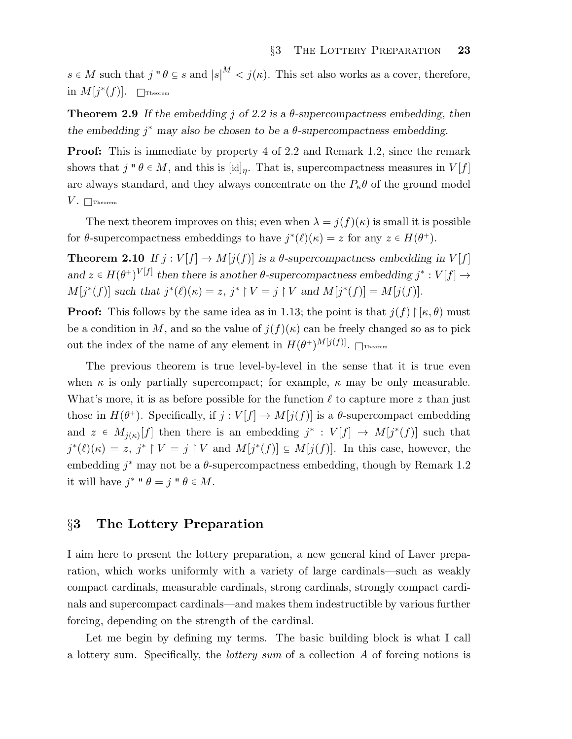$s \in M$ such that $j \text{"} \theta \subseteq s$ and $|s|^M < j(\kappa)$. This set also works as a cover, therefore, in $M[j^*(f)]$. $\Box_{\text{Theorem}}$

**Theorem 2.9** *If the embedding $j$ of 2.2 is a $\theta$-supercompactness embedding, then the embedding $j^*$ may also be chosen to be a $\theta$-supercompactness embedding.*

**Proof:** This is immediate by property 4 of 2.2 and Remark 1.2, since the remark shows that $j \text{"} \theta \in M$, and this is $[\text{id}]_\eta$. That is, supercompactness measures in $V[f]$ are always standard, and they always concentrate on the $P_\kappa\theta$ of the ground model $V$. $\Box_{\text{Theorem}}$

The next theorem improves on this; even when $\lambda = j(f)(\kappa)$ is small it is possible for $\theta$-supercompactness embeddings to have $j^*(\ell)(\kappa) = z$ for any $z \in H(\theta^+)$.

**Theorem 2.10** *If $j : V[f] \to M[j(f)]$ is a $\theta$-supercompactness embedding in $V[f]$ and $z \in H(\theta^+)^{V[f]}$ then there is another $\theta$-supercompactness embedding $j^* : V[f] \to M[j^*(f)]$ such that $j^*(\ell)(\kappa) = z$, $j^* \upharpoonright V = j \upharpoonright V$ and $M[j^*(f)] = M[j(f)]$.*

**Proof:** This follows by the same idea as in 1.13; the point is that $j(f) \upharpoonright [\kappa, \theta)$ must be a condition in $M$, and so the value of $j(f)(\kappa)$ can be freely changed so as to pick out the index of the name of any element in $H(\theta^+)^{M[j(f)]}$. $\Box_{\text{Theorem}}$

The previous theorem is true level-by-level in the sense that it is true even when $\kappa$ is only partially supercompact; for example, $\kappa$ may be only measurable. What's more, it is as before possible for the function $\ell$ to capture more $z$ than just those in $H(\theta^+)$. Specifically, if $j : V[f] \to M[j(f)]$ is a $\theta$-supercompact embedding and $z \in M_{j(\kappa)}[f]$ then there is an embedding $j^* : V[f] \to M[j^*(f)]$ such that $j^*(\ell)(\kappa) = z$, $j^* \upharpoonright V = j \upharpoonright V$ and $M[j^*(f)] \subseteq M[j(f)]$. In this case, however, the embedding $j^*$ may not be a $\theta$-supercompactness embedding, though by Remark 1.2 it will have $j^* \text{"} \theta = j \text{"} \theta \in M$.

## §3 The Lottery Preparation

I aim here to present the lottery preparation, a new general kind of Laver preparation, which works uniformly with a variety of large cardinals—such as weakly compact cardinals, measurable cardinals, strong cardinals, strongly compact cardinals and supercompact cardinals—and makes them indestructible by various further forcing, depending on the strength of the cardinal.

Let me begin by defining my terms. The basic building block is what I call a lottery sum. Specifically, the *lottery sum* of a collection $A$ of forcing notions is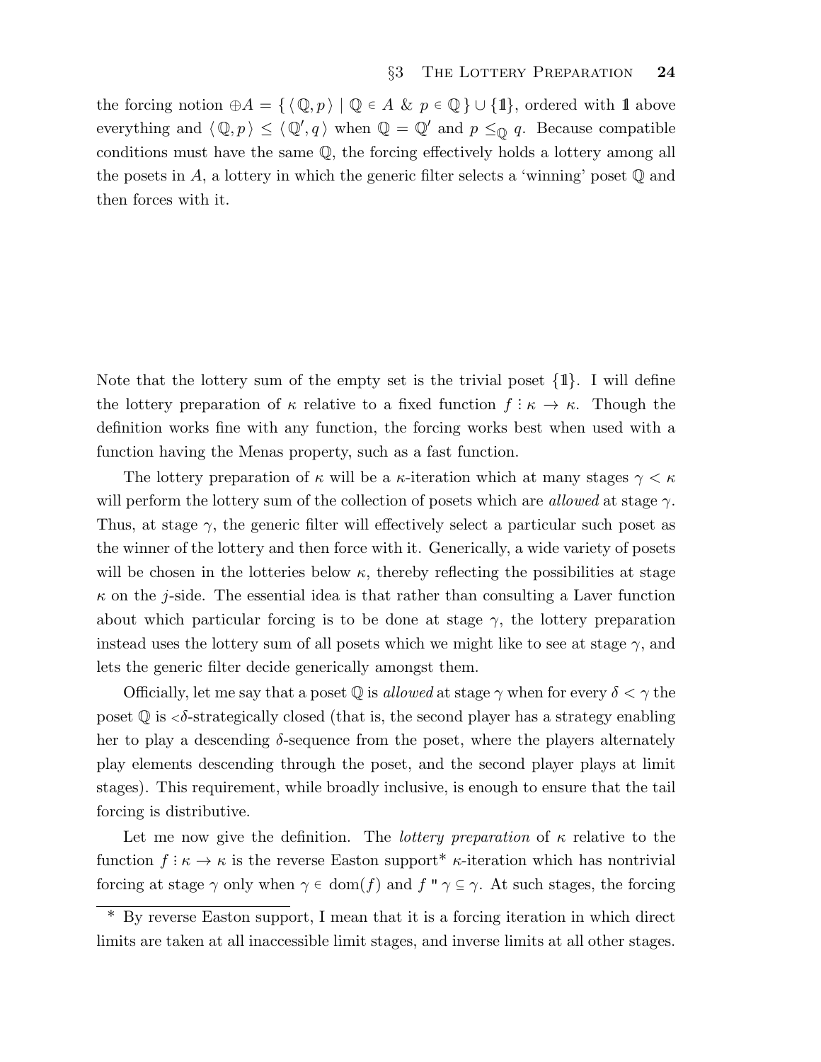the forcing notion $\oplus A = \{ \langle \mathbb{Q}, p \rangle \mid \mathbb{Q} \in A \ \&\ p \in \mathbb{Q} \} \cup \{\mathbb{1}\}$, ordered with $\mathbb{1}$ above everything and $\langle \mathbb{Q}, p \rangle \leq \langle \mathbb{Q}', q \rangle$ when $\mathbb{Q} = \mathbb{Q}'$ and $p \leq_{\mathbb{Q}} q$. Because compatible conditions must have the same $\mathbb{Q}$, the forcing effectively holds a lottery among all the posets in $A$, a lottery in which the generic filter selects a 'winning' poset $\mathbb{Q}$ and then forces with it.

Note that the lottery sum of the empty set is the trivial poset $\{\mathbb{1}\}$. I will define the lottery preparation of $\kappa$ relative to a fixed function $f : \kappa \to \kappa$. Though the definition works fine with any function, the forcing works best when used with a function having the Menas property, such as a fast function.

The lottery preparation of $\kappa$ will be a $\kappa$-iteration which at many stages $\gamma < \kappa$ will perform the lottery sum of the collection of posets which are *allowed* at stage $\gamma$. Thus, at stage $\gamma$, the generic filter will effectively select a particular such poset as the winner of the lottery and then force with it. Generically, a wide variety of posets will be chosen in the lotteries below $\kappa$, thereby reflecting the possibilities at stage $\kappa$ on the $j$-side. The essential idea is that rather than consulting a Laver function about which particular forcing is to be done at stage $\gamma$, the lottery preparation instead uses the lottery sum of all posets which we might like to see at stage $\gamma$, and lets the generic filter decide generically amongst them.

Officially, let me say that a poset $\mathbb{Q}$ is *allowed* at stage $\gamma$ when for every $\delta < \gamma$ the poset $\mathbb{Q}$ is $<\!\delta$-strategically closed (that is, the second player has a strategy enabling her to play a descending $\delta$-sequence from the poset, where the players alternately play elements descending through the poset, and the second player plays at limit stages). This requirement, while broadly inclusive, is enough to ensure that the tail forcing is distributive.

Let me now give the definition. The *lottery preparation* of $\kappa$ relative to the function $f : \kappa \to \kappa$ is the reverse Easton support* $\kappa$-iteration which has nontrivial forcing at stage $\gamma$ only when $\gamma \in \operatorname{dom}(f)$ and $f\,"\,\gamma \subseteq \gamma$. At such stages, the forcing

\* By reverse Easton support, I mean that it is a forcing iteration in which direct limits are taken at all inaccessible limit stages, and inverse limits at all other stages.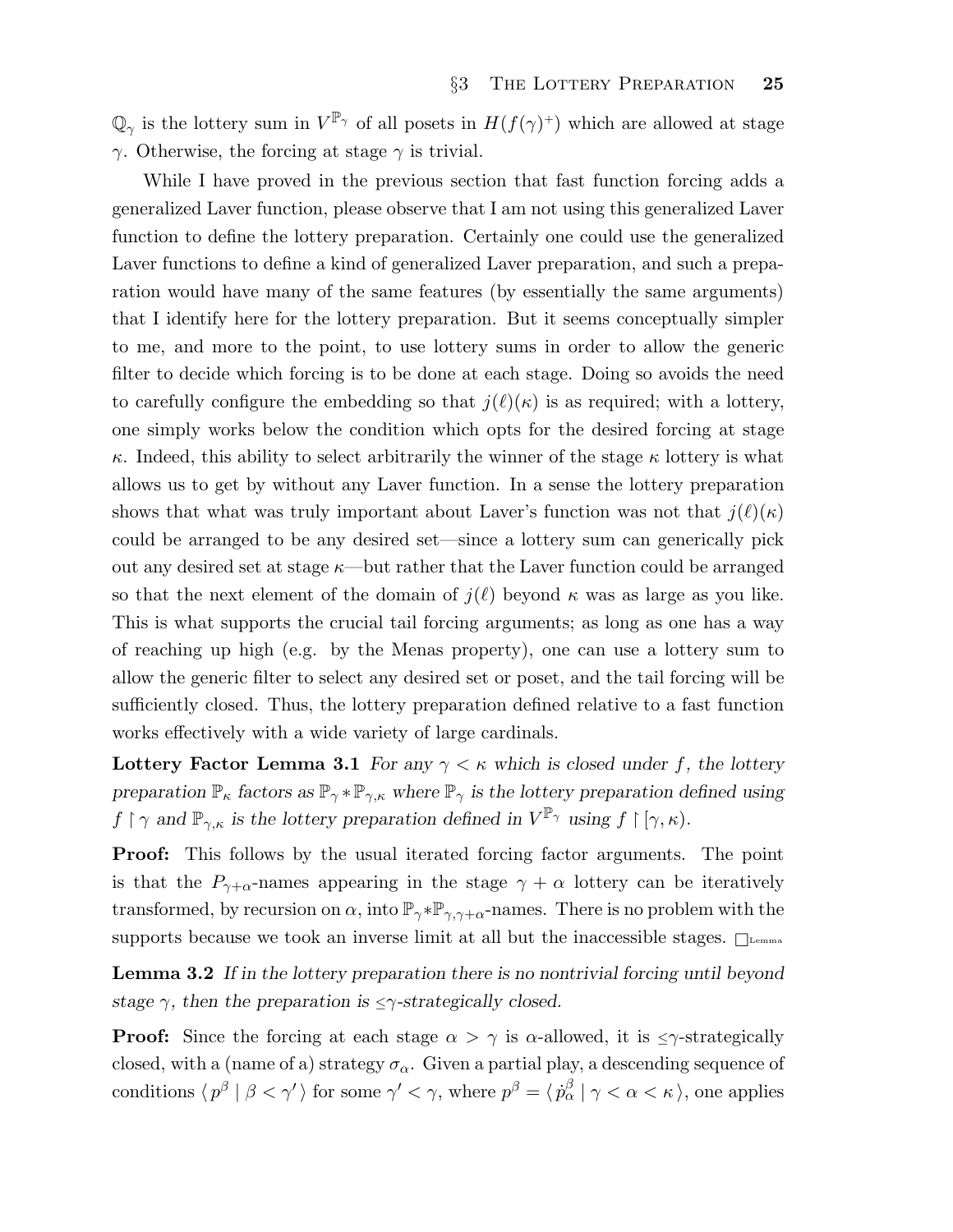$\mathbb{Q}_\gamma$ is the lottery sum in $V^{\mathbb{P}_\gamma}$ of all posets in $H(f(\gamma)^+)$ which are allowed at stage $\gamma$. Otherwise, the forcing at stage $\gamma$ is trivial.

While I have proved in the previous section that fast function forcing adds a generalized Laver function, please observe that I am not using this generalized Laver function to define the lottery preparation. Certainly one could use the generalized Laver functions to define a kind of generalized Laver preparation, and such a preparation would have many of the same features (by essentially the same arguments) that I identify here for the lottery preparation. But it seems conceptually simpler to me, and more to the point, to use lottery sums in order to allow the generic filter to decide which forcing is to be done at each stage. Doing so avoids the need to carefully configure the embedding so that $j(\ell)(\kappa)$ is as required; with a lottery, one simply works below the condition which opts for the desired forcing at stage $\kappa$. Indeed, this ability to select arbitrarily the winner of the stage $\kappa$ lottery is what allows us to get by without any Laver function. In a sense the lottery preparation shows that what was truly important about Laver's function was not that $j(\ell)(\kappa)$ could be arranged to be any desired set—since a lottery sum can generically pick out any desired set at stage $\kappa$—but rather that the Laver function could be arranged so that the next element of the domain of $j(\ell)$ beyond $\kappa$ was as large as you like. This is what supports the crucial tail forcing arguments; as long as one has a way of reaching up high (e.g. by the Menas property), one can use a lottery sum to allow the generic filter to select any desired set or poset, and the tail forcing will be sufficiently closed. Thus, the lottery preparation defined relative to a fast function works effectively with a wide variety of large cardinals.

**Lottery Factor Lemma 3.1** *For any $\gamma < \kappa$ which is closed under $f$, the lottery preparation $\mathbb{P}_\kappa$ factors as $\mathbb{P}_\gamma * \mathbb{P}_{\gamma,\kappa}$ where $\mathbb{P}_\gamma$ is the lottery preparation defined using $f \upharpoonright \gamma$ and $\mathbb{P}_{\gamma,\kappa}$ is the lottery preparation defined in $V^{\mathbb{P}_\gamma}$ using $f \upharpoonright [\gamma, \kappa)$.*

**Proof:** This follows by the usual iterated forcing factor arguments. The point is that the $P_{\gamma+\alpha}$-names appearing in the stage $\gamma + \alpha$ lottery can be iteratively transformed, by recursion on $\alpha$, into $\mathbb{P}_\gamma * \mathbb{P}_{\gamma,\gamma+\alpha}$-names. There is no problem with the supports because we took an inverse limit at all but the inaccessible stages. $\Box_{\text{Lemma}}$

**Lemma 3.2** *If in the lottery preparation there is no nontrivial forcing until beyond stage $\gamma$, then the preparation is $\leq\gamma$-strategically closed.*

**Proof:** Since the forcing at each stage $\alpha > \gamma$ is $\alpha$-allowed, it is $\leq\gamma$-strategically closed, with a (name of a) strategy $\sigma_\alpha$. Given a partial play, a descending sequence of conditions $\langle\, p^\beta \mid \beta < \gamma' \,\rangle$ for some $\gamma' < \gamma$, where $p^\beta = \langle\, \dot{p}^\beta_\alpha \mid \gamma < \alpha < \kappa \,\rangle$, one applies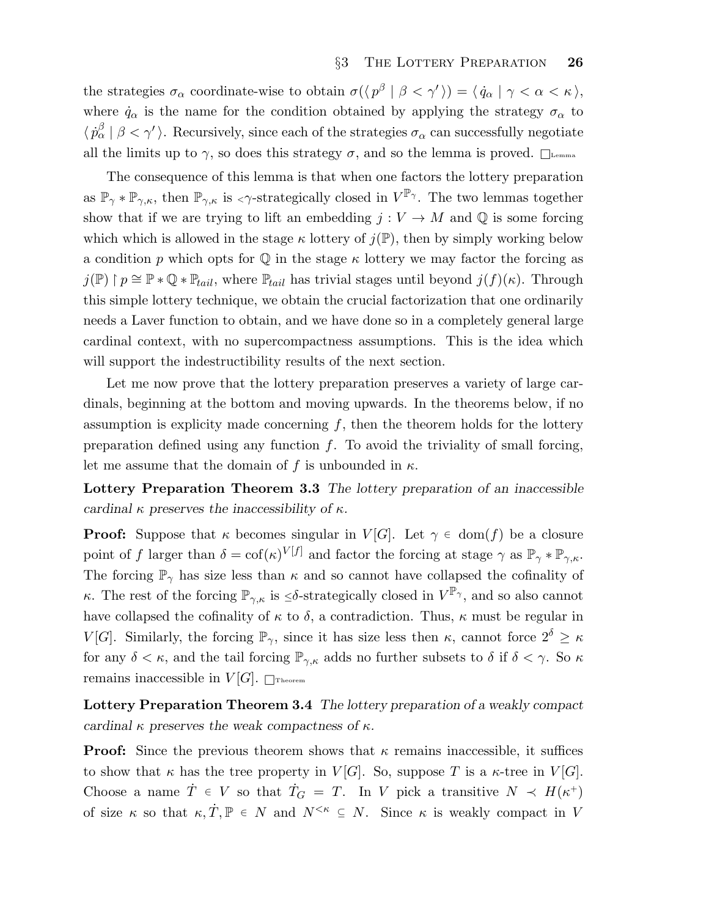the strategies $\sigma_\alpha$ coordinate-wise to obtain $\sigma(\langle p^\beta \mid \beta < \gamma' \rangle) = \langle \dot{q}_\alpha \mid \gamma < \alpha < \kappa \rangle$, where $\dot{q}_\alpha$ is the name for the condition obtained by applying the strategy $\sigma_\alpha$ to $\langle \dot{p}^\beta_\alpha \mid \beta < \gamma' \rangle$. Recursively, since each of the strategies $\sigma_\alpha$ can successfully negotiate all the limits up to $\gamma$, so does this strategy $\sigma$, and so the lemma is proved. $\square_{\text{Lemma}}$

The consequence of this lemma is that when one factors the lottery preparation as $\mathbb{P}_\gamma * \mathbb{P}_{\gamma,\kappa}$, then $\mathbb{P}_{\gamma,\kappa}$ is ${<}\gamma$-strategically closed in $V^{\mathbb{P}_\gamma}$. The two lemmas together show that if we are trying to lift an embedding $j : V \to M$ and $\mathbb{Q}$ is some forcing which which is allowed in the stage $\kappa$ lottery of $j(\mathbb{P})$, then by simply working below a condition $p$ which opts for $\mathbb{Q}$ in the stage $\kappa$ lottery we may factor the forcing as $j(\mathbb{P}) \restriction p \cong \mathbb{P} * \mathbb{Q} * \mathbb{P}_{tail}$, where $\mathbb{P}_{tail}$ has trivial stages until beyond $j(f)(\kappa)$. Through this simple lottery technique, we obtain the crucial factorization that one ordinarily needs a Laver function to obtain, and we have done so in a completely general large cardinal context, with no supercompactness assumptions. This is the idea which will support the indestructibility results of the next section.

Let me now prove that the lottery preparation preserves a variety of large cardinals, beginning at the bottom and moving upwards. In the theorems below, if no assumption is explicity made concerning $f$, then the theorem holds for the lottery preparation defined using any function $f$. To avoid the triviality of small forcing, let me assume that the domain of $f$ is unbounded in $\kappa$.

**Lottery Preparation Theorem 3.3** *The lottery preparation of an inaccessible cardinal $\kappa$ preserves the inaccessibility of $\kappa$.*

**Proof:** Suppose that $\kappa$ becomes singular in $V[G]$. Let $\gamma \in \operatorname{dom}(f)$ be a closure point of $f$ larger than $\delta = \operatorname{cof}(\kappa)^{V[f]}$ and factor the forcing at stage $\gamma$ as $\mathbb{P}_\gamma * \mathbb{P}_{\gamma,\kappa}$. The forcing $\mathbb{P}_\gamma$ has size less than $\kappa$ and so cannot have collapsed the cofinality of $\kappa$. The rest of the forcing $\mathbb{P}_{\gamma,\kappa}$ is $\leq\delta$-strategically closed in $V^{\mathbb{P}_\gamma}$, and so also cannot have collapsed the cofinality of $\kappa$ to $\delta$, a contradiction. Thus, $\kappa$ must be regular in $V[G]$. Similarly, the forcing $\mathbb{P}_\gamma$, since it has size less then $\kappa$, cannot force $2^\delta \geq \kappa$ for any $\delta < \kappa$, and the tail forcing $\mathbb{P}_{\gamma,\kappa}$ adds no further subsets to $\delta$ if $\delta < \gamma$. So $\kappa$ remains inaccessible in $V[G]$. $\square_{\text{Theorem}}$

**Lottery Preparation Theorem 3.4** *The lottery preparation of a weakly compact cardinal $\kappa$ preserves the weak compactness of $\kappa$.*

**Proof:** Since the previous theorem shows that $\kappa$ remains inaccessible, it suffices to show that $\kappa$ has the tree property in $V[G]$. So, suppose $T$ is a $\kappa$-tree in $V[G]$. Choose a name $\dot{T} \in V$ so that $\dot{T}_G = T$. In $V$ pick a transitive $N \prec H(\kappa^+)$ of size $\kappa$ so that $\kappa, \dot{T}, \mathbb{P} \in N$ and $N^{<\kappa} \subseteq N$. Since $\kappa$ is weakly compact in $V$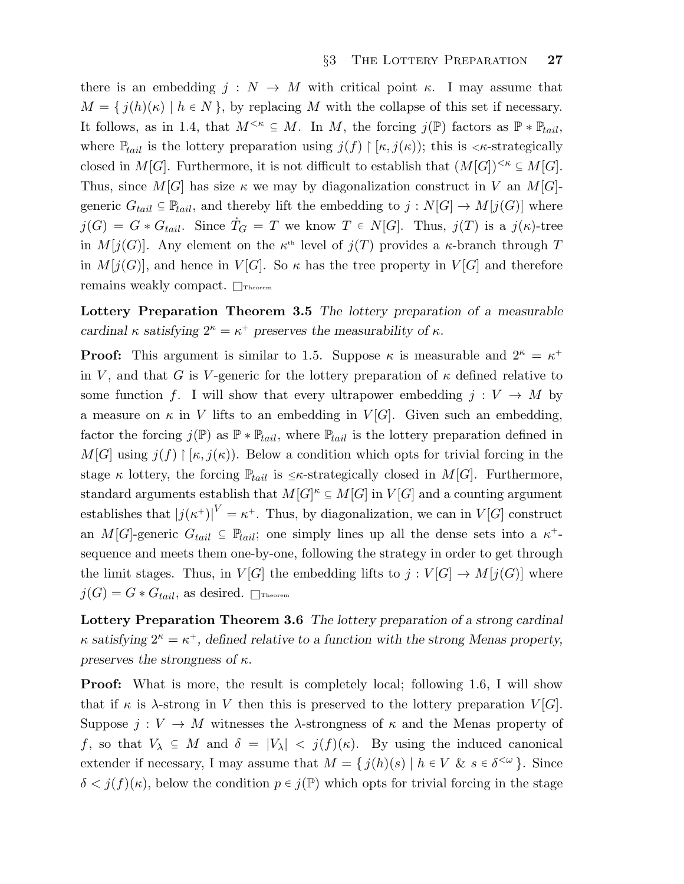there is an embedding $j : N \to M$ with critical point $\kappa$. I may assume that $M = \{ j(h)(\kappa) \mid h \in N \}$, by replacing $M$ with the collapse of this set if necessary. It follows, as in 1.4, that $M^{<\kappa} \subseteq M$. In $M$, the forcing $j(\mathbb{P})$ factors as $\mathbb{P} * \mathbb{P}_{tail}$, where $\mathbb{P}_{tail}$ is the lottery preparation using $j(f) \restriction [\kappa, j(\kappa))$; this is $<\kappa$-strategically closed in $M[G]$. Furthermore, it is not difficult to establish that $(M[G])^{<\kappa} \subseteq M[G]$. Thus, since $M[G]$ has size $\kappa$ we may by diagonalization construct in $V$ an $M[G]$-generic $G_{tail} \subseteq \mathbb{P}_{tail}$, and thereby lift the embedding to $j : N[G] \to M[j(G)]$ where $j(G) = G * G_{tail}$. Since $\dot{T}_G = T$ we know $T \in N[G]$. Thus, $j(T)$ is a $j(\kappa)$-tree in $M[j(G)]$. Any element on the $\kappa^{\text{th}}$ level of $j(T)$ provides a $\kappa$-branch through $T$ in $M[j(G)]$, and hence in $V[G]$. So $\kappa$ has the tree property in $V[G]$ and therefore remains weakly compact. $\square_{\text{Theorem}}$

**Lottery Preparation Theorem 3.5** *The lottery preparation of a measurable cardinal $\kappa$ satisfying $2^\kappa = \kappa^+$ preserves the measurability of $\kappa$.*

**Proof:** This argument is similar to 1.5. Suppose $\kappa$ is measurable and $2^\kappa = \kappa^+$ in $V$, and that $G$ is $V$-generic for the lottery preparation of $\kappa$ defined relative to some function $f$. I will show that every ultrapower embedding $j : V \to M$ by a measure on $\kappa$ in $V$ lifts to an embedding in $V[G]$. Given such an embedding, factor the forcing $j(\mathbb{P})$ as $\mathbb{P} * \mathbb{P}_{tail}$, where $\mathbb{P}_{tail}$ is the lottery preparation defined in $M[G]$ using $j(f) \restriction [\kappa, j(\kappa))$. Below a condition which opts for trivial forcing in the stage $\kappa$ lottery, the forcing $\mathbb{P}_{tail}$ is $\leq\kappa$-strategically closed in $M[G]$. Furthermore, standard arguments establish that $M[G]^\kappa \subseteq M[G]$ in $V[G]$ and a counting argument establishes that $|j(\kappa^+)|^V = \kappa^+$. Thus, by diagonalization, we can in $V[G]$ construct an $M[G]$-generic $G_{tail} \subseteq \mathbb{P}_{tail}$; one simply lines up all the dense sets into a $\kappa^+$-sequence and meets them one-by-one, following the strategy in order to get through the limit stages. Thus, in $V[G]$ the embedding lifts to $j : V[G] \to M[j(G)]$ where $j(G) = G * G_{tail}$, as desired. $\square_{\text{Theorem}}$

**Lottery Preparation Theorem 3.6** *The lottery preparation of a strong cardinal $\kappa$ satisfying $2^\kappa = \kappa^+$, defined relative to a function with the strong Menas property, preserves the strongness of $\kappa$.*

**Proof:** What is more, the result is completely local; following 1.6, I will show that if $\kappa$ is $\lambda$-strong in $V$ then this is preserved to the lottery preparation $V[G]$. Suppose $j : V \to M$ witnesses the $\lambda$-strongness of $\kappa$ and the Menas property of $f$, so that $V_\lambda \subseteq M$ and $\delta = |V_\lambda| < j(f)(\kappa)$. By using the induced canonical extender if necessary, I may assume that $M = \{ j(h)(s) \mid h \in V \ \&\ s \in \delta^{<\omega} \}$. Since $\delta < j(f)(\kappa)$, below the condition $p \in j(\mathbb{P})$ which opts for trivial forcing in the stage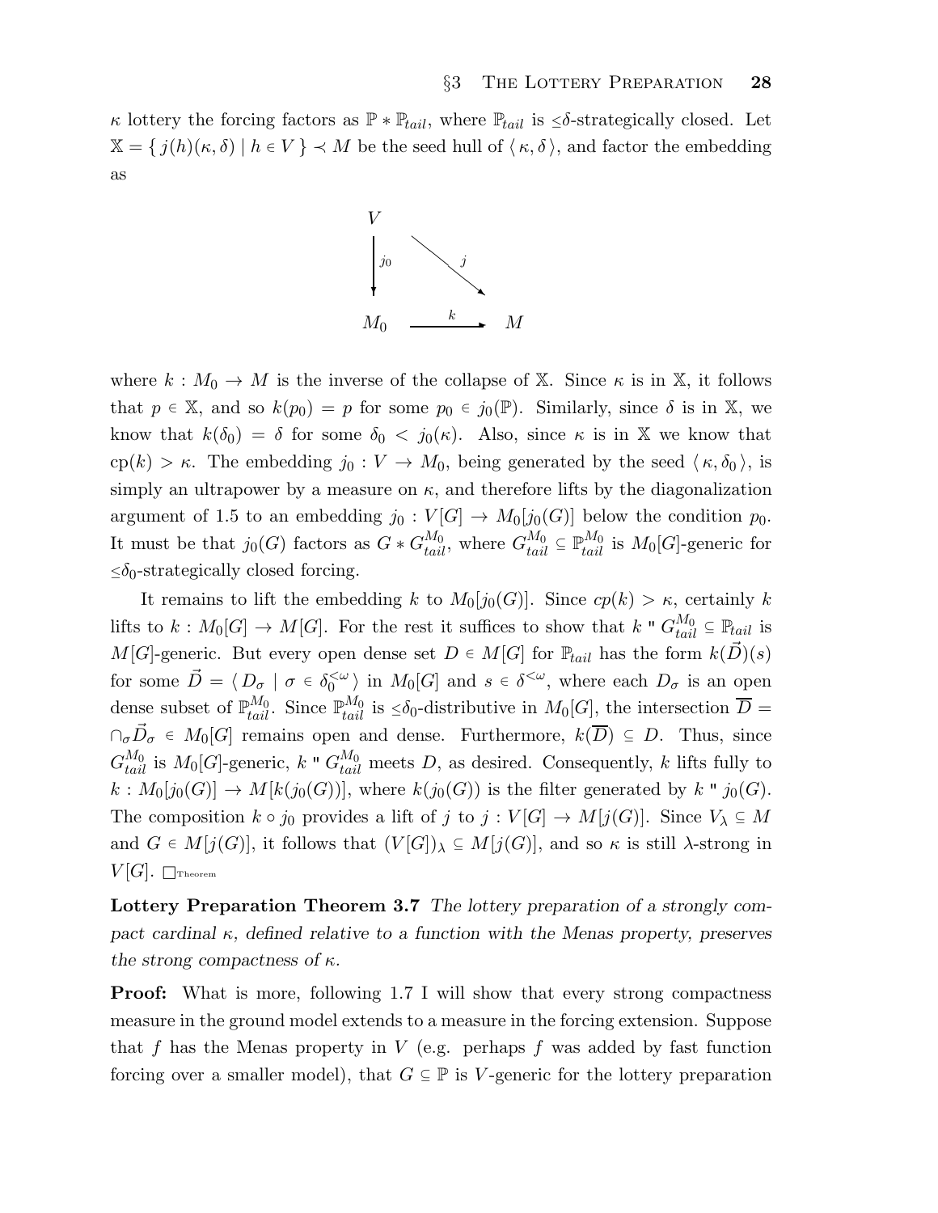$\kappa$ lottery the forcing factors as $\mathbb{P} * \mathbb{P}_{tail}$, where $\mathbb{P}_{tail}$ is $\leq\delta$-strategically closed. Let $\mathbb{X} = \{ j(h)(\kappa, \delta) \mid h \in V \} \prec M$ be the seed hull of $\langle \kappa, \delta \rangle$, and factor the embedding as

$$\begin{array}{ccc} V & & \\ \downarrow j_0 & \searrow j & \\ M_0 & \xrightarrow{k} & M \end{array}$$

where $k : M_0 \to M$ is the inverse of the collapse of $\mathbb{X}$. Since $\kappa$ is in $\mathbb{X}$, it follows that $p \in \mathbb{X}$, and so $k(p_0) = p$ for some $p_0 \in j_0(\mathbb{P})$. Similarly, since $\delta$ is in $\mathbb{X}$, we know that $k(\delta_0) = \delta$ for some $\delta_0 < j_0(\kappa)$. Also, since $\kappa$ is in $\mathbb{X}$ we know that $\mathrm{cp}(k) > \kappa$. The embedding $j_0 : V \to M_0$, being generated by the seed $\langle \kappa, \delta_0 \rangle$, is simply an ultrapower by a measure on $\kappa$, and therefore lifts by the diagonalization argument of 1.5 to an embedding $j_0 : V[G] \to M_0[j_0(G)]$ below the condition $p_0$. It must be that $j_0(G)$ factors as $G * G_{tail}^{M_0}$, where $G_{tail}^{M_0} \subseteq \mathbb{P}_{tail}^{M_0}$ is $M_0[G]$-generic for $\leq\delta_0$-strategically closed forcing.

It remains to lift the embedding $k$ to $M_0[j_0(G)]$. Since $cp(k) > \kappa$, certainly $k$ lifts to $k : M_0[G] \to M[G]$. For the rest it suffices to show that $k$ " $G_{tail}^{M_0} \subseteq \mathbb{P}_{tail}$ is $M[G]$-generic. But every open dense set $D \in M[G]$ for $\mathbb{P}_{tail}$ has the form $k(\vec{D})(s)$ for some $\vec{D} = \langle D_\sigma \mid \sigma \in \delta_0^{<\omega} \rangle$ in $M_0[G]$ and $s \in \delta^{<\omega}$, where each $D_\sigma$ is an open dense subset of $\mathbb{P}_{tail}^{M_0}$. Since $\mathbb{P}_{tail}^{M_0}$ is $\leq\delta_0$-distributive in $M_0[G]$, the intersection $\overline{D} = \cap_\sigma \vec{D}_\sigma \in M_0[G]$ remains open and dense. Furthermore, $k(\overline{D}) \subseteq D$. Thus, since $G_{tail}^{M_0}$ is $M_0[G]$-generic, $k$ " $G_{tail}^{M_0}$ meets $D$, as desired. Consequently, $k$ lifts fully to $k : M_0[j_0(G)] \to M[k(j_0(G))]$, where $k(j_0(G))$ is the filter generated by $k$ " $j_0(G)$. The composition $k \circ j_0$ provides a lift of $j$ to $j : V[G] \to M[j(G)]$. Since $V_\lambda \subseteq M$ and $G \in M[j(G)]$, it follows that $(V[G])_\lambda \subseteq M[j(G)]$, and so $\kappa$ is still $\lambda$-strong in $V[G]$. $\square_{\text{Theorem}}$

**Lottery Preparation Theorem 3.7** *The lottery preparation of a strongly compact cardinal $\kappa$, defined relative to a function with the Menas property, preserves the strong compactness of $\kappa$.*

**Proof:** What is more, following 1.7 I will show that every strong compactness measure in the ground model extends to a measure in the forcing extension. Suppose that $f$ has the Menas property in $V$ (e.g. perhaps $f$ was added by fast function forcing over a smaller model), that $G \subseteq \mathbb{P}$ is $V$-generic for the lottery preparation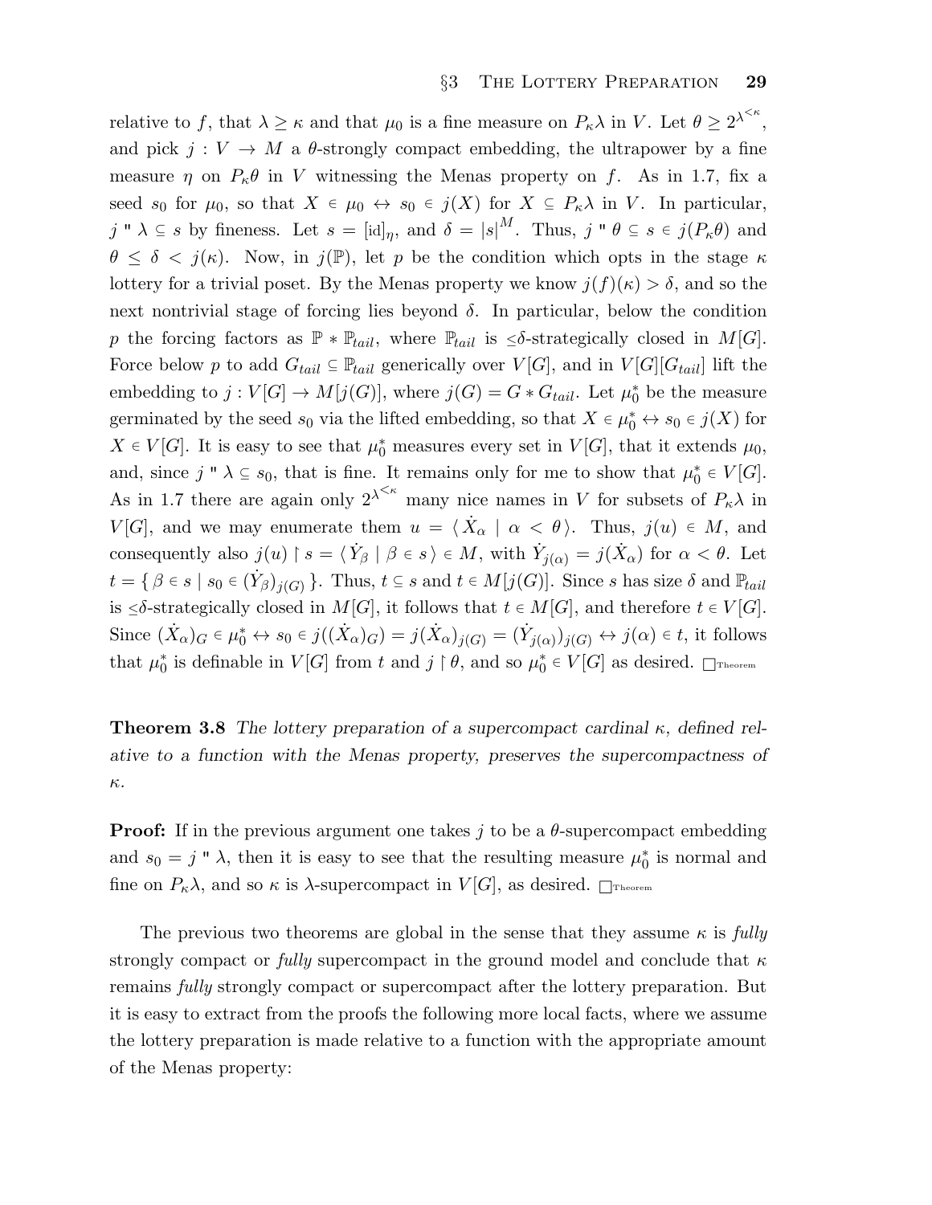relative to $f$, that $\lambda \geq \kappa$ and that $\mu_0$ is a fine measure on $P_\kappa\lambda$ in $V$. Let $\theta \geq 2^{\lambda^{<\kappa}}$, and pick $j : V \to M$ a $\theta$-strongly compact embedding, the ultrapower by a fine measure $\eta$ on $P_\kappa\theta$ in $V$ witnessing the Menas property on $f$. As in 1.7, fix a seed $s_0$ for $\mu_0$, so that $X \in \mu_0 \leftrightarrow s_0 \in j(X)$ for $X \subseteq P_\kappa\lambda$ in $V$. In particular, $j \,"\, \lambda \subseteq s$ by fineness. Let $s = [\mathrm{id}]_\eta$, and $\delta = |s|^M$. Thus, $j \,"\, \theta \subseteq s \in j(P_\kappa\theta)$ and $\theta \leq \delta < j(\kappa)$. Now, in $j(\mathbb{P})$, let $p$ be the condition which opts in the stage $\kappa$ lottery for a trivial poset. By the Menas property we know $j(f)(\kappa) > \delta$, and so the next nontrivial stage of forcing lies beyond $\delta$. In particular, below the condition $p$ the forcing factors as $\mathbb{P} * \mathbb{P}_{tail}$, where $\mathbb{P}_{tail}$ is $\leq\delta$-strategically closed in $M[G]$. Force below $p$ to add $G_{tail} \subseteq \mathbb{P}_{tail}$ generically over $V[G]$, and in $V[G][G_{tail}]$ lift the embedding to $j : V[G] \to M[j(G)]$, where $j(G) = G * G_{tail}$. Let $\mu_0^*$ be the measure germinated by the seed $s_0$ via the lifted embedding, so that $X \in \mu_0^* \leftrightarrow s_0 \in j(X)$ for $X \in V[G]$. It is easy to see that $\mu_0^*$ measures every set in $V[G]$, that it extends $\mu_0$, and, since $j \,"\, \lambda \subseteq s_0$, that is fine. It remains only for me to show that $\mu_0^* \in V[G]$. As in 1.7 there are again only $2^{\lambda^{<\kappa}}$ many nice names in $V$ for subsets of $P_\kappa\lambda$ in $V[G]$, and we may enumerate them $u = \langle \dot{X}_\alpha \mid \alpha < \theta \rangle$. Thus, $j(u) \in M$, and consequently also $j(u) \upharpoonright s = \langle \dot{Y}_\beta \mid \beta \in s \rangle \in M$, with $\dot{Y}_{j(\alpha)} = j(\dot{X}_\alpha)$ for $\alpha < \theta$. Let $t = \{\, \beta \in s \mid s_0 \in (\dot{Y}_\beta)_{j(G)} \,\}$. Thus, $t \subseteq s$ and $t \in M[j(G)]$. Since $s$ has size $\delta$ and $\mathbb{P}_{tail}$ is $\leq\delta$-strategically closed in $M[G]$, it follows that $t \in M[G]$, and therefore $t \in V[G]$. Since $(\dot{X}_\alpha)_G \in \mu_0^* \leftrightarrow s_0 \in j((\dot{X}_\alpha)_G) = j(\dot{X}_\alpha)_{j(G)} = (\dot{Y}_{j(\alpha)})_{j(G)} \leftrightarrow j(\alpha) \in t$, it follows that $\mu_0^*$ is definable in $V[G]$ from $t$ and $j \upharpoonright \theta$, and so $\mu_0^* \in V[G]$ as desired. $\square_{\text{Theorem}}$

**Theorem 3.8** *The lottery preparation of a supercompact cardinal $\kappa$, defined relative to a function with the Menas property, preserves the supercompactness of $\kappa$.*

**Proof:** If in the previous argument one takes $j$ to be a $\theta$-supercompact embedding and $s_0 = j \,"\, \lambda$, then it is easy to see that the resulting measure $\mu_0^*$ is normal and fine on $P_\kappa\lambda$, and so $\kappa$ is $\lambda$-supercompact in $V[G]$, as desired. $\square_{\text{Theorem}}$

The previous two theorems are global in the sense that they assume $\kappa$ is *fully* strongly compact or *fully* supercompact in the ground model and conclude that $\kappa$ remains *fully* strongly compact or supercompact after the lottery preparation. But it is easy to extract from the proofs the following more local facts, where we assume the lottery preparation is made relative to a function with the appropriate amount of the Menas property: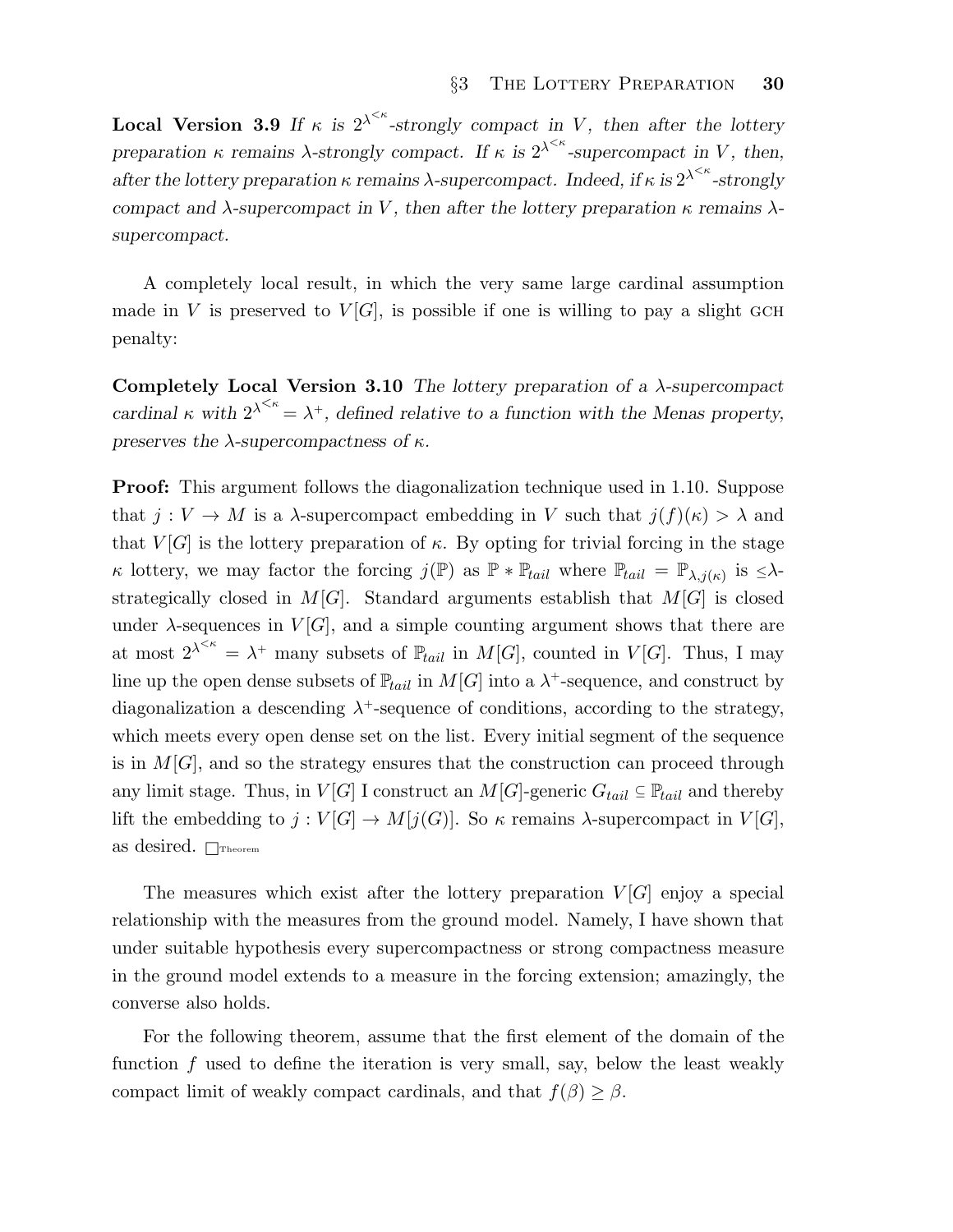**Local Version 3.9** *If $\kappa$ is $2^{\lambda^{<\kappa}}$-strongly compact in $V$, then after the lottery preparation $\kappa$ remains $\lambda$-strongly compact. If $\kappa$ is $2^{\lambda^{<\kappa}}$-supercompact in $V$, then, after the lottery preparation $\kappa$ remains $\lambda$-supercompact. Indeed, if $\kappa$ is $2^{\lambda^{<\kappa}}$-strongly compact and $\lambda$-supercompact in $V$, then after the lottery preparation $\kappa$ remains $\lambda$-supercompact.*

A completely local result, in which the very same large cardinal assumption made in $V$ is preserved to $V[G]$, is possible if one is willing to pay a slight GCH penalty:

**Completely Local Version 3.10** *The lottery preparation of a $\lambda$-supercompact cardinal $\kappa$ with $2^{\lambda^{<\kappa}} = \lambda^+$, defined relative to a function with the Menas property, preserves the $\lambda$-supercompactness of $\kappa$.*

**Proof:** This argument follows the diagonalization technique used in 1.10. Suppose that $j : V \to M$ is a $\lambda$-supercompact embedding in $V$ such that $j(f)(\kappa) > \lambda$ and that $V[G]$ is the lottery preparation of $\kappa$. By opting for trivial forcing in the stage $\kappa$ lottery, we may factor the forcing $j(\mathbb{P})$ as $\mathbb{P} * \mathbb{P}_{tail}$ where $\mathbb{P}_{tail} = \mathbb{P}_{\lambda,j(\kappa)}$ is $\leq\lambda$-strategically closed in $M[G]$. Standard arguments establish that $M[G]$ is closed under $\lambda$-sequences in $V[G]$, and a simple counting argument shows that there are at most $2^{\lambda^{<\kappa}} = \lambda^+$ many subsets of $\mathbb{P}_{tail}$ in $M[G]$, counted in $V[G]$. Thus, I may line up the open dense subsets of $\mathbb{P}_{tail}$ in $M[G]$ into a $\lambda^+$-sequence, and construct by diagonalization a descending $\lambda^+$-sequence of conditions, according to the strategy, which meets every open dense set on the list. Every initial segment of the sequence is in $M[G]$, and so the strategy ensures that the construction can proceed through any limit stage. Thus, in $V[G]$ I construct an $M[G]$-generic $G_{tail} \subseteq \mathbb{P}_{tail}$ and thereby lift the embedding to $j : V[G] \to M[j(G)]$. So $\kappa$ remains $\lambda$-supercompact in $V[G]$, as desired. $\square_{\text{Theorem}}$

The measures which exist after the lottery preparation $V[G]$ enjoy a special relationship with the measures from the ground model. Namely, I have shown that under suitable hypothesis every supercompactness or strong compactness measure in the ground model extends to a measure in the forcing extension; amazingly, the converse also holds.

For the following theorem, assume that the first element of the domain of the function $f$ used to define the iteration is very small, say, below the least weakly compact limit of weakly compact cardinals, and that $f(\beta) \geq \beta$.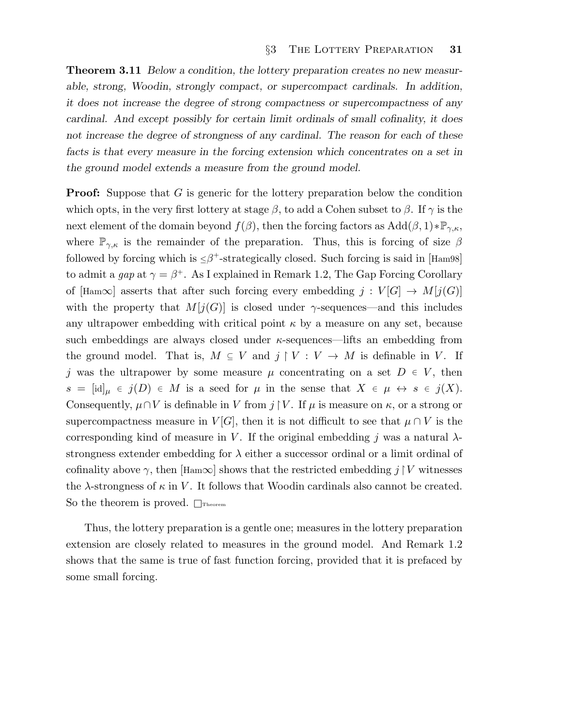**Theorem 3.11** *Below a condition, the lottery preparation creates no new measurable, strong, Woodin, strongly compact, or supercompact cardinals. In addition, it does not increase the degree of strong compactness or supercompactness of any cardinal. And except possibly for certain limit ordinals of small cofinality, it does not increase the degree of strongness of any cardinal. The reason for each of these facts is that every measure in the forcing extension which concentrates on a set in the ground model extends a measure from the ground model.*

**Proof:** Suppose that $G$ is generic for the lottery preparation below the condition which opts, in the very first lottery at stage $\beta$, to add a Cohen subset to $\beta$. If $\gamma$ is the next element of the domain beyond $f(\beta)$, then the forcing factors as $\mathrm{Add}(\beta, 1) * \mathbb{P}_{\gamma,\kappa}$, where $\mathbb{P}_{\gamma,\kappa}$ is the remainder of the preparation. Thus, this is forcing of size $\beta$ followed by forcing which is $\leq\beta^+$-strategically closed. Such forcing is said in [Ham98] to admit a *gap* at $\gamma = \beta^+$. As I explained in Remark 1.2, The Gap Forcing Corollary of [Ham$\infty$] asserts that after such forcing every embedding $j : V[G] \to M[j(G)]$ with the property that $M[j(G)]$ is closed under $\gamma$-sequences—and this includes any ultrapower embedding with critical point $\kappa$ by a measure on any set, because such embeddings are always closed under $\kappa$-sequences—lifts an embedding from the ground model. That is, $M \subseteq V$ and $j \restriction V : V \to M$ is definable in $V$. If $j$ was the ultrapower by some measure $\mu$ concentrating on a set $D \in V$, then $s = [\mathrm{id}]_\mu \in j(D) \in M$ is a seed for $\mu$ in the sense that $X \in \mu \leftrightarrow s \in j(X)$. Consequently, $\mu \cap V$ is definable in $V$ from $j \restriction V$. If $\mu$ is measure on $\kappa$, or a strong or supercompactness measure in $V[G]$, then it is not difficult to see that $\mu \cap V$ is the corresponding kind of measure in $V$. If the original embedding $j$ was a natural $\lambda$-strongness extender embedding for $\lambda$ either a successor ordinal or a limit ordinal of cofinality above $\gamma$, then [Ham$\infty$] shows that the restricted embedding $j \restriction V$ witnesses the $\lambda$-strongness of $\kappa$ in $V$. It follows that Woodin cardinals also cannot be created. So the theorem is proved. $\square_{\text{Theorem}}$

Thus, the lottery preparation is a gentle one; measures in the lottery preparation extension are closely related to measures in the ground model. And Remark 1.2 shows that the same is true of fast function forcing, provided that it is prefaced by some small forcing.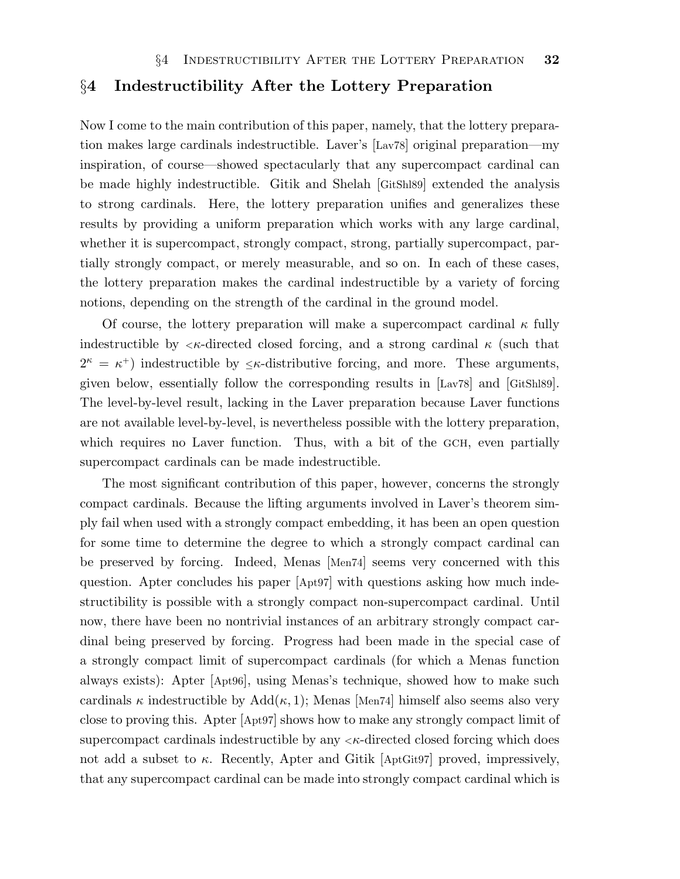## §4 Indestructibility After the Lottery Preparation

Now I come to the main contribution of this paper, namely, that the lottery preparation makes large cardinals indestructible. Laver's [Lav78] original preparation—my inspiration, of course—showed spectacularly that any supercompact cardinal can be made highly indestructible. Gitik and Shelah [GitShl89] extended the analysis to strong cardinals. Here, the lottery preparation unifies and generalizes these results by providing a uniform preparation which works with any large cardinal, whether it is supercompact, strongly compact, strong, partially supercompact, partially strongly compact, or merely measurable, and so on. In each of these cases, the lottery preparation makes the cardinal indestructible by a variety of forcing notions, depending on the strength of the cardinal in the ground model.

Of course, the lottery preparation will make a supercompact cardinal $\kappa$ fully indestructible by $<\kappa$-directed closed forcing, and a strong cardinal $\kappa$ (such that $2^\kappa = \kappa^+$) indestructible by $\leq\kappa$-distributive forcing, and more. These arguments, given below, essentially follow the corresponding results in [Lav78] and [GitShl89]. The level-by-level result, lacking in the Laver preparation because Laver functions are not available level-by-level, is nevertheless possible with the lottery preparation, which requires no Laver function. Thus, with a bit of the GCH, even partially supercompact cardinals can be made indestructible.

The most significant contribution of this paper, however, concerns the strongly compact cardinals. Because the lifting arguments involved in Laver's theorem simply fail when used with a strongly compact embedding, it has been an open question for some time to determine the degree to which a strongly compact cardinal can be preserved by forcing. Indeed, Menas [Men74] seems very concerned with this question. Apter concludes his paper [Apt97] with questions asking how much indestructibility is possible with a strongly compact non-supercompact cardinal. Until now, there have been no nontrivial instances of an arbitrary strongly compact cardinal being preserved by forcing. Progress had been made in the special case of a strongly compact limit of supercompact cardinals (for which a Menas function always exists): Apter [Apt96], using Menas's technique, showed how to make such cardinals $\kappa$ indestructible by $\mathrm{Add}(\kappa, 1)$; Menas [Men74] himself also seems also very close to proving this. Apter [Apt97] shows how to make any strongly compact limit of supercompact cardinals indestructible by any $<\kappa$-directed closed forcing which does not add a subset to $\kappa$. Recently, Apter and Gitik [AptGit97] proved, impressively, that any supercompact cardinal can be made into strongly compact cardinal which is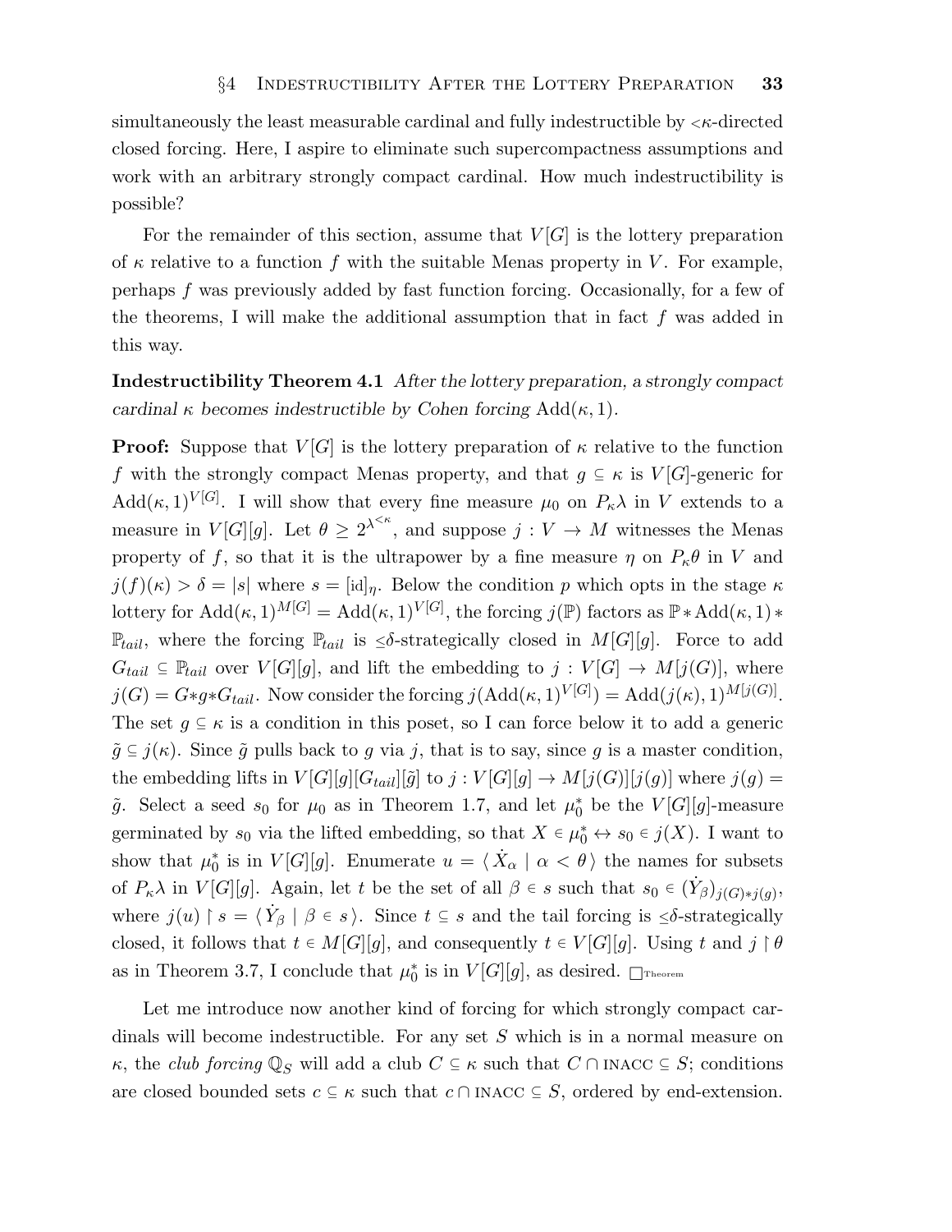simultaneously the least measurable cardinal and fully indestructible by $<\kappa$-directed closed forcing. Here, I aspire to eliminate such supercompactness assumptions and work with an arbitrary strongly compact cardinal. How much indestructibility is possible?

For the remainder of this section, assume that $V[G]$ is the lottery preparation of $\kappa$ relative to a function $f$ with the suitable Menas property in $V$. For example, perhaps $f$ was previously added by fast function forcing. Occasionally, for a few of the theorems, I will make the additional assumption that in fact $f$ was added in this way.

**Indestructibility Theorem 4.1** *After the lottery preparation, a strongly compact cardinal $\kappa$ becomes indestructible by Cohen forcing* $\mathrm{Add}(\kappa, 1)$.

**Proof:** Suppose that $V[G]$ is the lottery preparation of $\kappa$ relative to the function $f$ with the strongly compact Menas property, and that $g \subseteq \kappa$ is $V[G]$-generic for $\mathrm{Add}(\kappa, 1)^{V[G]}$. I will show that every fine measure $\mu_0$ on $P_\kappa\lambda$ in $V$ extends to a measure in $V[G][g]$. Let $\theta \geq 2^{\lambda^{<\kappa}}$, and suppose $j : V \to M$ witnesses the Menas property of $f$, so that it is the ultrapower by a fine measure $\eta$ on $P_\kappa\theta$ in $V$ and $j(f)(\kappa) > \delta = |s|$ where $s = [\mathrm{id}]_\eta$. Below the condition $p$ which opts in the stage $\kappa$ lottery for $\mathrm{Add}(\kappa, 1)^{M[G]} = \mathrm{Add}(\kappa, 1)^{V[G]}$, the forcing $j(\mathbb{P})$ factors as $\mathbb{P} * \mathrm{Add}(\kappa, 1) * \mathbb{P}_{tail}$, where the forcing $\mathbb{P}_{tail}$ is $\leq\delta$-strategically closed in $M[G][g]$. Force to add $G_{tail} \subseteq \mathbb{P}_{tail}$ over $V[G][g]$, and lift the embedding to $j : V[G] \to M[j(G)]$, where $j(G) = G*g*G_{tail}$. Now consider the forcing $j(\mathrm{Add}(\kappa, 1)^{V[G]}) = \mathrm{Add}(j(\kappa), 1)^{M[j(G)]}$. The set $g \subseteq \kappa$ is a condition in this poset, so I can force below it to add a generic $\tilde{g} \subseteq j(\kappa)$. Since $\tilde{g}$ pulls back to $g$ via $j$, that is to say, since $g$ is a master condition, the embedding lifts in $V[G][g][G_{tail}][\tilde{g}]$ to $j : V[G][g] \to M[j(G)][j(g)]$ where $j(g) = \tilde{g}$. Select a seed $s_0$ for $\mu_0$ as in Theorem 1.7, and let $\mu_0^*$ be the $V[G][g]$-measure germinated by $s_0$ via the lifted embedding, so that $X \in \mu_0^* \leftrightarrow s_0 \in j(X)$. I want to show that $\mu_0^*$ is in $V[G][g]$. Enumerate $u = \langle\, \dot{X}_\alpha \mid \alpha < \theta \,\rangle$ the names for subsets of $P_\kappa\lambda$ in $V[G][g]$. Again, let $t$ be the set of all $\beta \in s$ such that $s_0 \in (\dot{Y}_\beta)_{j(G)*j(g)}$, where $j(u) \restriction s = \langle\, \dot{Y}_\beta \mid \beta \in s \,\rangle$. Since $t \subseteq s$ and the tail forcing is $\leq\delta$-strategically closed, it follows that $t \in M[G][g]$, and consequently $t \in V[G][g]$. Using $t$ and $j \restriction \theta$ as in Theorem 3.7, I conclude that $\mu_0^*$ is in $V[G][g]$, as desired. $\square_{\text{Theorem}}$

Let me introduce now another kind of forcing for which strongly compact cardinals will become indestructible. For any set $S$ which is in a normal measure on $\kappa$, the *club forcing* $\mathbb{Q}_S$ will add a club $C \subseteq \kappa$ such that $C \cap \text{INACC} \subseteq S$; conditions are closed bounded sets $c \subseteq \kappa$ such that $c \cap \text{INACC} \subseteq S$, ordered by end-extension.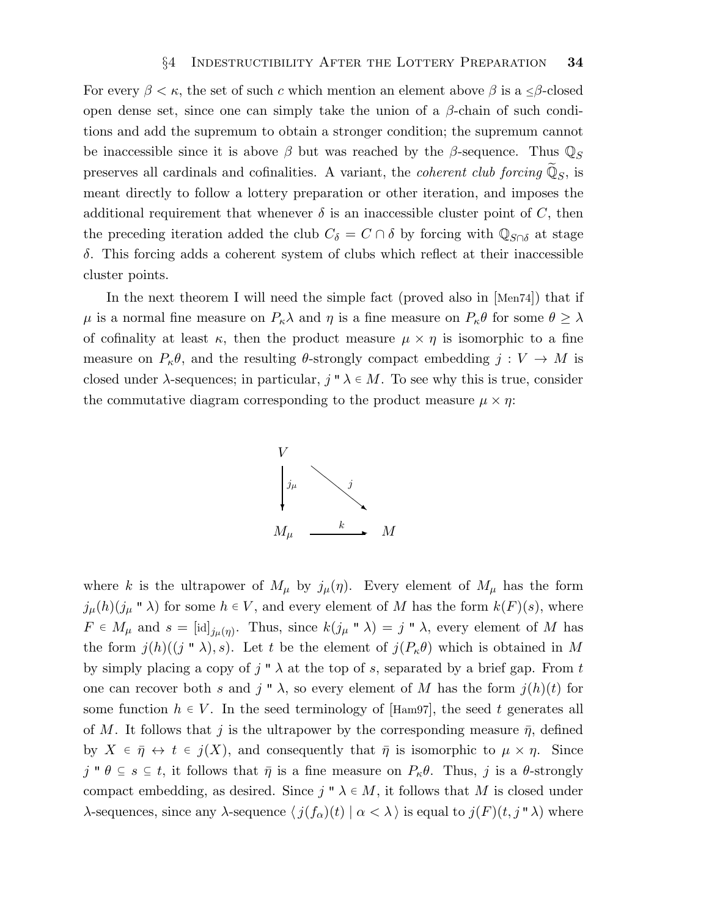For every $\beta < \kappa$, the set of such $c$ which mention an element above $\beta$ is a $\leq\beta$-closed open dense set, since one can simply take the union of a $\beta$-chain of such conditions and add the supremum to obtain a stronger condition; the supremum cannot be inaccessible since it is above $\beta$ but was reached by the $\beta$-sequence. Thus $\mathbb{Q}_S$ preserves all cardinals and cofinalities. A variant, the *coherent club forcing* $\widetilde{\mathbb{Q}}_S$, is meant directly to follow a lottery preparation or other iteration, and imposes the additional requirement that whenever $\delta$ is an inaccessible cluster point of $C$, then the preceding iteration added the club $C_\delta = C \cap \delta$ by forcing with $\mathbb{Q}_{S\cap\delta}$ at stage $\delta$. This forcing adds a coherent system of clubs which reflect at their inaccessible cluster points.

In the next theorem I will need the simple fact (proved also in [Men74]) that if $\mu$ is a normal fine measure on $P_\kappa\lambda$ and $\eta$ is a fine measure on $P_\kappa\theta$ for some $\theta \geq \lambda$ of cofinality at least $\kappa$, then the product measure $\mu \times \eta$ is isomorphic to a fine measure on $P_\kappa\theta$, and the resulting $\theta$-strongly compact embedding $j : V \to M$ is closed under $\lambda$-sequences; in particular, $j\,``\,\lambda \in M$. To see why this is true, consider the commutative diagram corresponding to the product measure $\mu \times \eta$:

$$\begin{array}{ccc} V & & \\ \downarrow{\scriptstyle j_\mu} & \searrow{\scriptstyle j} & \\ M_\mu & \xrightarrow{\ k\ } & M \end{array}$$

where $k$ is the ultrapower of $M_\mu$ by $j_\mu(\eta)$. Every element of $M_\mu$ has the form $j_\mu(h)(j_\mu\,``\,\lambda)$ for some $h \in V$, and every element of $M$ has the form $k(F)(s)$, where $F \in M_\mu$ and $s = [\mathrm{id}]_{j_\mu(\eta)}$. Thus, since $k(j_\mu\,``\,\lambda) = j\,``\,\lambda$, every element of $M$ has the form $j(h)((j\,``\,\lambda), s)$. Let $t$ be the element of $j(P_\kappa\theta)$ which is obtained in $M$ by simply placing a copy of $j\,``\,\lambda$ at the top of $s$, separated by a brief gap. From $t$ one can recover both $s$ and $j\,``\,\lambda$, so every element of $M$ has the form $j(h)(t)$ for some function $h \in V$. In the seed terminology of [Ham97], the seed $t$ generates all of $M$. It follows that $j$ is the ultrapower by the corresponding measure $\bar\eta$, defined by $X \in \bar\eta \leftrightarrow t \in j(X)$, and consequently that $\bar\eta$ is isomorphic to $\mu \times \eta$. Since $j\,``\,\theta \subseteq s \subseteq t$, it follows that $\bar\eta$ is a fine measure on $P_\kappa\theta$. Thus, $j$ is a $\theta$-strongly compact embedding, as desired. Since $j\,``\,\lambda \in M$, it follows that $M$ is closed under $\lambda$-sequences, since any $\lambda$-sequence $\langle\, j(f_\alpha)(t) \mid \alpha < \lambda \,\rangle$ is equal to $j(F)(t, j\,``\,\lambda)$ where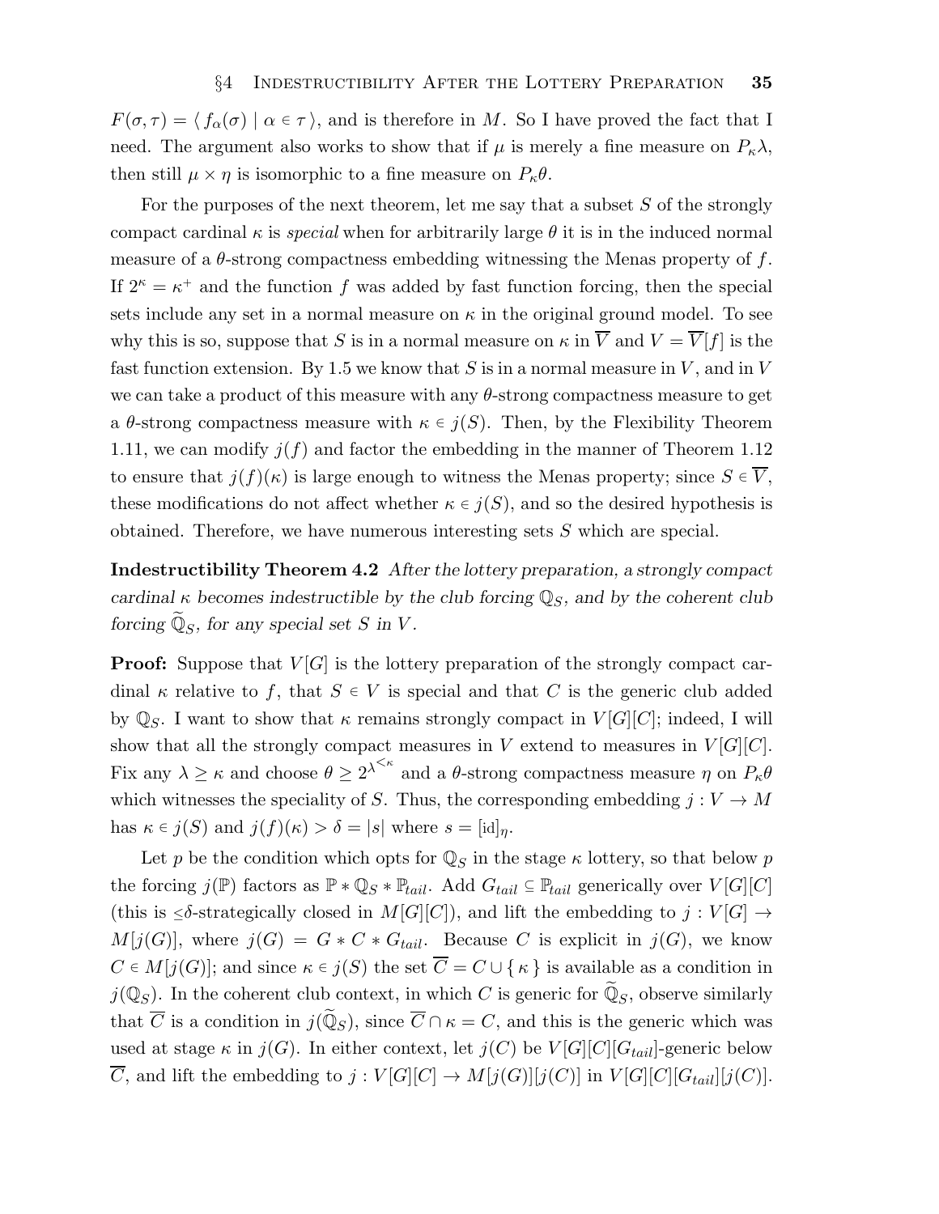$F(\sigma,\tau) = \langle\, f_\alpha(\sigma) \mid \alpha \in \tau \,\rangle$, and is therefore in $M$. So I have proved the fact that I need. The argument also works to show that if $\mu$ is merely a fine measure on $P_\kappa\lambda$, then still $\mu \times \eta$ is isomorphic to a fine measure on $P_\kappa\theta$.

For the purposes of the next theorem, let me say that a subset $S$ of the strongly compact cardinal $\kappa$ is *special* when for arbitrarily large $\theta$ it is in the induced normal measure of a $\theta$-strong compactness embedding witnessing the Menas property of $f$. If $2^\kappa = \kappa^+$ and the function $f$ was added by fast function forcing, then the special sets include any set in a normal measure on $\kappa$ in the original ground model. To see why this is so, suppose that $S$ is in a normal measure on $\kappa$ in $\overline{V}$ and $V = \overline{V}[f]$ is the fast function extension. By 1.5 we know that $S$ is in a normal measure in $V$, and in $V$ we can take a product of this measure with any $\theta$-strong compactness measure to get a $\theta$-strong compactness measure with $\kappa \in j(S)$. Then, by the Flexibility Theorem 1.11, we can modify $j(f)$ and factor the embedding in the manner of Theorem 1.12 to ensure that $j(f)(\kappa)$ is large enough to witness the Menas property; since $S \in \overline{V}$, these modifications do not affect whether $\kappa \in j(S)$, and so the desired hypothesis is obtained. Therefore, we have numerous interesting sets $S$ which are special.

**Indestructibility Theorem 4.2** *After the lottery preparation, a strongly compact cardinal $\kappa$ becomes indestructible by the club forcing $\mathbb{Q}_S$, and by the coherent club forcing $\widetilde{\mathbb{Q}}_S$, for any special set $S$ in $V$.*

**Proof:** Suppose that $V[G]$ is the lottery preparation of the strongly compact cardinal $\kappa$ relative to $f$, that $S \in V$ is special and that $C$ is the generic club added by $\mathbb{Q}_S$. I want to show that $\kappa$ remains strongly compact in $V[G][C]$; indeed, I will show that all the strongly compact measures in $V$ extend to measures in $V[G][C]$. Fix any $\lambda \geq \kappa$ and choose $\theta \geq 2^{\lambda^{<\kappa}}$ and a $\theta$-strong compactness measure $\eta$ on $P_\kappa\theta$ which witnesses the speciality of $S$. Thus, the corresponding embedding $j : V \to M$ has $\kappa \in j(S)$ and $j(f)(\kappa) > \delta = |s|$ where $s = [\mathrm{id}]_\eta$.

Let $p$ be the condition which opts for $\mathbb{Q}_S$ in the stage $\kappa$ lottery, so that below $p$ the forcing $j(\mathbb{P})$ factors as $\mathbb{P} * \mathbb{Q}_S * \mathbb{P}_{tail}$. Add $G_{tail} \subseteq \mathbb{P}_{tail}$ generically over $V[G][C]$ (this is $\leq\delta$-strategically closed in $M[G][C]$), and lift the embedding to $j : V[G] \to M[j(G)]$, where $j(G) = G * C * G_{tail}$. Because $C$ is explicit in $j(G)$, we know $C \in M[j(G)]$; and since $\kappa \in j(S)$ the set $\overline{C} = C \cup \{\,\kappa\,\}$ is available as a condition in $j(\mathbb{Q}_S)$. In the coherent club context, in which $C$ is generic for $\widetilde{\mathbb{Q}}_S$, observe similarly that $\overline{C}$ is a condition in $j(\widetilde{\mathbb{Q}}_S)$, since $\overline{C} \cap \kappa = C$, and this is the generic which was used at stage $\kappa$ in $j(G)$. In either context, let $j(C)$ be $V[G][C][G_{tail}]$-generic below $\overline{C}$, and lift the embedding to $j : V[G][C] \to M[j(G)][j(C)]$ in $V[G][C][G_{tail}][j(C)]$.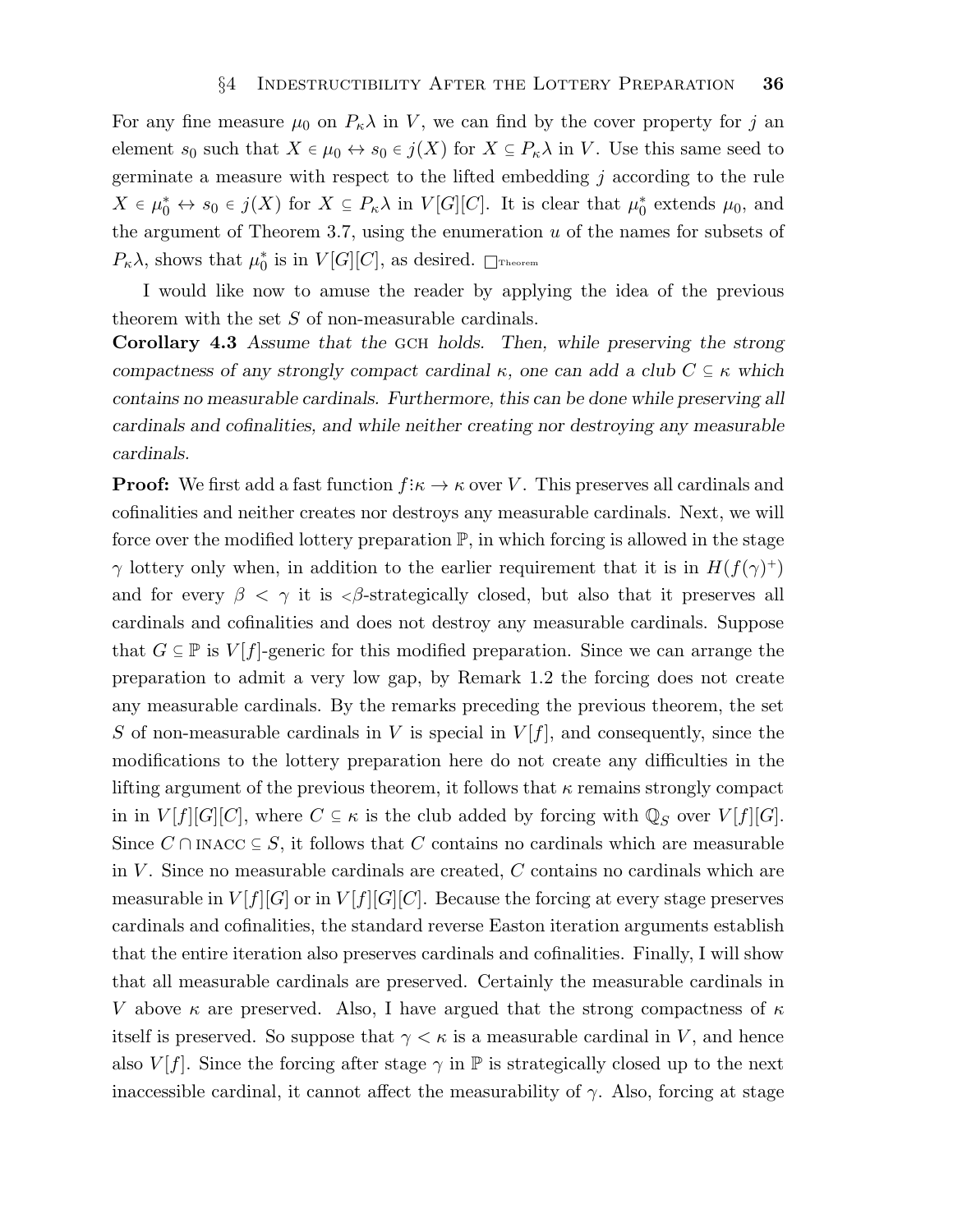For any fine measure $\mu_0$ on $P_\kappa\lambda$ in $V$, we can find by the cover property for $j$ an element $s_0$ such that $X \in \mu_0 \leftrightarrow s_0 \in j(X)$ for $X \subseteq P_\kappa\lambda$ in $V$. Use this same seed to germinate a measure with respect to the lifted embedding $j$ according to the rule $X \in \mu_0^* \leftrightarrow s_0 \in j(X)$ for $X \subseteq P_\kappa\lambda$ in $V[G][C]$. It is clear that $\mu_0^*$ extends $\mu_0$, and the argument of Theorem 3.7, using the enumeration $u$ of the names for subsets of $P_\kappa\lambda$, shows that $\mu_0^*$ is in $V[G][C]$, as desired. $\square_{\text{Theorem}}$

I would like now to amuse the reader by applying the idea of the previous theorem with the set $S$ of non-measurable cardinals.

**Corollary 4.3** *Assume that the* GCH *holds. Then, while preserving the strong compactness of any strongly compact cardinal $\kappa$, one can add a club $C \subseteq \kappa$ which contains no measurable cardinals. Furthermore, this can be done while preserving all cardinals and cofinalities, and while neither creating nor destroying any measurable cardinals.*

**Proof:** We first add a fast function $f : \kappa \to \kappa$ over $V$. This preserves all cardinals and cofinalities and neither creates nor destroys any measurable cardinals. Next, we will force over the modified lottery preparation $\mathbb{P}$, in which forcing is allowed in the stage $\gamma$ lottery only when, in addition to the earlier requirement that it is in $H(f(\gamma)^+)$ and for every $\beta < \gamma$ it is $<\beta$-strategically closed, but also that it preserves all cardinals and cofinalities and does not destroy any measurable cardinals. Suppose that $G \subseteq \mathbb{P}$ is $V[f]$-generic for this modified preparation. Since we can arrange the preparation to admit a very low gap, by Remark 1.2 the forcing does not create any measurable cardinals. By the remarks preceding the previous theorem, the set $S$ of non-measurable cardinals in $V$ is special in $V[f]$, and consequently, since the modifications to the lottery preparation here do not create any difficulties in the lifting argument of the previous theorem, it follows that $\kappa$ remains strongly compact in in $V[f][G][C]$, where $C \subseteq \kappa$ is the club added by forcing with $\mathbb{Q}_S$ over $V[f][G]$. Since $C \cap \text{INACC} \subseteq S$, it follows that $C$ contains no cardinals which are measurable in $V$. Since no measurable cardinals are created, $C$ contains no cardinals which are measurable in $V[f][G]$ or in $V[f][G][C]$. Because the forcing at every stage preserves cardinals and cofinalities, the standard reverse Easton iteration arguments establish that the entire iteration also preserves cardinals and cofinalities. Finally, I will show that all measurable cardinals are preserved. Certainly the measurable cardinals in $V$ above $\kappa$ are preserved. Also, I have argued that the strong compactness of $\kappa$ itself is preserved. So suppose that $\gamma < \kappa$ is a measurable cardinal in $V$, and hence also $V[f]$. Since the forcing after stage $\gamma$ in $\mathbb{P}$ is strategically closed up to the next inaccessible cardinal, it cannot affect the measurability of $\gamma$. Also, forcing at stage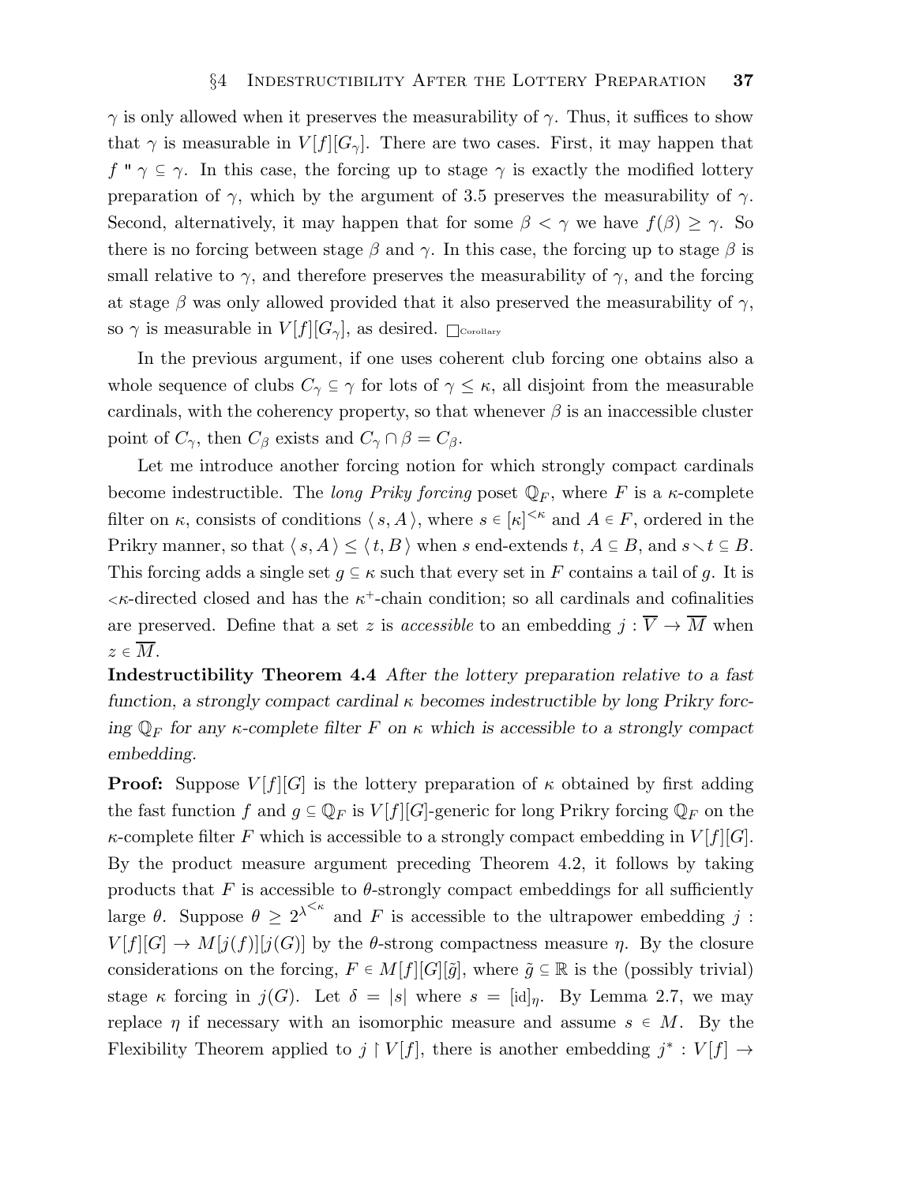$\gamma$ is only allowed when it preserves the measurability of $\gamma$. Thus, it suffices to show that $\gamma$ is measurable in $V[f][G_\gamma]$. There are two cases. First, it may happen that $f\,"\,\gamma \subseteq \gamma$. In this case, the forcing up to stage $\gamma$ is exactly the modified lottery preparation of $\gamma$, which by the argument of 3.5 preserves the measurability of $\gamma$. Second, alternatively, it may happen that for some $\beta < \gamma$ we have $f(\beta) \geq \gamma$. So there is no forcing between stage $\beta$ and $\gamma$. In this case, the forcing up to stage $\beta$ is small relative to $\gamma$, and therefore preserves the measurability of $\gamma$, and the forcing at stage $\beta$ was only allowed provided that it also preserved the measurability of $\gamma$, so $\gamma$ is measurable in $V[f][G_\gamma]$, as desired. $\square_{\text{Corollary}}$

In the previous argument, if one uses coherent club forcing one obtains also a whole sequence of clubs $C_\gamma \subseteq \gamma$ for lots of $\gamma \leq \kappa$, all disjoint from the measurable cardinals, with the coherency property, so that whenever $\beta$ is an inaccessible cluster point of $C_\gamma$, then $C_\beta$ exists and $C_\gamma \cap \beta = C_\beta$.

Let me introduce another forcing notion for which strongly compact cardinals become indestructible. The *long Priky forcing* poset $\mathbb{Q}_F$, where $F$ is a $\kappa$-complete filter on $\kappa$, consists of conditions $\langle\, s, A\,\rangle$, where $s \in [\kappa]^{<\kappa}$ and $A \in F$, ordered in the Prikry manner, so that $\langle\, s, A\,\rangle \leq \langle\, t, B\,\rangle$ when $s$ end-extends $t$, $A \subseteq B$, and $s \setminus t \subseteq B$. This forcing adds a single set $g \subseteq \kappa$ such that every set in $F$ contains a tail of $g$. It is $<\!\kappa$-directed closed and has the $\kappa^+$-chain condition; so all cardinals and cofinalities are preserved. Define that a set $z$ is *accessible* to an embedding $j : \overline{V} \to \overline{M}$ when $z \in \overline{M}$.

**Indestructibility Theorem 4.4** *After the lottery preparation relative to a fast function, a strongly compact cardinal $\kappa$ becomes indestructible by long Prikry forcing $\mathbb{Q}_F$ for any $\kappa$-complete filter $F$ on $\kappa$ which is accessible to a strongly compact embedding.*

**Proof:** Suppose $V[f][G]$ is the lottery preparation of $\kappa$ obtained by first adding the fast function $f$ and $g \subseteq \mathbb{Q}_F$ is $V[f][G]$-generic for long Prikry forcing $\mathbb{Q}_F$ on the $\kappa$-complete filter $F$ which is accessible to a strongly compact embedding in $V[f][G]$. By the product measure argument preceding Theorem 4.2, it follows by taking products that $F$ is accessible to $\theta$-strongly compact embeddings for all sufficiently large $\theta$. Suppose $\theta \geq 2^{\lambda^{<\kappa}}$ and $F$ is accessible to the ultrapower embedding $j : V[f][G] \to M[j(f)][j(G)]$ by the $\theta$-strong compactness measure $\eta$. By the closure considerations on the forcing, $F \in M[f][G][\tilde{g}]$, where $\tilde{g} \subseteq \mathbb{R}$ is the (possibly trivial) stage $\kappa$ forcing in $j(G)$. Let $\delta = |s|$ where $s = [\mathrm{id}]_\eta$. By Lemma 2.7, we may replace $\eta$ if necessary with an isomorphic measure and assume $s \in M$. By the Flexibility Theorem applied to $j \restriction V[f]$, there is another embedding $j^* : V[f] \to$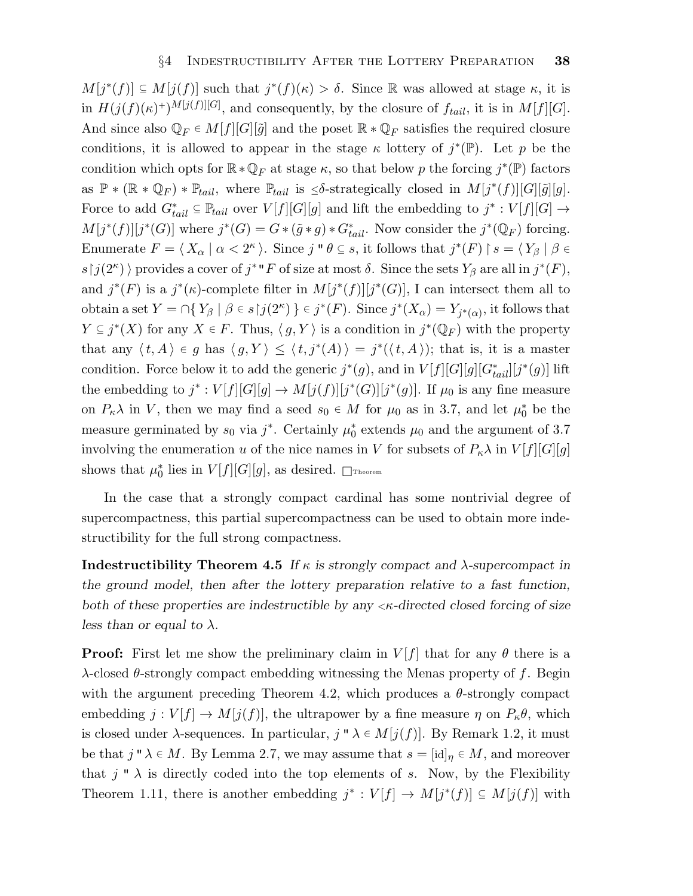$M[j^*(f)] \subseteq M[j(f)]$ such that $j^*(f)(\kappa) > \delta$. Since $\mathbb{R}$ was allowed at stage $\kappa$, it is in $H(j(f)(\kappa)^+)^{M[j(f)][G]}$, and consequently, by the closure of $f_{tail}$, it is in $M[f][G]$. And since also $\mathbb{Q}_F \in M[f][G][\tilde{g}]$ and the poset $\mathbb{R} * \mathbb{Q}_F$ satisfies the required closure conditions, it is allowed to appear in the stage $\kappa$ lottery of $j^*(\mathbb{P})$. Let $p$ be the condition which opts for $\mathbb{R} * \mathbb{Q}_F$ at stage $\kappa$, so that below $p$ the forcing $j^*(\mathbb{P})$ factors as $\mathbb{P} * (\mathbb{R} * \mathbb{Q}_F) * \mathbb{P}_{tail}$, where $\mathbb{P}_{tail}$ is $\leq\delta$-strategically closed in $M[j^*(f)][G][\tilde{g}][g]$. Force to add $G^*_{tail} \subseteq \mathbb{P}_{tail}$ over $V[f][G][g]$ and lift the embedding to $j^* : V[f][G] \to M[j^*(f)][j^*(G)]$ where $j^*(G) = G * (\tilde{g} * g) * G^*_{tail}$. Now consider the $j^*(\mathbb{Q}_F)$ forcing. Enumerate $F = \langle X_\alpha \mid \alpha < 2^\kappa \rangle$. Since $j \text{ " } \theta \subseteq s$, it follows that $j^*(F) \restriction s = \langle Y_\beta \mid \beta \in s \restriction j(2^\kappa) \rangle$ provides a cover of $j^* \text{ " } F$ of size at most $\delta$. Since the sets $Y_\beta$ are all in $j^*(F)$, and $j^*(F)$ is a $j^*(\kappa)$-complete filter in $M[j^*(f)][j^*(G)]$, I can intersect them all to obtain a set $Y = \cap\{ Y_\beta \mid \beta \in s \restriction j(2^\kappa) \} \in j^*(F)$. Since $j^*(X_\alpha) = Y_{j^*(\alpha)}$, it follows that $Y \subseteq j^*(X)$ for any $X \in F$. Thus, $\langle g, Y \rangle$ is a condition in $j^*(\mathbb{Q}_F)$ with the property that any $\langle t, A \rangle \in g$ has $\langle g, Y \rangle \leq \langle t, j^*(A) \rangle = j^*(\langle t, A \rangle)$; that is, it is a master condition. Force below it to add the generic $j^*(g)$, and in $V[f][G][g][G^*_{tail}][j^*(g)]$ lift the embedding to $j^* : V[f][G][g] \to M[j(f)][j^*(G)][j^*(g)]$. If $\mu_0$ is any fine measure on $P_\kappa\lambda$ in $V$, then we may find a seed $s_0 \in M$ for $\mu_0$ as in 3.7, and let $\mu_0^*$ be the measure germinated by $s_0$ via $j^*$. Certainly $\mu_0^*$ extends $\mu_0$ and the argument of 3.7 involving the enumeration $u$ of the nice names in $V$ for subsets of $P_\kappa\lambda$ in $V[f][G][g]$ shows that $\mu_0^*$ lies in $V[f][G][g]$, as desired. $\square_{\text{Theorem}}$

In the case that a strongly compact cardinal has some nontrivial degree of supercompactness, this partial supercompactness can be used to obtain more indestructibility for the full strong compactness.

**Indestructibility Theorem 4.5** *If $\kappa$ is strongly compact and $\lambda$-supercompact in the ground model, then after the lottery preparation relative to a fast function, both of these properties are indestructible by any $<\kappa$-directed closed forcing of size less than or equal to $\lambda$.*

**Proof:** First let me show the preliminary claim in $V[f]$ that for any $\theta$ there is a $\lambda$-closed $\theta$-strongly compact embedding witnessing the Menas property of $f$. Begin with the argument preceding Theorem 4.2, which produces a $\theta$-strongly compact embedding $j : V[f] \to M[j(f)]$, the ultrapower by a fine measure $\eta$ on $P_\kappa\theta$, which is closed under $\lambda$-sequences. In particular, $j \text{ " } \lambda \in M[j(f)]$. By Remark 1.2, it must be that $j \text{ " } \lambda \in M$. By Lemma 2.7, we may assume that $s = [\text{id}]_\eta \in M$, and moreover that $j \text{ " } \lambda$ is directly coded into the top elements of $s$. Now, by the Flexibility Theorem 1.11, there is another embedding $j^* : V[f] \to M[j^*(f)] \subseteq M[j(f)]$ with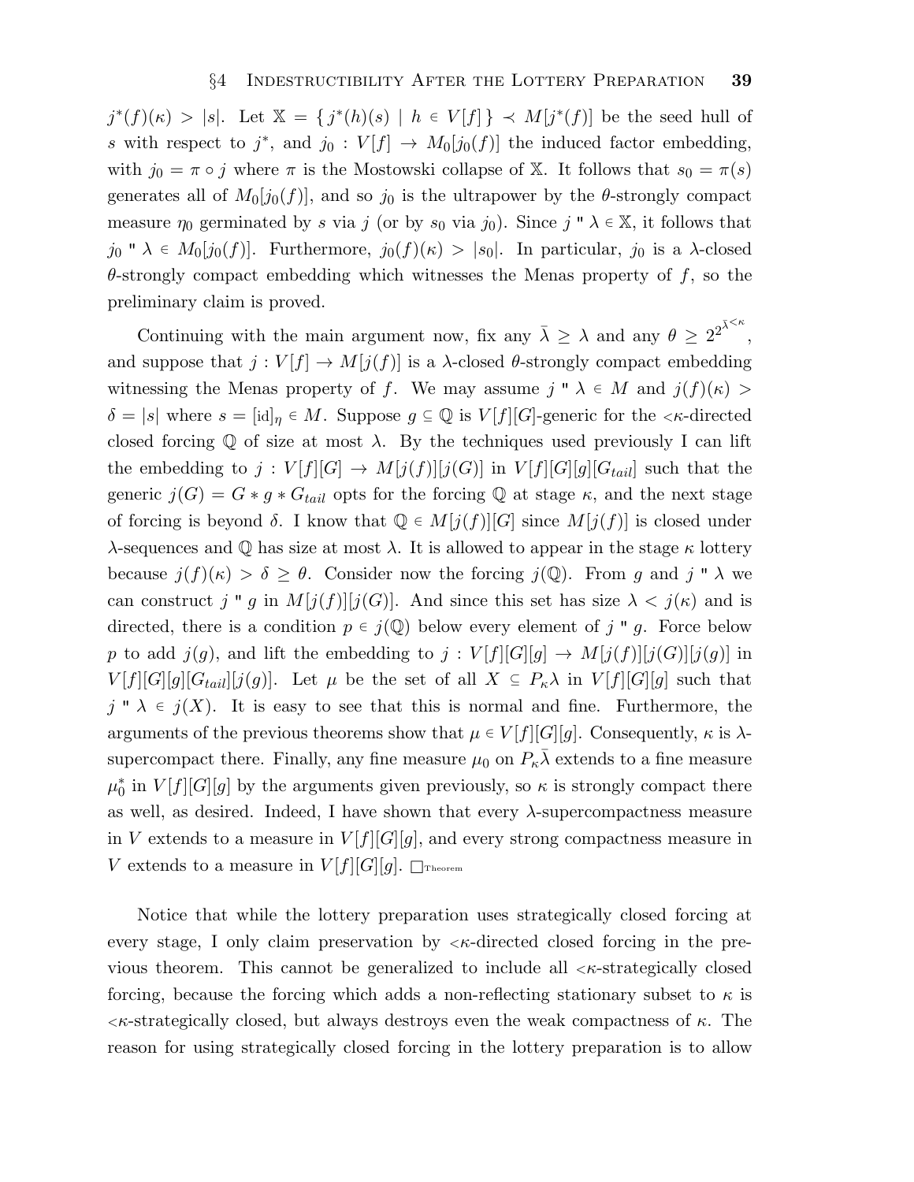$j^*(f)(\kappa) > |s|$. Let $\mathbb{X} = \{\, j^*(h)(s) \mid h \in V[f]\,\} \prec M[j^*(f)]$ be the seed hull of $s$ with respect to $j^*$, and $j_0 : V[f] \to M_0[j_0(f)]$ the induced factor embedding, with $j_0 = \pi \circ j$ where $\pi$ is the Mostowski collapse of $\mathbb{X}$. It follows that $s_0 = \pi(s)$ generates all of $M_0[j_0(f)]$, and so $j_0$ is the ultrapower by the $\theta$-strongly compact measure $\eta_0$ germinated by $s$ via $j$ (or by $s_0$ via $j_0$). Since $j\,"\,\lambda \in \mathbb{X}$, it follows that $j_0\,"\,\lambda \in M_0[j_0(f)]$. Furthermore, $j_0(f)(\kappa) > |s_0|$. In particular, $j_0$ is a $\lambda$-closed $\theta$-strongly compact embedding which witnesses the Menas property of $f$, so the preliminary claim is proved.

Continuing with the main argument now, fix any $\bar\lambda \geq \lambda$ and any $\theta \geq 2^{2^{\bar\lambda^{<\kappa}}}$, and suppose that $j : V[f] \to M[j(f)]$ is a $\lambda$-closed $\theta$-strongly compact embedding witnessing the Menas property of $f$. We may assume $j\,"\,\lambda \in M$ and $j(f)(\kappa) > \delta = |s|$ where $s = [\mathrm{id}]_\eta \in M$. Suppose $g \subseteq \mathbb{Q}$ is $V[f][G]$-generic for the $<\kappa$-directed closed forcing $\mathbb{Q}$ of size at most $\lambda$. By the techniques used previously I can lift the embedding to $j : V[f][G] \to M[j(f)][j(G)]$ in $V[f][G][g][G_{tail}]$ such that the generic $j(G) = G * g * G_{tail}$ opts for the forcing $\mathbb{Q}$ at stage $\kappa$, and the next stage of forcing is beyond $\delta$. I know that $\mathbb{Q} \in M[j(f)][G]$ since $M[j(f)]$ is closed under $\lambda$-sequences and $\mathbb{Q}$ has size at most $\lambda$. It is allowed to appear in the stage $\kappa$ lottery because $j(f)(\kappa) > \delta \geq \theta$. Consider now the forcing $j(\mathbb{Q})$. From $g$ and $j\,"\,\lambda$ we can construct $j\,"\,g$ in $M[j(f)][j(G)]$. And since this set has size $\lambda < j(\kappa)$ and is directed, there is a condition $p \in j(\mathbb{Q})$ below every element of $j\,"\,g$. Force below $p$ to add $j(g)$, and lift the embedding to $j : V[f][G][g] \to M[j(f)][j(G)][j(g)]$ in $V[f][G][g][G_{tail}][j(g)]$. Let $\mu$ be the set of all $X \subseteq P_\kappa\lambda$ in $V[f][G][g]$ such that $j\,"\,\lambda \in j(X)$. It is easy to see that this is normal and fine. Furthermore, the arguments of the previous theorems show that $\mu \in V[f][G][g]$. Consequently, $\kappa$ is $\lambda$-supercompact there. Finally, any fine measure $\mu_0$ on $P_\kappa\bar\lambda$ extends to a fine measure $\mu_0^*$ in $V[f][G][g]$ by the arguments given previously, so $\kappa$ is strongly compact there as well, as desired. Indeed, I have shown that every $\lambda$-supercompactness measure in $V$ extends to a measure in $V[f][G][g]$, and every strong compactness measure in $V$ extends to a measure in $V[f][G][g]$. $\Box_{\text{Theorem}}$

Notice that while the lottery preparation uses strategically closed forcing at every stage, I only claim preservation by $<\kappa$-directed closed forcing in the previous theorem. This cannot be generalized to include all $<\kappa$-strategically closed forcing, because the forcing which adds a non-reflecting stationary subset to $\kappa$ is $<\kappa$-strategically closed, but always destroys even the weak compactness of $\kappa$. The reason for using strategically closed forcing in the lottery preparation is to allow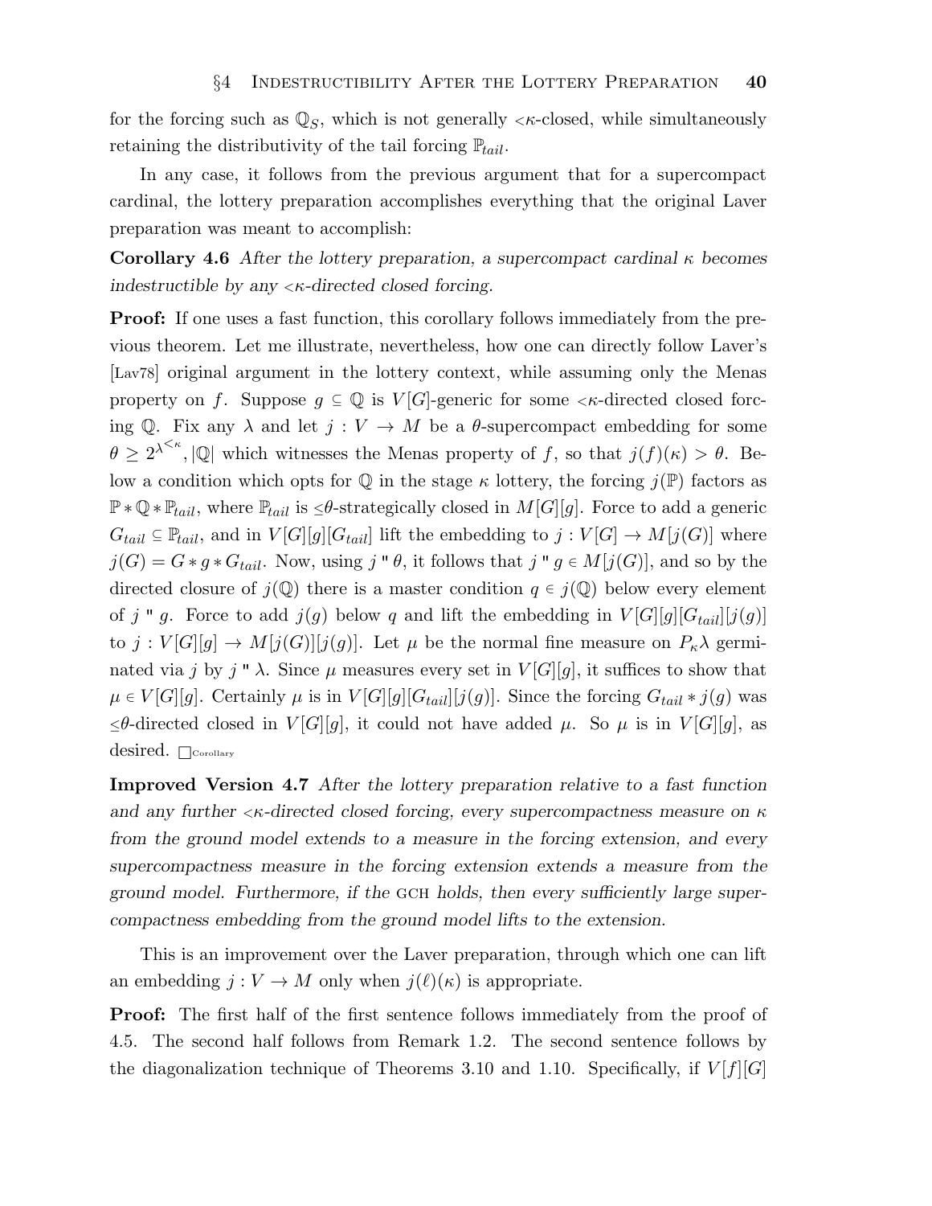for the forcing such as $\mathbb{Q}_S$, which is not generally $<\kappa$-closed, while simultaneously retaining the distributivity of the tail forcing $\mathbb{P}_{tail}$.

In any case, it follows from the previous argument that for a supercompact cardinal, the lottery preparation accomplishes everything that the original Laver preparation was meant to accomplish:

**Corollary 4.6** *After the lottery preparation, a supercompact cardinal $\kappa$ becomes indestructible by any $<\kappa$-directed closed forcing.*

**Proof:** If one uses a fast function, this corollary follows immediately from the previous theorem. Let me illustrate, nevertheless, how one can directly follow Laver's [Lav78] original argument in the lottery context, while assuming only the Menas property on $f$. Suppose $g \subseteq \mathbb{Q}$ is $V[G]$-generic for some $<\kappa$-directed closed forcing $\mathbb{Q}$. Fix any $\lambda$ and let $j : V \to M$ be a $\theta$-supercompact embedding for some $\theta \geq 2^{\lambda^{<\kappa}}, |\mathbb{Q}|$ which witnesses the Menas property of $f$, so that $j(f)(\kappa) > \theta$. Below a condition which opts for $\mathbb{Q}$ in the stage $\kappa$ lottery, the forcing $j(\mathbb{P})$ factors as $\mathbb{P} * \mathbb{Q} * \mathbb{P}_{tail}$, where $\mathbb{P}_{tail}$ is $\leq\theta$-strategically closed in $M[G][g]$. Force to add a generic $G_{tail} \subseteq \mathbb{P}_{tail}$, and in $V[G][g][G_{tail}]$ lift the embedding to $j : V[G] \to M[j(G)]$ where $j(G) = G * g * G_{tail}$. Now, using $j " \theta$, it follows that $j " g \in M[j(G)]$, and so by the directed closure of $j(\mathbb{Q})$ there is a master condition $q \in j(\mathbb{Q})$ below every element of $j " g$. Force to add $j(g)$ below $q$ and lift the embedding in $V[G][g][G_{tail}][j(g)]$ to $j : V[G][g] \to M[j(G)][j(g)]$. Let $\mu$ be the normal fine measure on $P_\kappa\lambda$ germinated via $j$ by $j " \lambda$. Since $\mu$ measures every set in $V[G][g]$, it suffices to show that $\mu \in V[G][g]$. Certainly $\mu$ is in $V[G][g][G_{tail}][j(g)]$. Since the forcing $G_{tail} * j(g)$ was $\leq\theta$-directed closed in $V[G][g]$, it could not have added $\mu$. So $\mu$ is in $V[G][g]$, as desired. $\square_{\text{Corollary}}$

**Improved Version 4.7** *After the lottery preparation relative to a fast function and any further $<\kappa$-directed closed forcing, every supercompactness measure on $\kappa$ from the ground model extends to a measure in the forcing extension, and every supercompactness measure in the forcing extension extends a measure from the ground model. Furthermore, if the* GCH *holds, then every sufficiently large supercompactness embedding from the ground model lifts to the extension.*

This is an improvement over the Laver preparation, through which one can lift an embedding $j : V \to M$ only when $j(\ell)(\kappa)$ is appropriate.

**Proof:** The first half of the first sentence follows immediately from the proof of 4.5. The second half follows from Remark 1.2. The second sentence follows by the diagonalization technique of Theorems 3.10 and 1.10. Specifically, if $V[f][G]$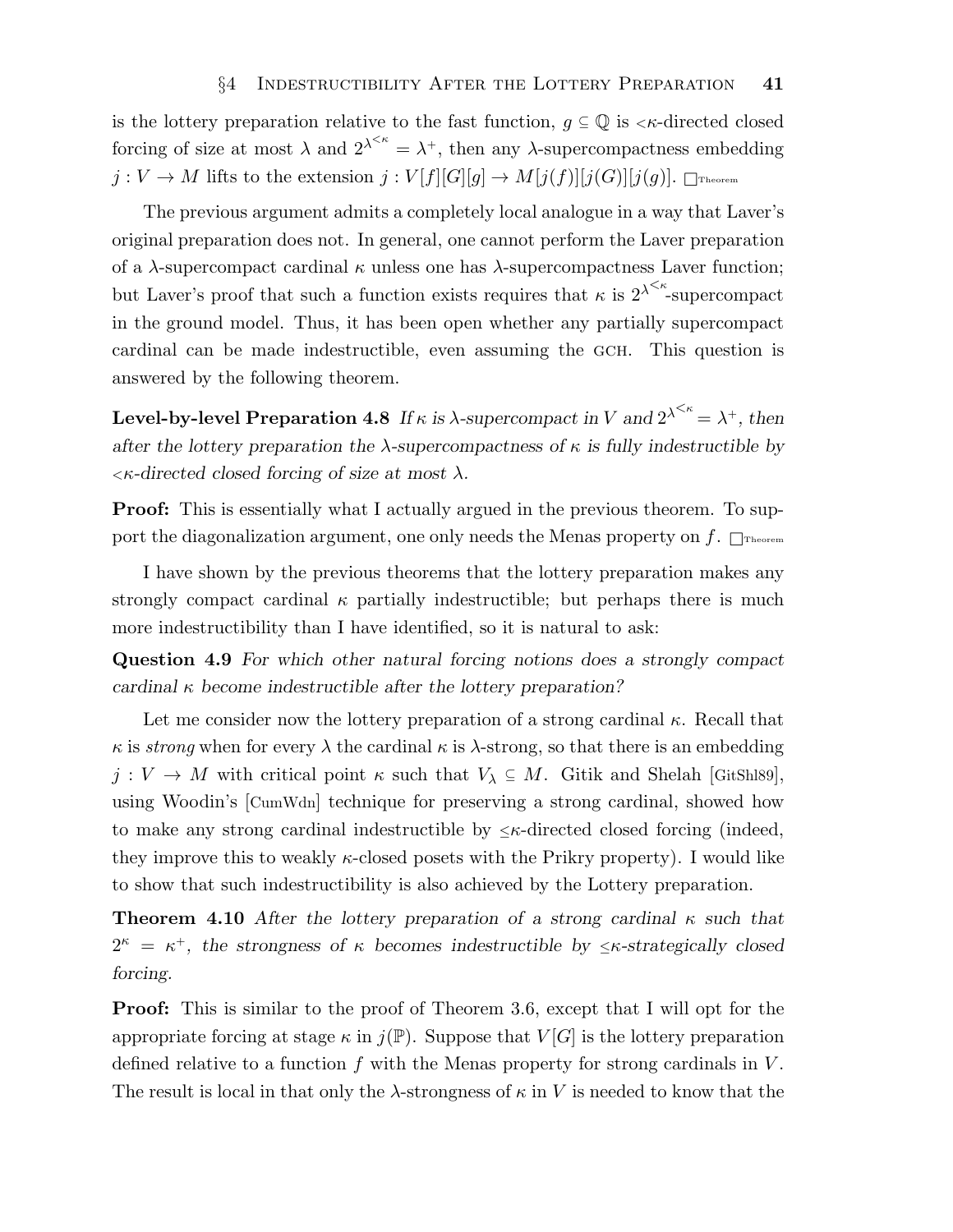is the lottery preparation relative to the fast function, $g \subseteq \mathbb{Q}$ is $<\kappa$-directed closed forcing of size at most $\lambda$ and $2^{\lambda^{<\kappa}} = \lambda^+$, then any $\lambda$-supercompactness embedding $j : V \to M$ lifts to the extension $j : V[f][G][g] \to M[j(f)][j(G)][j(g)]$. $\square_{\text{Theorem}}$

The previous argument admits a completely local analogue in a way that Laver's original preparation does not. In general, one cannot perform the Laver preparation of a $\lambda$-supercompact cardinal $\kappa$ unless one has $\lambda$-supercompactness Laver function; but Laver's proof that such a function exists requires that $\kappa$ is $2^{\lambda^{<\kappa}}$-supercompact in the ground model. Thus, it has been open whether any partially supercompact cardinal can be made indestructible, even assuming the GCH. This question is answered by the following theorem.

**Level-by-level Preparation 4.8** *If $\kappa$ is $\lambda$-supercompact in $V$ and $2^{\lambda^{<\kappa}} = \lambda^+$, then after the lottery preparation the $\lambda$-supercompactness of $\kappa$ is fully indestructible by $<\kappa$-directed closed forcing of size at most $\lambda$.*

**Proof:** This is essentially what I actually argued in the previous theorem. To support the diagonalization argument, one only needs the Menas property on $f$. $\square_{\text{Theorem}}$

I have shown by the previous theorems that the lottery preparation makes any strongly compact cardinal $\kappa$ partially indestructible; but perhaps there is much more indestructibility than I have identified, so it is natural to ask:

**Question 4.9** *For which other natural forcing notions does a strongly compact cardinal $\kappa$ become indestructible after the lottery preparation?*

Let me consider now the lottery preparation of a strong cardinal $\kappa$. Recall that $\kappa$ is *strong* when for every $\lambda$ the cardinal $\kappa$ is $\lambda$-strong, so that there is an embedding $j : V \to M$ with critical point $\kappa$ such that $V_\lambda \subseteq M$. Gitik and Shelah [GitShl89], using Woodin's [CumWdn] technique for preserving a strong cardinal, showed how to make any strong cardinal indestructible by $\leq\kappa$-directed closed forcing (indeed, they improve this to weakly $\kappa$-closed posets with the Prikry property). I would like to show that such indestructibility is also achieved by the Lottery preparation.

**Theorem 4.10** *After the lottery preparation of a strong cardinal $\kappa$ such that $2^\kappa = \kappa^+$, the strongness of $\kappa$ becomes indestructible by $\leq\kappa$-strategically closed forcing.*

**Proof:** This is similar to the proof of Theorem 3.6, except that I will opt for the appropriate forcing at stage $\kappa$ in $j(\mathbb{P})$. Suppose that $V[G]$ is the lottery preparation defined relative to a function $f$ with the Menas property for strong cardinals in $V$. The result is local in that only the $\lambda$-strongness of $\kappa$ in $V$ is needed to know that the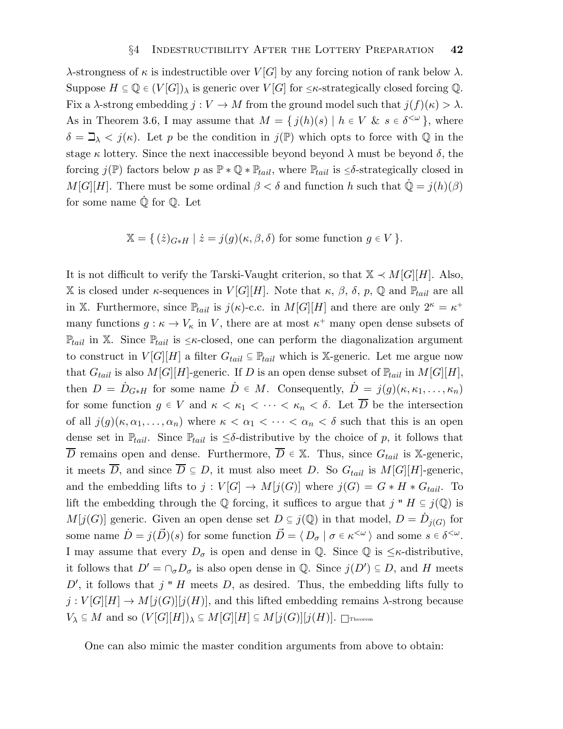$\lambda$-strongness of $\kappa$ is indestructible over $V[G]$ by any forcing notion of rank below $\lambda$. Suppose $H \subseteq \mathbb{Q} \in (V[G])_\lambda$ is generic over $V[G]$ for $\leq\kappa$-strategically closed forcing $\mathbb{Q}$. Fix a $\lambda$-strong embedding $j : V \to M$ from the ground model such that $j(f)(\kappa) > \lambda$. As in Theorem 3.6, I may assume that $M = \{\, j(h)(s) \mid h \in V \;\&\; s \in \delta^{<\omega} \,\}$, where $\delta = \beth_\lambda < j(\kappa)$. Let $p$ be the condition in $j(\mathbb{P})$ which opts to force with $\mathbb{Q}$ in the stage $\kappa$ lottery. Since the next inaccessible beyond beyond $\lambda$ must be beyond $\delta$, the forcing $j(\mathbb{P})$ factors below $p$ as $\mathbb{P} * \mathbb{Q} * \mathbb{P}_{tail}$, where $\mathbb{P}_{tail}$ is $\leq\delta$-strategically closed in $M[G][H]$. There must be some ordinal $\beta < \delta$ and function $h$ such that $\dot{\mathbb{Q}} = j(h)(\beta)$ for some name $\dot{\mathbb{Q}}$ for $\mathbb{Q}$. Let

$$\mathbb{X} = \{\, (\dot{z})_{G*H} \mid \dot{z} = j(g)(\kappa, \beta, \delta) \text{ for some function } g \in V \,\}.$$

It is not difficult to verify the Tarski-Vaught criterion, so that $\mathbb{X} \prec M[G][H]$. Also, $\mathbb{X}$ is closed under $\kappa$-sequences in $V[G][H]$. Note that $\kappa$, $\beta$, $\delta$, $p$, $\mathbb{Q}$ and $\mathbb{P}_{tail}$ are all in $\mathbb{X}$. Furthermore, since $\mathbb{P}_{tail}$ is $j(\kappa)$-c.c. in $M[G][H]$ and there are only $2^\kappa = \kappa^+$ many functions $g : \kappa \to V_\kappa$ in $V$, there are at most $\kappa^+$ many open dense subsets of $\mathbb{P}_{tail}$ in $\mathbb{X}$. Since $\mathbb{P}_{tail}$ is $\leq\kappa$-closed, one can perform the diagonalization argument to construct in $V[G][H]$ a filter $G_{tail} \subseteq \mathbb{P}_{tail}$ which is $\mathbb{X}$-generic. Let me argue now that $G_{tail}$ is also $M[G][H]$-generic. If $D$ is an open dense subset of $\mathbb{P}_{tail}$ in $M[G][H]$, then $D = \dot{D}_{G*H}$ for some name $\dot{D} \in M$. Consequently, $\dot{D} = j(g)(\kappa, \kappa_1, \ldots, \kappa_n)$ for some function $g \in V$ and $\kappa < \kappa_1 < \cdots < \kappa_n < \delta$. Let $\overline{D}$ be the intersection of all $j(g)(\kappa, \alpha_1, \ldots, \alpha_n)$ where $\kappa < \alpha_1 < \cdots < \alpha_n < \delta$ such that this is an open dense set in $\mathbb{P}_{tail}$. Since $\mathbb{P}_{tail}$ is $\leq\delta$-distributive by the choice of $p$, it follows that $\overline{D}$ remains open and dense. Furthermore, $\overline{D} \in \mathbb{X}$. Thus, since $G_{tail}$ is $\mathbb{X}$-generic, it meets $\overline{D}$, and since $\overline{D} \subseteq D$, it must also meet $D$. So $G_{tail}$ is $M[G][H]$-generic, and the embedding lifts to $j : V[G] \to M[j(G)]$ where $j(G) = G * H * G_{tail}$. To lift the embedding through the $\mathbb{Q}$ forcing, it suffices to argue that $j \,``\, H \subseteq j(\mathbb{Q})$ is $M[j(G)]$ generic. Given an open dense set $D \subseteq j(\mathbb{Q})$ in that model, $D = \dot{D}_{j(G)}$ for some name $\dot{D} = j(\vec{D})(s)$ for some function $\vec{D} = \langle\, D_\sigma \mid \sigma \in \kappa^{<\omega} \,\rangle$ and some $s \in \delta^{<\omega}$. I may assume that every $D_\sigma$ is open and dense in $\mathbb{Q}$. Since $\mathbb{Q}$ is $\leq\kappa$-distributive, it follows that $D' = \cap_\sigma D_\sigma$ is also open dense in $\mathbb{Q}$. Since $j(D') \subseteq D$, and $H$ meets $D'$, it follows that $j \,``\, H$ meets $D$, as desired. Thus, the embedding lifts fully to $j : V[G][H] \to M[j(G)][j(H)]$, and this lifted embedding remains $\lambda$-strong because $V_\lambda \subseteq M$ and so $(V[G][H])_\lambda \subseteq M[G][H] \subseteq M[j(G)][j(H)]$. $\Box_{\text{Theorem}}$

One can also mimic the master condition arguments from above to obtain: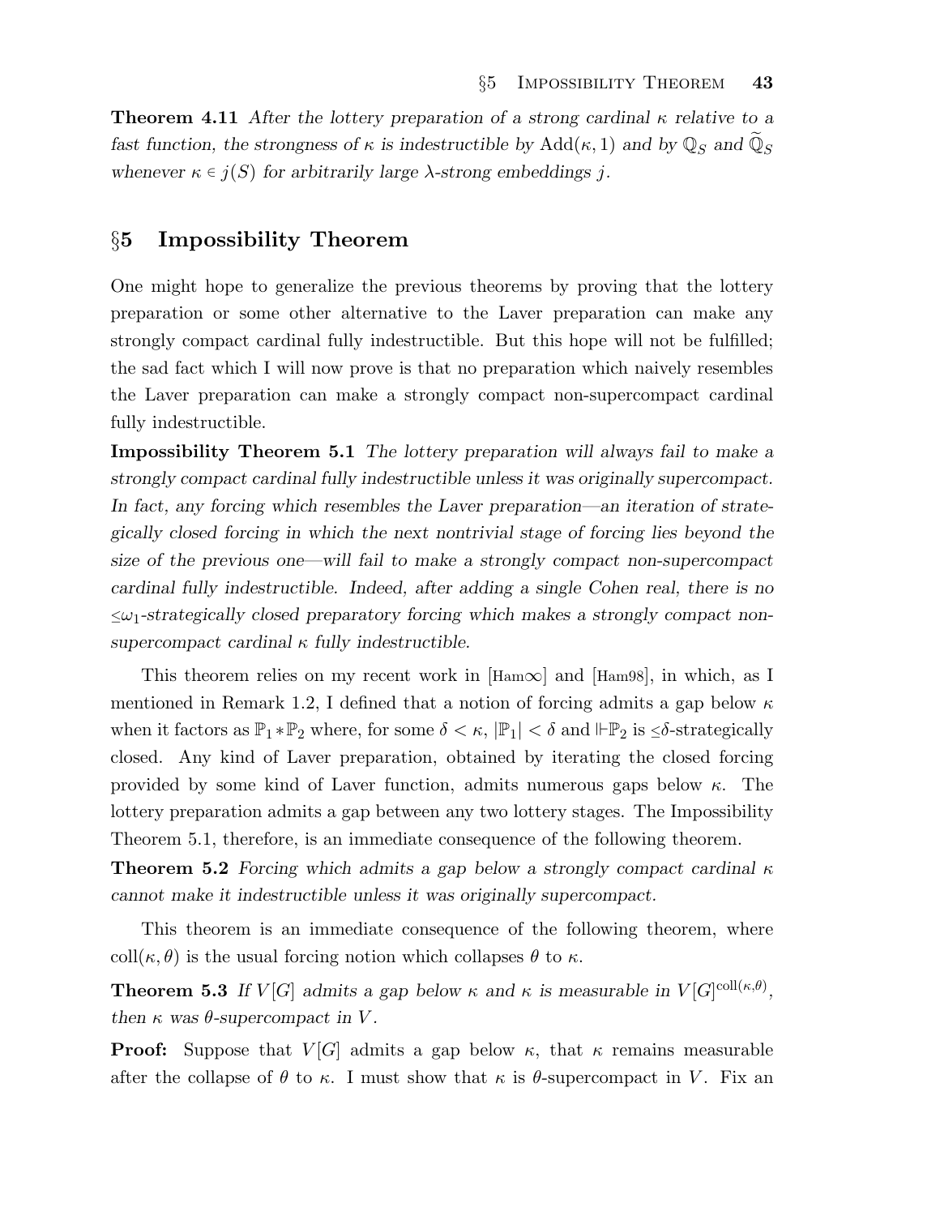**Theorem 4.11** *After the lottery preparation of a strong cardinal $\kappa$ relative to a fast function, the strongness of $\kappa$ is indestructible by $\text{Add}(\kappa, 1)$ and by $\mathbb{Q}_S$ and $\widetilde{\mathbb{Q}}_S$ whenever $\kappa \in j(S)$ for arbitrarily large $\lambda$-strong embeddings $j$.*

## §5 Impossibility Theorem

One might hope to generalize the previous theorems by proving that the lottery preparation or some other alternative to the Laver preparation can make any strongly compact cardinal fully indestructible. But this hope will not be fulfilled; the sad fact which I will now prove is that no preparation which naively resembles the Laver preparation can make a strongly compact non-supercompact cardinal fully indestructible.

**Impossibility Theorem 5.1** *The lottery preparation will always fail to make a strongly compact cardinal fully indestructible unless it was originally supercompact. In fact, any forcing which resembles the Laver preparation—an iteration of strategically closed forcing in which the next nontrivial stage of forcing lies beyond the size of the previous one—will fail to make a strongly compact non-supercompact cardinal fully indestructible. Indeed, after adding a single Cohen real, there is no $\leq\omega_1$-strategically closed preparatory forcing which makes a strongly compact non-supercompact cardinal $\kappa$ fully indestructible.*

This theorem relies on my recent work in [Ham∞] and [Ham98], in which, as I mentioned in Remark 1.2, I defined that a notion of forcing admits a gap below $\kappa$ when it factors as $\mathbb{P}_1 * \mathbb{P}_2$ where, for some $\delta < \kappa$, $|\mathbb{P}_1| < \delta$ and $\Vdash \mathbb{P}_2$ is $\leq\delta$-strategically closed. Any kind of Laver preparation, obtained by iterating the closed forcing provided by some kind of Laver function, admits numerous gaps below $\kappa$. The lottery preparation admits a gap between any two lottery stages. The Impossibility Theorem 5.1, therefore, is an immediate consequence of the following theorem.

**Theorem 5.2** *Forcing which admits a gap below a strongly compact cardinal $\kappa$ cannot make it indestructible unless it was originally supercompact.*

This theorem is an immediate consequence of the following theorem, where $\text{coll}(\kappa, \theta)$ is the usual forcing notion which collapses $\theta$ to $\kappa$.

**Theorem 5.3** *If $V[G]$ admits a gap below $\kappa$ and $\kappa$ is measurable in $V[G]^{\text{coll}(\kappa,\theta)}$, then $\kappa$ was $\theta$-supercompact in $V$.*

**Proof:** Suppose that $V[G]$ admits a gap below $\kappa$, that $\kappa$ remains measurable after the collapse of $\theta$ to $\kappa$. I must show that $\kappa$ is $\theta$-supercompact in $V$. Fix an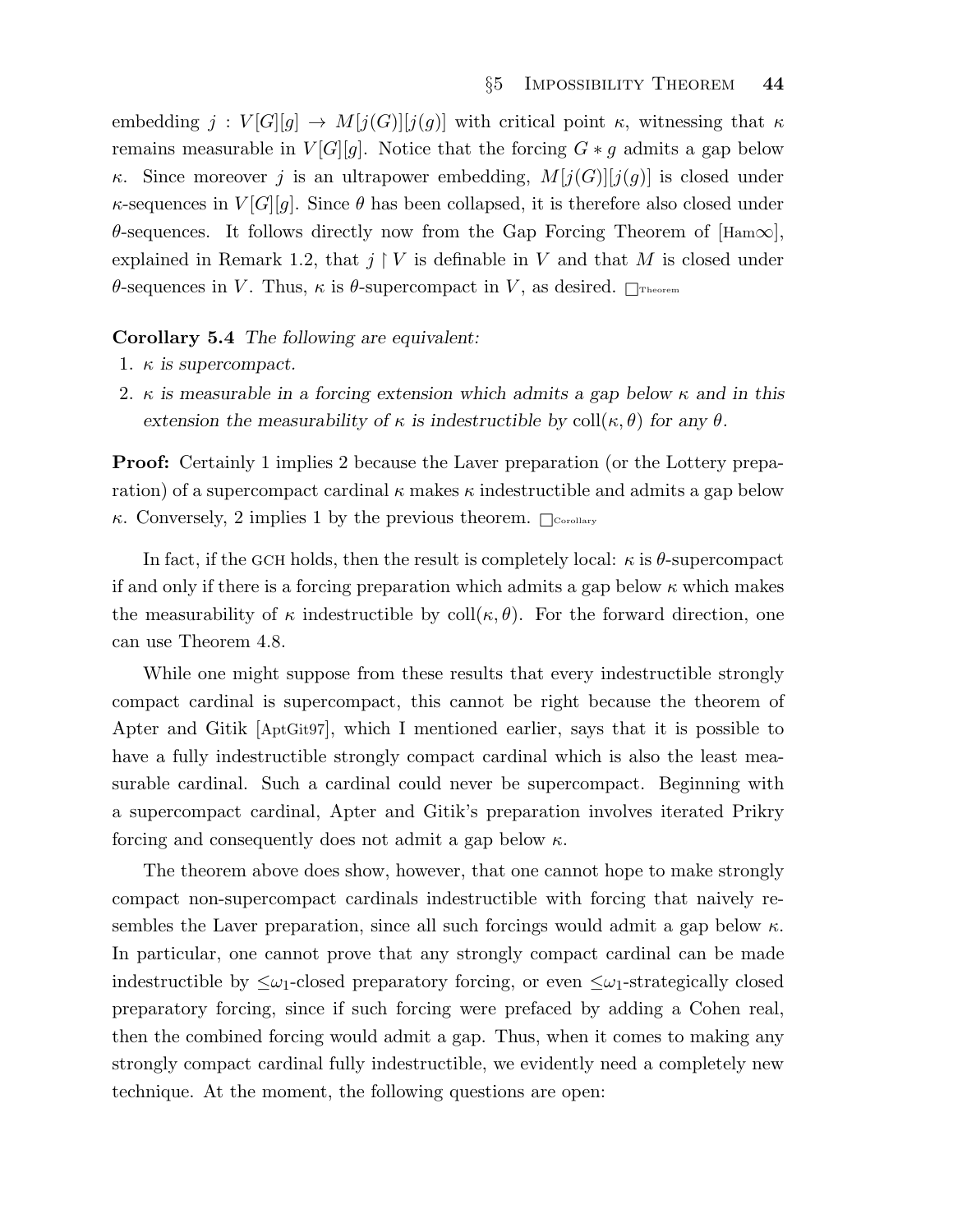embedding $j : V[G][g] \to M[j(G)][j(g)]$ with critical point $\kappa$, witnessing that $\kappa$ remains measurable in $V[G][g]$. Notice that the forcing $G * g$ admits a gap below $\kappa$. Since moreover $j$ is an ultrapower embedding, $M[j(G)][j(g)]$ is closed under $\kappa$-sequences in $V[G][g]$. Since $\theta$ has been collapsed, it is therefore also closed under $\theta$-sequences. It follows directly now from the Gap Forcing Theorem of [Ham∞], explained in Remark 1.2, that $j \upharpoonright V$ is definable in $V$ and that $M$ is closed under $\theta$-sequences in $V$. Thus, $\kappa$ is $\theta$-supercompact in $V$, as desired. $\Box_{\text{Theorem}}$

**Corollary 5.4** *The following are equivalent:*

1. *$\kappa$ is supercompact.*
2. *$\kappa$ is measurable in a forcing extension which admits a gap below $\kappa$ and in this extension the measurability of $\kappa$ is indestructible by $\text{coll}(\kappa, \theta)$ for any $\theta$.*

**Proof:** Certainly 1 implies 2 because the Laver preparation (or the Lottery preparation) of a supercompact cardinal $\kappa$ makes $\kappa$ indestructible and admits a gap below $\kappa$. Conversely, 2 implies 1 by the previous theorem. $\Box_{\text{Corollary}}$

In fact, if the GCH holds, then the result is completely local: $\kappa$ is $\theta$-supercompact if and only if there is a forcing preparation which admits a gap below $\kappa$ which makes the measurability of $\kappa$ indestructible by $\text{coll}(\kappa, \theta)$. For the forward direction, one can use Theorem 4.8.

While one might suppose from these results that every indestructible strongly compact cardinal is supercompact, this cannot be right because the theorem of Apter and Gitik [AptGit97], which I mentioned earlier, says that it is possible to have a fully indestructible strongly compact cardinal which is also the least measurable cardinal. Such a cardinal could never be supercompact. Beginning with a supercompact cardinal, Apter and Gitik's preparation involves iterated Prikry forcing and consequently does not admit a gap below $\kappa$.

The theorem above does show, however, that one cannot hope to make strongly compact non-supercompact cardinals indestructible with forcing that naively resembles the Laver preparation, since all such forcings would admit a gap below $\kappa$. In particular, one cannot prove that any strongly compact cardinal can be made indestructible by $\leq\omega_1$-closed preparatory forcing, or even $\leq\omega_1$-strategically closed preparatory forcing, since if such forcing were prefaced by adding a Cohen real, then the combined forcing would admit a gap. Thus, when it comes to making any strongly compact cardinal fully indestructible, we evidently need a completely new technique. At the moment, the following questions are open: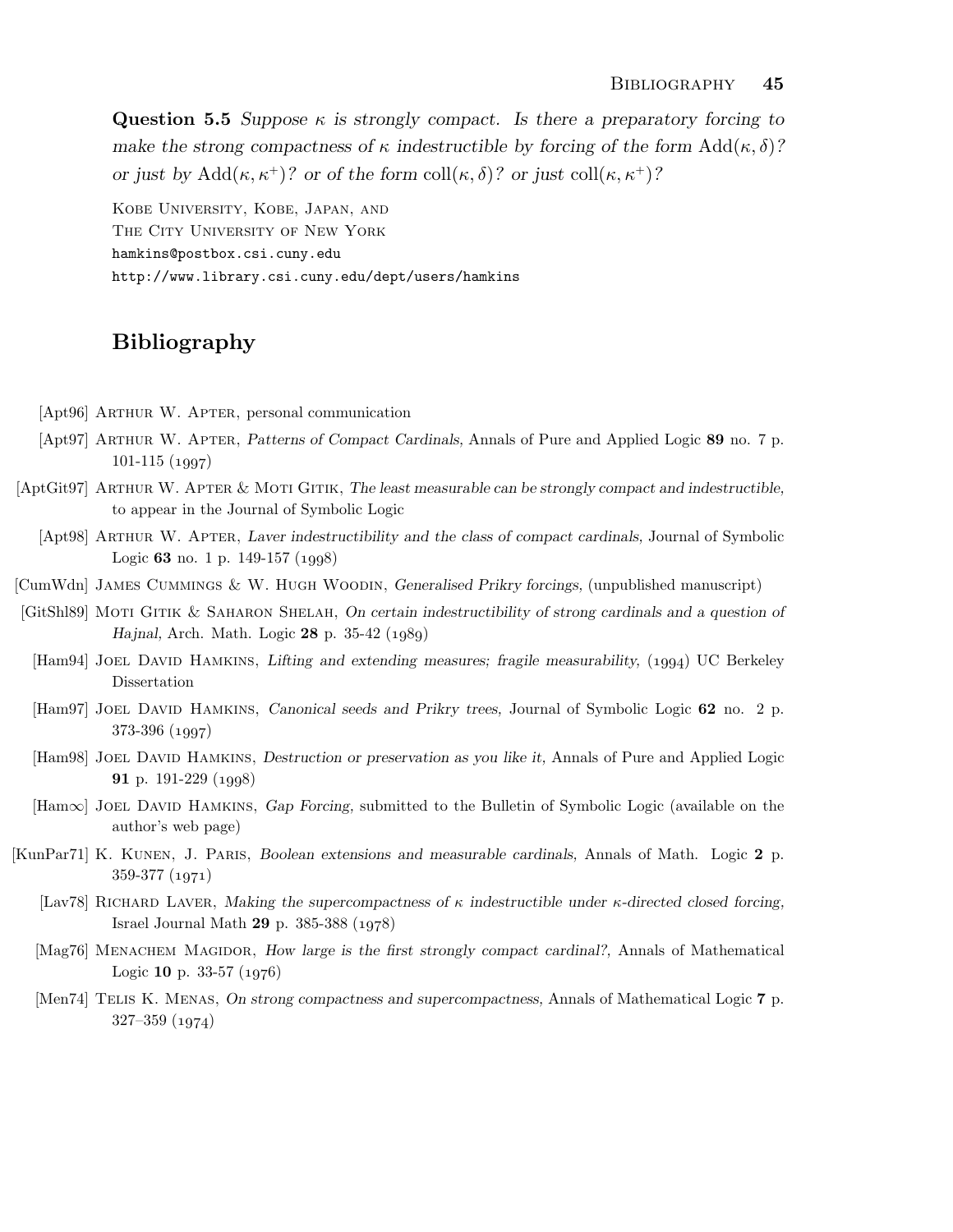**Question 5.5** *Suppose $\kappa$ is strongly compact. Is there a preparatory forcing to make the strong compactness of $\kappa$ indestructible by forcing of the form $\mathrm{Add}(\kappa, \delta)$? or just by $\mathrm{Add}(\kappa, \kappa^+)$? or of the form $\mathrm{coll}(\kappa, \delta)$? or just $\mathrm{coll}(\kappa, \kappa^+)$?*

Kobe University, Kobe, Japan, and
The City University of New York
hamkins@postbox.csi.cuny.edu
http://www.library.csi.cuny.edu/dept/users/hamkins

## Bibliography

[Apt96] Arthur W. Apter, personal communication

[Apt97] Arthur W. Apter, *Patterns of Compact Cardinals,* Annals of Pure and Applied Logic **89** no. 7 p. 101-115 (1997)

[AptGit97] Arthur W. Apter & Moti Gitik, *The least measurable can be strongly compact and indestructible,* to appear in the Journal of Symbolic Logic

[Apt98] Arthur W. Apter, *Laver indestructibility and the class of compact cardinals,* Journal of Symbolic Logic **63** no. 1 p. 149-157 (1998)

[CumWdn] James Cummings & W. Hugh Woodin, *Generalised Prikry forcings,* (unpublished manuscript)

[GitShl89] Moti Gitik & Saharon Shelah, *On certain indestructibility of strong cardinals and a question of Hajnal,* Arch. Math. Logic **28** p. 35-42 (1989)

[Ham94] Joel David Hamkins, *Lifting and extending measures; fragile measurability,* (1994) UC Berkeley Dissertation

[Ham97] Joel David Hamkins, *Canonical seeds and Prikry trees,* Journal of Symbolic Logic **62** no. 2 p. 373-396 (1997)

[Ham98] Joel David Hamkins, *Destruction or preservation as you like it,* Annals of Pure and Applied Logic **91** p. 191-229 (1998)

[Ham∞] Joel David Hamkins, *Gap Forcing,* submitted to the Bulletin of Symbolic Logic (available on the author's web page)

[KunPar71] K. Kunen, J. Paris, *Boolean extensions and measurable cardinals,* Annals of Math. Logic **2** p. 359-377 (1971)

[Lav78] Richard Laver, *Making the supercompactness of $\kappa$ indestructible under $\kappa$-directed closed forcing,* Israel Journal Math **29** p. 385-388 (1978)

[Mag76] Menachem Magidor, *How large is the first strongly compact cardinal?,* Annals of Mathematical Logic **10** p. 33-57 (1976)

[Men74] Telis K. Menas, *On strong compactness and supercompactness,* Annals of Mathematical Logic **7** p. 327–359 (1974)